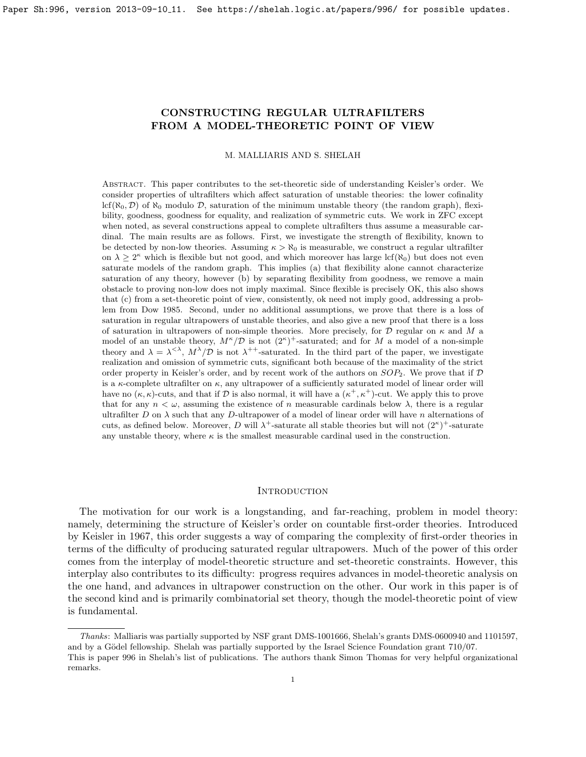# CONSTRUCTING REGULAR ULTRAFILTERS FROM A MODEL-THEORETIC POINT OF VIEW

M. MALLIARIS AND S. SHELAH

Abstract. This paper contributes to the set-theoretic side of understanding Keisler's order. We consider properties of ultrafilters which affect saturation of unstable theories: the lower cofinality $\mathrm{lcf}(\aleph_0, \mathcal{D})$ of $\aleph_0$ modulo $\mathcal{D}$, saturation of the minimum unstable theory (the random graph), flexibility, goodness, goodness for equality, and realization of symmetric cuts. We work in ZFC except when noted, as several constructions appeal to complete ultrafilters thus assume a measurable cardinal. The main results are as follows. First, we investigate the strength of flexibility, known to be detected by non-low theories. Assuming $\kappa > \aleph_0$ is measurable, we construct a regular ultrafilter on $\lambda \geq 2^\kappa$ which is flexible but not good, and which moreover has large $\mathrm{lcf}(\aleph_0)$ but does not even saturate models of the random graph. This implies (a) that flexibility alone cannot characterize saturation of any theory, however (b) by separating flexibility from goodness, we remove a main obstacle to proving non-low does not imply maximal. Since flexible is precisely OK, this also shows that (c) from a set-theoretic point of view, consistently, ok need not imply good, addressing a problem from Dow 1985. Second, under no additional assumptions, we prove that there is a loss of saturation in regular ultrapowers of unstable theories, and also give a new proof that there is a loss of saturation in ultrapowers of non-simple theories. More precisely, for $\mathcal{D}$ regular on $\kappa$ and $M$ a model of an unstable theory, $M^\kappa/\mathcal{D}$ is not $(2^\kappa)^+$-saturated; and for $M$ a model of a non-simple theory and $\lambda = \lambda^{<\lambda}$, $M^\lambda/\mathcal{D}$ is not $\lambda^{++}$-saturated. In the third part of the paper, we investigate realization and omission of symmetric cuts, significant both because of the maximality of the strict order property in Keisler's order, and by recent work of the authors on $SOP_2$. We prove that if $\mathcal{D}$ is a $\kappa$-complete ultrafilter on $\kappa$, any ultrapower of a sufficiently saturated model of linear order will have no $(\kappa, \kappa)$-cuts, and that if $\mathcal{D}$ is also normal, it will have a $(\kappa^+, \kappa^+)$-cut. We apply this to prove that for any $n < \omega$, assuming the existence of $n$ measurable cardinals below $\lambda$, there is a regular ultrafilter $D$ on $\lambda$ such that any $D$-ultrapower of a model of linear order will have $n$ alternations of cuts, as defined below. Moreover, $D$ will $\lambda^+$-saturate all stable theories but will not $(2^\kappa)^+$-saturate any unstable theory, where $\kappa$ is the smallest measurable cardinal used in the construction.

## Introduction

The motivation for our work is a longstanding, and far-reaching, problem in model theory: namely, determining the structure of Keisler's order on countable first-order theories. Introduced by Keisler in 1967, this order suggests a way of comparing the complexity of first-order theories in terms of the difficulty of producing saturated regular ultrapowers. Much of the power of this order comes from the interplay of model-theoretic structure and set-theoretic constraints. However, this interplay also contributes to its difficulty: progress requires advances in model-theoretic analysis on the one hand, and advances in ultrapower construction on the other. Our work in this paper is of the second kind and is primarily combinatorial set theory, though the model-theoretic point of view is fundamental.

---

*Thanks*: Malliaris was partially supported by NSF grant DMS-1001666, Shelah's grants DMS-0600940 and 1101597, and by a Gödel fellowship. Shelah was partially supported by the Israel Science Foundation grant 710/07.
This is paper 996 in Shelah's list of publications. The authors thank Simon Thomas for very helpful organizational remarks.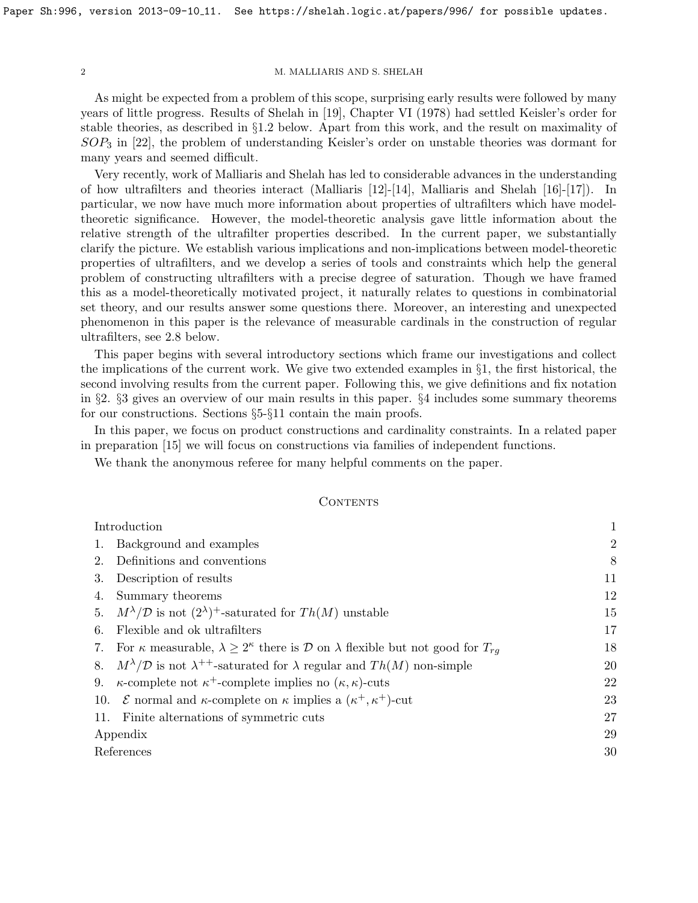As might be expected from a problem of this scope, surprising early results were followed by many years of little progress. Results of Shelah in [19], Chapter VI (1978) had settled Keisler's order for stable theories, as described in §1.2 below. Apart from this work, and the result on maximality of $SOP_3$ in [22], the problem of understanding Keisler's order on unstable theories was dormant for many years and seemed difficult.

Very recently, work of Malliaris and Shelah has led to considerable advances in the understanding of how ultrafilters and theories interact (Malliaris [12]-[14], Malliaris and Shelah [16]-[17]). In particular, we now have much more information about properties of ultrafilters which have model-theoretic significance. However, the model-theoretic analysis gave little information about the relative strength of the ultrafilter properties described. In the current paper, we substantially clarify the picture. We establish various implications and non-implications between model-theoretic properties of ultrafilters, and we develop a series of tools and constraints which help the general problem of constructing ultrafilters with a precise degree of saturation. Though we have framed this as a model-theoretically motivated project, it naturally relates to questions in combinatorial set theory, and our results answer some questions there. Moreover, an interesting and unexpected phenomenon in this paper is the relevance of measurable cardinals in the construction of regular ultrafilters, see 2.8 below.

This paper begins with several introductory sections which frame our investigations and collect the implications of the current work. We give two extended examples in §1, the first historical, the second involving results from the current paper. Following this, we give definitions and fix notation in §2. §3 gives an overview of our main results in this paper. §4 includes some summary theorems for our constructions. Sections §5-§11 contain the main proofs.

In this paper, we focus on product constructions and cardinality constraints. In a related paper in preparation [15] we will focus on constructions via families of independent functions.

We thank the anonymous referee for many helpful comments on the paper.

## Contents

| | |
|---|---|
| Introduction | 1 |
| 1. Background and examples | 2 |
| 2. Definitions and conventions | 8 |
| 3. Description of results | 11 |
| 4. Summary theorems | 12 |
| 5. $M^\lambda/\mathcal{D}$ is not $(2^\lambda)^+$-saturated for $Th(M)$ unstable | 15 |
| 6. Flexible and ok ultrafilters | 17 |
| 7. For $\kappa$ measurable, $\lambda \geq 2^\kappa$ there is $\mathcal{D}$ on $\lambda$ flexible but not good for $T_{rg}$ | 18 |
| 8. $M^\lambda/\mathcal{D}$ is not $\lambda^{++}$-saturated for $\lambda$ regular and $Th(M)$ non-simple | 20 |
| 9. $\kappa$-complete not $\kappa^+$-complete implies no $(\kappa,\kappa)$-cuts | 22 |
| 10. $\mathcal{E}$ normal and $\kappa$-complete on $\kappa$ implies a $(\kappa^+,\kappa^+)$-cut | 23 |
| 11. Finite alternations of symmetric cuts | 27 |
| Appendix | 29 |
| References | 30 |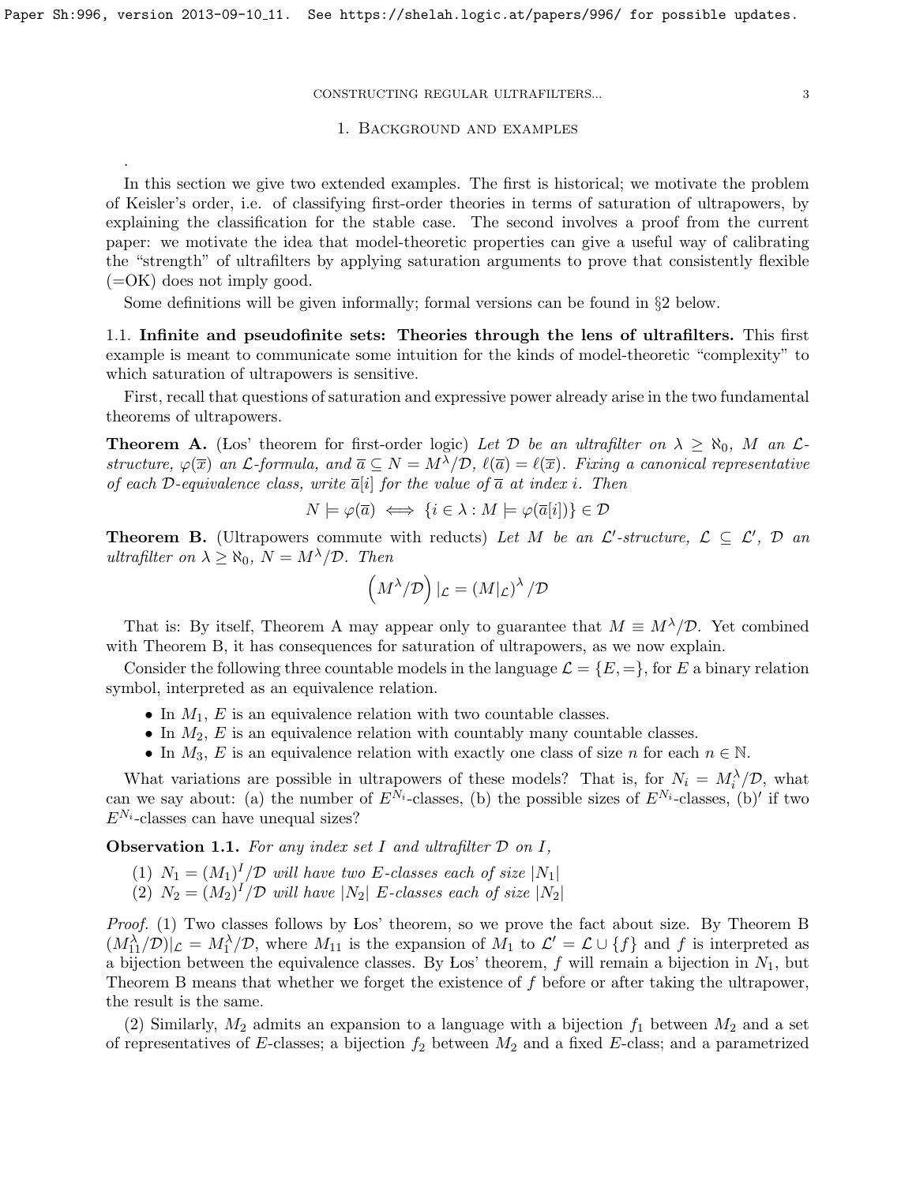## 1. Background and examples

.

In this section we give two extended examples. The first is historical; we motivate the problem of Keisler's order, i.e. of classifying first-order theories in terms of saturation of ultrapowers, by explaining the classification for the stable case. The second involves a proof from the current paper: we motivate the idea that model-theoretic properties can give a useful way of calibrating the "strength" of ultrafilters by applying saturation arguments to prove that consistently flexible (=OK) does not imply good.

Some definitions will be given informally; formal versions can be found in §2 below.

### 1.1. Infinite and pseudofinite sets: Theories through the lens of ultrafilters.

This first example is meant to communicate some intuition for the kinds of model-theoretic "complexity" to which saturation of ultrapowers is sensitive.

First, recall that questions of saturation and expressive power already arise in the two fundamental theorems of ultrapowers.

**Theorem A.** (Łos' theorem for first-order logic) *Let $\mathcal{D}$ be an ultrafilter on $\lambda \geq \aleph_0$, $M$ an $\mathcal{L}$-structure, $\varphi(\overline{x})$ an $\mathcal{L}$-formula, and $\overline{a} \subseteq N = M^\lambda/\mathcal{D}$, $\ell(\overline{a}) = \ell(\overline{x})$. Fixing a canonical representative of each $\mathcal{D}$-equivalence class, write $\overline{a}[i]$ for the value of $\overline{a}$ at index $i$. Then*

$$N \models \varphi(\overline{a}) \iff \{i \in \lambda : M \models \varphi(\overline{a}[i])\} \in \mathcal{D}$$

**Theorem B.** (Ultrapowers commute with reducts) *Let $M$ be an $\mathcal{L}'$-structure, $\mathcal{L} \subseteq \mathcal{L}'$, $\mathcal{D}$ an ultrafilter on $\lambda \geq \aleph_0$, $N = M^\lambda/\mathcal{D}$. Then*

$$\left(M^\lambda/\mathcal{D}\right)|_{\mathcal{L}} = \left(M|_{\mathcal{L}}\right)^\lambda/\mathcal{D}$$

That is: By itself, Theorem A may appear only to guarantee that $M \equiv M^\lambda/\mathcal{D}$. Yet combined with Theorem B, it has consequences for saturation of ultrapowers, as we now explain.

Consider the following three countable models in the language $\mathcal{L} = \{E, =\}$, for $E$ a binary relation symbol, interpreted as an equivalence relation.

- In $M_1$, $E$ is an equivalence relation with two countable classes.
- In $M_2$, $E$ is an equivalence relation with countably many countable classes.
- In $M_3$, $E$ is an equivalence relation with exactly one class of size $n$ for each $n \in \mathbb{N}$.

What variations are possible in ultrapowers of these models? That is, for $N_i = M_i^\lambda/\mathcal{D}$, what can we say about: (a) the number of $E^{N_i}$-classes, (b) the possible sizes of $E^{N_i}$-classes, (b)$'$ if two $E^{N_i}$-classes can have unequal sizes?

**Observation 1.1.** *For any index set $I$ and ultrafilter $\mathcal{D}$ on $I$,*

1. *$N_1 = (M_1)^I/\mathcal{D}$ will have two $E$-classes each of size $|N_1|$*
2. *$N_2 = (M_2)^I/\mathcal{D}$ will have $|N_2|$ $E$-classes each of size $|N_2|$*

*Proof.* (1) Two classes follows by Łos' theorem, so we prove the fact about size. By Theorem B $(M_{11}^\lambda/\mathcal{D})|_{\mathcal{L}} = M_1^\lambda/\mathcal{D}$, where $M_{11}$ is the expansion of $M_1$ to $\mathcal{L}' = \mathcal{L} \cup \{f\}$ and $f$ is interpreted as a bijection between the equivalence classes. By Łos' theorem, $f$ will remain a bijection in $N_1$, but Theorem B means that whether we forget the existence of $f$ before or after taking the ultrapower, the result is the same.

(2) Similarly, $M_2$ admits an expansion to a language with a bijection $f_1$ between $M_2$ and a set of representatives of $E$-classes; a bijection $f_2$ between $M_2$ and a fixed $E$-class; and a parametrized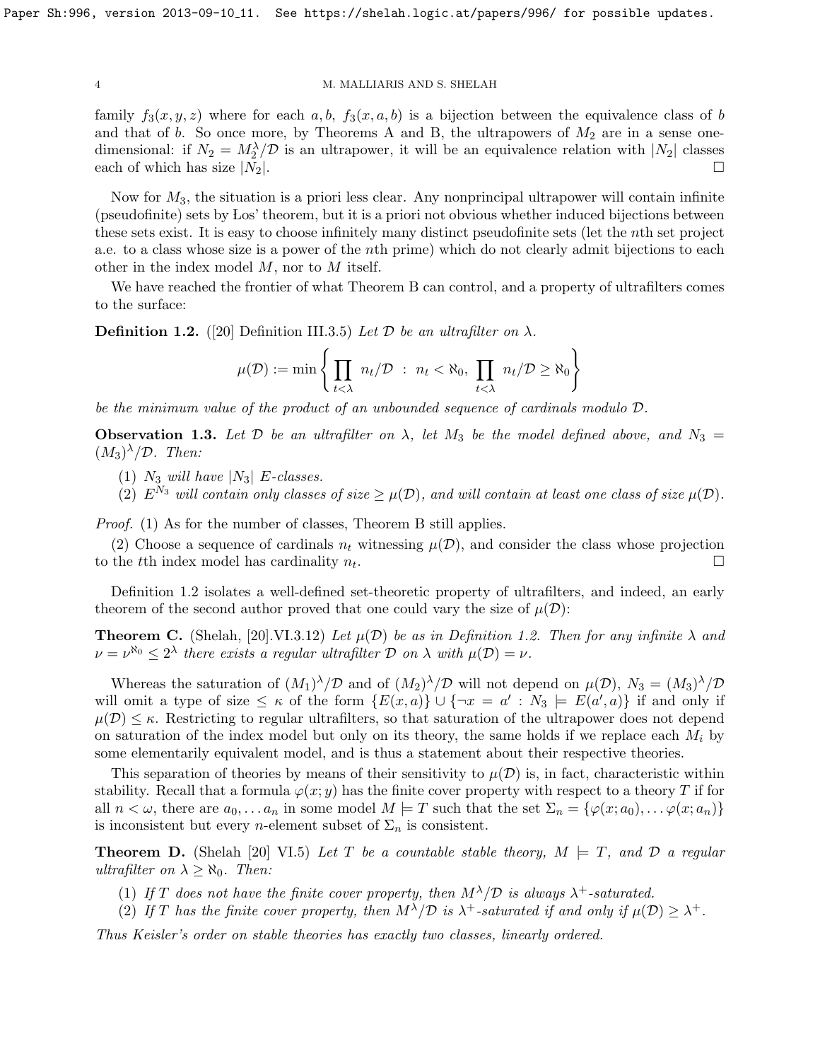family $f_3(x,y,z)$ where for each $a, b$, $f_3(x,a,b)$ is a bijection between the equivalence class of $b$ and that of $b$. So once more, by Theorems A and B, the ultrapowers of $M_2$ are in a sense one-dimensional: if $N_2 = M_2^\lambda/\mathcal{D}$ is an ultrapower, it will be an equivalence relation with $|N_2|$ classes each of which has size $|N_2|$. $\square$

Now for $M_3$, the situation is a priori less clear. Any nonprincipal ultrapower will contain infinite (pseudofinite) sets by Łos' theorem, but it is a priori not obvious whether induced bijections between these sets exist. It is easy to choose infinitely many distinct pseudofinite sets (let the $n$th set project a.e. to a class whose size is a power of the $n$th prime) which do not clearly admit bijections to each other in the index model $M$, nor to $M$ itself.

We have reached the frontier of what Theorem B can control, and a property of ultrafilters comes to the surface:

**Definition 1.2.** ([20] Definition III.3.5) *Let $\mathcal{D}$ be an ultrafilter on $\lambda$.*

$$\mu(\mathcal{D}) := \min \left\{ \prod_{t<\lambda} n_t/\mathcal{D} \ : \ n_t < \aleph_0, \ \prod_{t<\lambda} n_t/\mathcal{D} \geq \aleph_0 \right\}$$

*be the minimum value of the product of an unbounded sequence of cardinals modulo $\mathcal{D}$.*

**Observation 1.3.** *Let $\mathcal{D}$ be an ultrafilter on $\lambda$, let $M_3$ be the model defined above, and $N_3 = (M_3)^\lambda/\mathcal{D}$. Then:*

1. *$N_3$ will have $|N_3|$ $E$-classes.*
2. *$E^{N_3}$ will contain only classes of size $\geq \mu(\mathcal{D})$, and will contain at least one class of size $\mu(\mathcal{D})$.*

*Proof.* (1) As for the number of classes, Theorem B still applies.

(2) Choose a sequence of cardinals $n_t$ witnessing $\mu(\mathcal{D})$, and consider the class whose projection to the $t$th index model has cardinality $n_t$. $\square$

Definition 1.2 isolates a well-defined set-theoretic property of ultrafilters, and indeed, an early theorem of the second author proved that one could vary the size of $\mu(\mathcal{D})$:

**Theorem C.** (Shelah, [20].VI.3.12) *Let $\mu(\mathcal{D})$ be as in Definition 1.2. Then for any infinite $\lambda$ and $\nu = \nu^{\aleph_0} \leq 2^\lambda$ there exists a regular ultrafilter $\mathcal{D}$ on $\lambda$ with $\mu(\mathcal{D}) = \nu$.*

Whereas the saturation of $(M_1)^\lambda/\mathcal{D}$ and of $(M_2)^\lambda/\mathcal{D}$ will not depend on $\mu(\mathcal{D})$, $N_3 = (M_3)^\lambda/\mathcal{D}$ will omit a type of size $\leq \kappa$ of the form $\{E(x,a)\} \cup \{\neg x = a' : N_3 \models E(a',a)\}$ if and only if $\mu(\mathcal{D}) \leq \kappa$. Restricting to regular ultrafilters, so that saturation of the ultrapower does not depend on saturation of the index model but only on its theory, the same holds if we replace each $M_i$ by some elementarily equivalent model, and is thus a statement about their respective theories.

This separation of theories by means of their sensitivity to $\mu(\mathcal{D})$ is, in fact, characteristic within stability. Recall that a formula $\varphi(x;y)$ has the finite cover property with respect to a theory $T$ if for all $n < \omega$, there are $a_0, \dots a_n$ in some model $M \models T$ such that the set $\Sigma_n = \{\varphi(x;a_0), \dots \varphi(x;a_n)\}$ is inconsistent but every $n$-element subset of $\Sigma_n$ is consistent.

**Theorem D.** (Shelah [20] VI.5) *Let $T$ be a countable stable theory, $M \models T$, and $\mathcal{D}$ a regular ultrafilter on $\lambda \geq \aleph_0$. Then:*

1. *If $T$ does not have the finite cover property, then $M^\lambda/\mathcal{D}$ is always $\lambda^+$-saturated.*
2. *If $T$ has the finite cover property, then $M^\lambda/\mathcal{D}$ is $\lambda^+$-saturated if and only if $\mu(\mathcal{D}) \geq \lambda^+$.*

*Thus Keisler's order on stable theories has exactly two classes, linearly ordered.*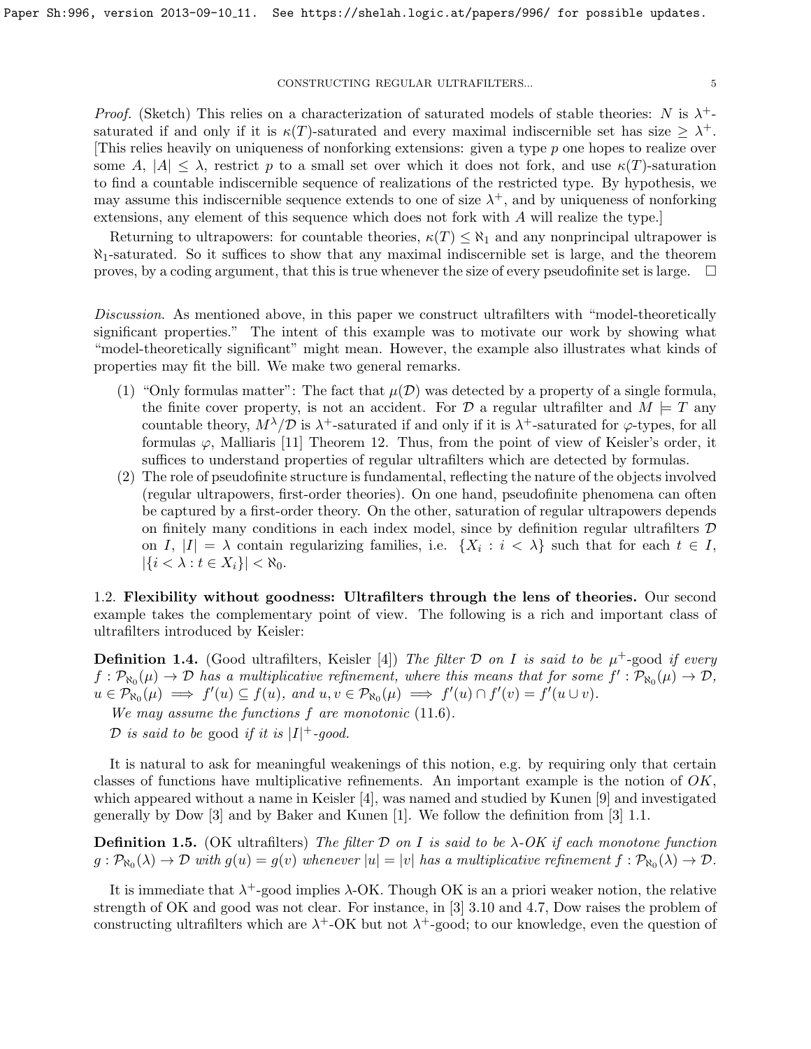*Proof.* (Sketch) This relies on a characterization of saturated models of stable theories: $N$ is $\lambda^+$-saturated if and only if it is $\kappa(T)$-saturated and every maximal indiscernible set has size $\geq \lambda^+$. [This relies heavily on uniqueness of nonforking extensions: given a type $p$ one hopes to realize over some $A$, $|A| \leq \lambda$, restrict $p$ to a small set over which it does not fork, and use $\kappa(T)$-saturation to find a countable indiscernible sequence of realizations of the restricted type. By hypothesis, we may assume this indiscernible sequence extends to one of size $\lambda^+$, and by uniqueness of nonforking extensions, any element of this sequence which does not fork with $A$ will realize the type.]

Returning to ultrapowers: for countable theories, $\kappa(T) \leq \aleph_1$ and any nonprincipal ultrapower is $\aleph_1$-saturated. So it suffices to show that any maximal indiscernible set is large, and the theorem proves, by a coding argument, that this is true whenever the size of every pseudofinite set is large. $\square$

*Discussion.* As mentioned above, in this paper we construct ultrafilters with "model-theoretically significant properties." The intent of this example was to motivate our work by showing what "model-theoretically significant" might mean. However, the example also illustrates what kinds of properties may fit the bill. We make two general remarks.

1. "Only formulas matter": The fact that $\mu(\mathcal{D})$ was detected by a property of a single formula, the finite cover property, is not an accident. For $\mathcal{D}$ a regular ultrafilter and $M \models T$ any countable theory, $M^\lambda/\mathcal{D}$ is $\lambda^+$-saturated if and only if it is $\lambda^+$-saturated for $\varphi$-types, for all formulas $\varphi$, Malliaris [11] Theorem 12. Thus, from the point of view of Keisler's order, it suffices to understand properties of regular ultrafilters which are detected by formulas.
2. The role of pseudofinite structure is fundamental, reflecting the nature of the objects involved (regular ultrapowers, first-order theories). On one hand, pseudofinite phenomena can often be captured by a first-order theory. On the other, saturation of regular ultrapowers depends on finitely many conditions in each index model, since by definition regular ultrafilters $\mathcal{D}$ on $I$, $|I| = \lambda$ contain regularizing families, i.e. $\{X_i : i < \lambda\}$ such that for each $t \in I$, $|\{i < \lambda : t \in X_i\}| < \aleph_0$.

**1.2. Flexibility without goodness: Ultrafilters through the lens of theories.** Our second example takes the complementary point of view. The following is a rich and important class of ultrafilters introduced by Keisler:

**Definition 1.4.** (Good ultrafilters, Keisler [4]) *The filter $\mathcal{D}$ on $I$ is said to be $\mu^+$-*good *if every $f : \mathcal{P}_{\aleph_0}(\mu) \rightarrow \mathcal{D}$ has a multiplicative refinement, where this means that for some $f' : \mathcal{P}_{\aleph_0}(\mu) \rightarrow \mathcal{D}$, $u \in \mathcal{P}_{\aleph_0}(\mu) \implies f'(u) \subseteq f(u)$, and $u, v \in \mathcal{P}_{\aleph_0}(\mu) \implies f'(u) \cap f'(v) = f'(u \cup v)$.*

*We may assume the functions $f$ are monotonic* (11.6).

*$\mathcal{D}$ is said to be* good *if it is $|I|^+$-good.*

It is natural to ask for meaningful weakenings of this notion, e.g. by requiring only that certain classes of functions have multiplicative refinements. An important example is the notion of $OK$, which appeared without a name in Keisler [4], was named and studied by Kunen [9] and investigated generally by Dow [3] and by Baker and Kunen [1]. We follow the definition from [3] 1.1.

**Definition 1.5.** (OK ultrafilters) *The filter $\mathcal{D}$ on $I$ is said to be $\lambda$-OK if each monotone function $g : \mathcal{P}_{\aleph_0}(\lambda) \rightarrow \mathcal{D}$ with $g(u) = g(v)$ whenever $|u| = |v|$ has a multiplicative refinement $f : \mathcal{P}_{\aleph_0}(\lambda) \rightarrow \mathcal{D}$.*

It is immediate that $\lambda^+$-good implies $\lambda$-OK. Though OK is an a priori weaker notion, the relative strength of OK and good was not clear. For instance, in [3] 3.10 and 4.7, Dow raises the problem of constructing ultrafilters which are $\lambda^+$-OK but not $\lambda^+$-good; to our knowledge, even the question of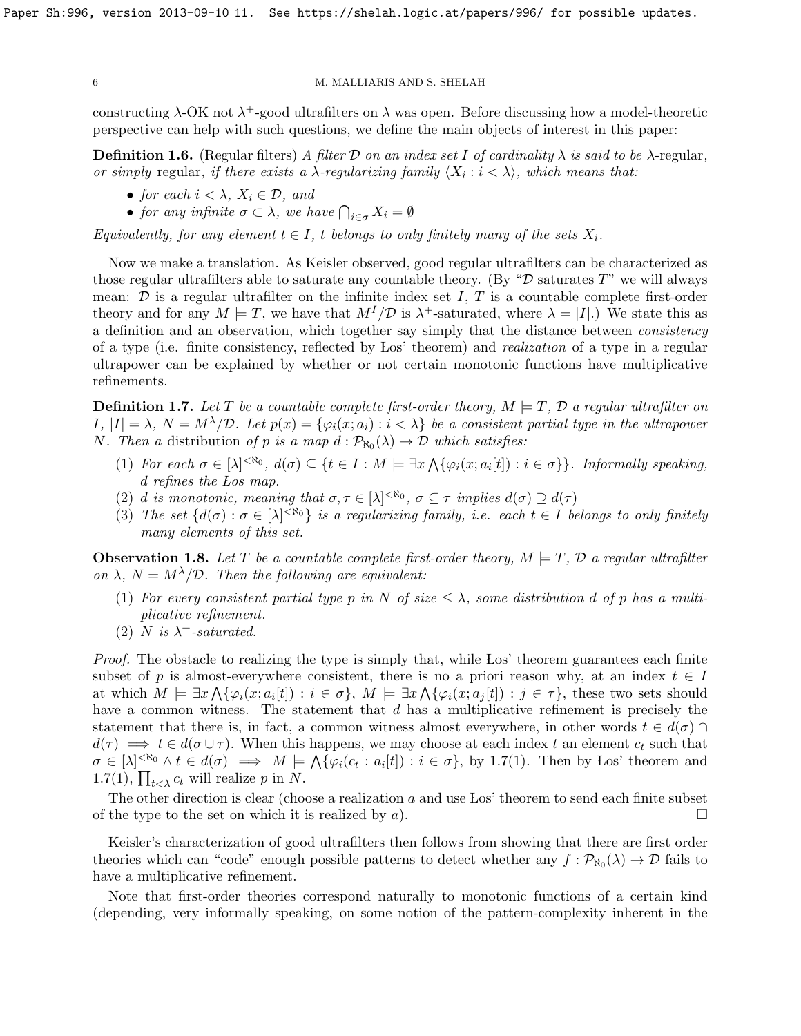constructing $\lambda$-OK not $\lambda^+$-good ultrafilters on $\lambda$ was open. Before discussing how a model-theoretic perspective can help with such questions, we define the main objects of interest in this paper:

**Definition 1.6.** (Regular filters) *A filter $\mathcal{D}$ on an index set $I$ of cardinality $\lambda$ is said to be* $\lambda$-regular*, or simply* regular*, if there exists a $\lambda$-regularizing family $\langle X_i : i < \lambda \rangle$, which means that:*

- *for each $i < \lambda$, $X_i \in \mathcal{D}$, and*
- *for any infinite $\sigma \subset \lambda$, we have $\bigcap_{i \in \sigma} X_i = \emptyset$*

*Equivalently, for any element $t \in I$, $t$ belongs to only finitely many of the sets $X_i$.*

Now we make a translation. As Keisler observed, good regular ultrafilters can be characterized as those regular ultrafilters able to saturate any countable theory. (By "$\mathcal{D}$ saturates $T$" we will always mean: $\mathcal{D}$ is a regular ultrafilter on the infinite index set $I$, $T$ is a countable complete first-order theory and for any $M \models T$, we have that $M^I/\mathcal{D}$ is $\lambda^+$-saturated, where $\lambda = |I|$.) We state this as a definition and an observation, which together say simply that the distance between *consistency* of a type (i.e. finite consistency, reflected by Łos' theorem) and *realization* of a type in a regular ultrapower can be explained by whether or not certain monotonic functions have multiplicative refinements.

**Definition 1.7.** *Let $T$ be a countable complete first-order theory, $M \models T$, $\mathcal{D}$ a regular ultrafilter on $I$, $|I| = \lambda$, $N = M^\lambda/\mathcal{D}$. Let $p(x) = \{\varphi_i(x; a_i) : i < \lambda\}$ be a consistent partial type in the ultrapower $N$. Then a* distribution *of $p$ is a map $d : \mathcal{P}_{\aleph_0}(\lambda) \rightarrow \mathcal{D}$ which satisfies:*

1. *For each $\sigma \in [\lambda]^{<\aleph_0}$, $d(\sigma) \subseteq \{t \in I : M \models \exists x \bigwedge\{\varphi_i(x; a_i[t]) : i \in \sigma\}\}$. Informally speaking, $d$ refines the Łos map.*
2. *$d$ is monotonic, meaning that $\sigma, \tau \in [\lambda]^{<\aleph_0}$, $\sigma \subseteq \tau$ implies $d(\sigma) \supseteq d(\tau)$*
3. *The set $\{d(\sigma) : \sigma \in [\lambda]^{<\aleph_0}\}$ is a regularizing family, i.e. each $t \in I$ belongs to only finitely many elements of this set.*

**Observation 1.8.** *Let $T$ be a countable complete first-order theory, $M \models T$, $\mathcal{D}$ a regular ultrafilter on $\lambda$, $N = M^\lambda/\mathcal{D}$. Then the following are equivalent:*

1. *For every consistent partial type $p$ in $N$ of size $\leq \lambda$, some distribution $d$ of $p$ has a multiplicative refinement.*
2. *$N$ is $\lambda^+$-saturated.*

*Proof.* The obstacle to realizing the type is simply that, while Łos' theorem guarantees each finite subset of $p$ is almost-everywhere consistent, there is no a priori reason why, at an index $t \in I$ at which $M \models \exists x \bigwedge\{\varphi_i(x; a_i[t]) : i \in \sigma\}$, $M \models \exists x \bigwedge\{\varphi_i(x; a_j[t]) : j \in \tau\}$, these two sets should have a common witness. The statement that $d$ has a multiplicative refinement is precisely the statement that there is, in fact, a common witness almost everywhere, in other words $t \in d(\sigma) \cap d(\tau) \implies t \in d(\sigma \cup \tau)$. When this happens, we may choose at each index $t$ an element $c_t$ such that $\sigma \in [\lambda]^{<\aleph_0} \wedge t \in d(\sigma) \implies M \models \bigwedge\{\varphi_i(c_t : a_i[t]) : i \in \sigma\}$, by 1.7(1). Then by Łos' theorem and 1.7(1), $\prod_{t<\lambda} c_t$ will realize $p$ in $N$.

The other direction is clear (choose a realization $a$ and use Łos' theorem to send each finite subset of the type to the set on which it is realized by $a$). $\square$

Keisler's characterization of good ultrafilters then follows from showing that there are first order theories which can "code" enough possible patterns to detect whether any $f : \mathcal{P}_{\aleph_0}(\lambda) \rightarrow \mathcal{D}$ fails to have a multiplicative refinement.

Note that first-order theories correspond naturally to monotonic functions of a certain kind (depending, very informally speaking, on some notion of the pattern-complexity inherent in the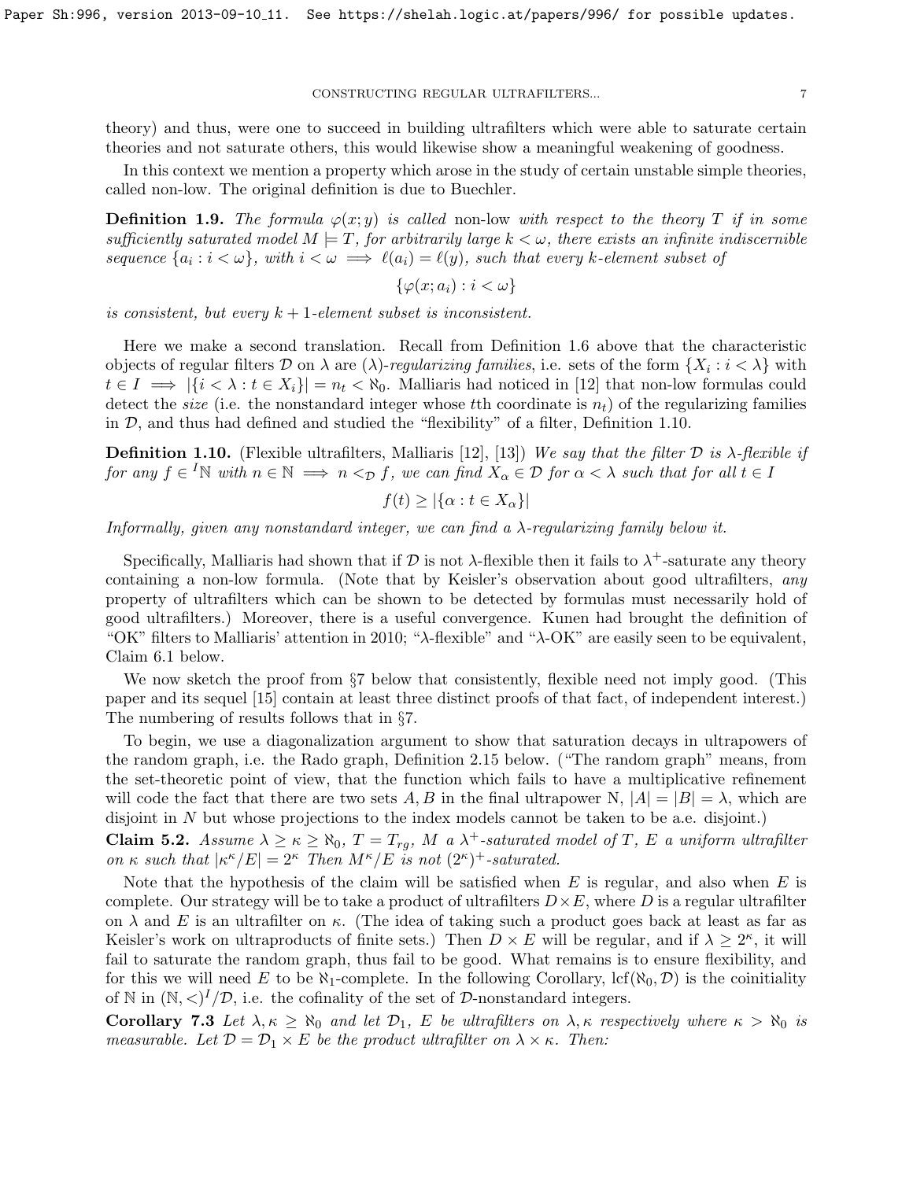theory) and thus, were one to succeed in building ultrafilters which were able to saturate certain theories and not saturate others, this would likewise show a meaningful weakening of goodness.

In this context we mention a property which arose in the study of certain unstable simple theories, called non-low. The original definition is due to Buechler.

**Definition 1.9.** *The formula $\varphi(x;y)$ is called* non-low *with respect to the theory $T$ if in some sufficiently saturated model $M \models T$, for arbitrarily large $k < \omega$, there exists an infinite indiscernible sequence $\{a_i : i < \omega\}$, with $i < \omega \implies \ell(a_i) = \ell(y)$, such that every $k$-element subset of*

$$\{\varphi(x; a_i) : i < \omega\}$$

*is consistent, but every $k+1$-element subset is inconsistent.*

Here we make a second translation. Recall from Definition 1.6 above that the characteristic objects of regular filters $\mathcal{D}$ on $\lambda$ are $(\lambda)$-*regularizing families*, i.e. sets of the form $\{X_i : i < \lambda\}$ with $t \in I \implies |\{i < \lambda : t \in X_i\}| = n_t < \aleph_0$. Malliaris had noticed in [12] that non-low formulas could detect the *size* (i.e. the nonstandard integer whose $t$th coordinate is $n_t$) of the regularizing families in $\mathcal{D}$, and thus had defined and studied the "flexibility" of a filter, Definition 1.10.

**Definition 1.10.** (Flexible ultrafilters, Malliaris [12], [13]) *We say that the filter $\mathcal{D}$ is $\lambda$-flexible if for any $f \in {}^I\mathbb{N}$ with $n \in \mathbb{N} \implies n <_{\mathcal{D}} f$, we can find $X_\alpha \in \mathcal{D}$ for $\alpha < \lambda$ such that for all $t \in I$*

$$f(t) \geq |\{\alpha : t \in X_\alpha\}|$$

*Informally, given any nonstandard integer, we can find a $\lambda$-regularizing family below it.*

Specifically, Malliaris had shown that if $\mathcal{D}$ is not $\lambda$-flexible then it fails to $\lambda^+$-saturate any theory containing a non-low formula. (Note that by Keisler's observation about good ultrafilters, *any* property of ultrafilters which can be shown to be detected by formulas must necessarily hold of good ultrafilters.) Moreover, there is a useful convergence. Kunen had brought the definition of "OK" filters to Malliaris' attention in 2010; "$\lambda$-flexible" and "$\lambda$-OK" are easily seen to be equivalent, Claim 6.1 below.

We now sketch the proof from §7 below that consistently, flexible need not imply good. (This paper and its sequel [15] contain at least three distinct proofs of that fact, of independent interest.) The numbering of results follows that in §7.

To begin, we use a diagonalization argument to show that saturation decays in ultrapowers of the random graph, i.e. the Rado graph, Definition 2.15 below. ("The random graph" means, from the set-theoretic point of view, that the function which fails to have a multiplicative refinement will code the fact that there are two sets $A, B$ in the final ultrapower N, $|A| = |B| = \lambda$, which are disjoint in $N$ but whose projections to the index models cannot be taken to be a.e. disjoint.)

**Claim 5.2.** *Assume $\lambda \geq \kappa \geq \aleph_0$, $T = T_{rg}$, $M$ a $\lambda^+$-saturated model of $T$, $E$ a uniform ultrafilter on $\kappa$ such that $|\kappa^\kappa / E| = 2^\kappa$ Then $M^\kappa/E$ is not $(2^\kappa)^+$-saturated.*

Note that the hypothesis of the claim will be satisfied when $E$ is regular, and also when $E$ is complete. Our strategy will be to take a product of ultrafilters $D \times E$, where $D$ is a regular ultrafilter on $\lambda$ and $E$ is an ultrafilter on $\kappa$. (The idea of taking such a product goes back at least as far as Keisler's work on ultraproducts of finite sets.) Then $D \times E$ will be regular, and if $\lambda \geq 2^\kappa$, it will fail to saturate the random graph, thus fail to be good. What remains is to ensure flexibility, and for this we will need $E$ to be $\aleph_1$-complete. In the following Corollary, $\operatorname{lcf}(\aleph_0, \mathcal{D})$ is the coinitiality of $\mathbb{N}$ in $(\mathbb{N}, <)^I/\mathcal{D}$, i.e. the cofinality of the set of $\mathcal{D}$-nonstandard integers.

**Corollary 7.3** *Let $\lambda, \kappa \geq \aleph_0$ and let $\mathcal{D}_1$, $E$ be ultrafilters on $\lambda, \kappa$ respectively where $\kappa > \aleph_0$ is measurable. Let $\mathcal{D} = \mathcal{D}_1 \times E$ be the product ultrafilter on $\lambda \times \kappa$. Then:*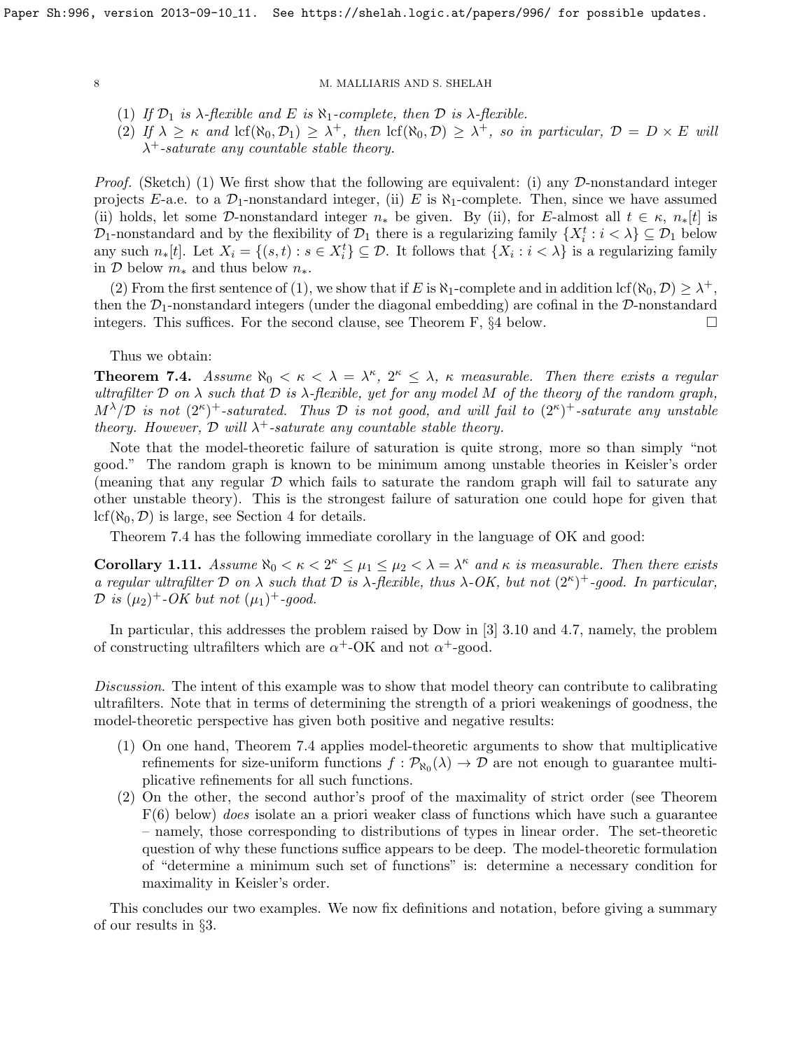(1) *If $\mathcal{D}_1$ is $\lambda$-flexible and $E$ is $\aleph_1$-complete, then $\mathcal{D}$ is $\lambda$-flexible.*
(2) *If $\lambda \geq \kappa$ and $\mathrm{lcf}(\aleph_0, \mathcal{D}_1) \geq \lambda^+$, then $\mathrm{lcf}(\aleph_0, \mathcal{D}) \geq \lambda^+$, so in particular, $\mathcal{D} = D \times E$ will $\lambda^+$-saturate any countable stable theory.*

*Proof.* (Sketch) (1) We first show that the following are equivalent: (i) any $\mathcal{D}$-nonstandard integer projects $E$-a.e. to a $\mathcal{D}_1$-nonstandard integer, (ii) $E$ is $\aleph_1$-complete. Then, since we have assumed (ii) holds, let some $\mathcal{D}$-nonstandard integer $n_*$ be given. By (ii), for $E$-almost all $t \in \kappa$, $n_*[t]$ is $\mathcal{D}_1$-nonstandard and by the flexibility of $\mathcal{D}_1$ there is a regularizing family $\{X^t_i : i < \lambda\} \subseteq \mathcal{D}_1$ below any such $n_*[t]$. Let $X_i = \{(s,t) : s \in X^t_i\} \subseteq \mathcal{D}$. It follows that $\{X_i : i < \lambda\}$ is a regularizing family in $\mathcal{D}$ below $m_*$ and thus below $n_*$.

(2) From the first sentence of (1), we show that if $E$ is $\aleph_1$-complete and in addition $\mathrm{lcf}(\aleph_0, \mathcal{D}) \geq \lambda^+$, then the $\mathcal{D}_1$-nonstandard integers (under the diagonal embedding) are cofinal in the $\mathcal{D}$-nonstandard integers. This suffices. For the second clause, see Theorem F, §4 below. $\square$

Thus we obtain:

**Theorem 7.4.** *Assume $\aleph_0 < \kappa < \lambda = \lambda^\kappa$, $2^\kappa \leq \lambda$, $\kappa$ measurable. Then there exists a regular ultrafilter $\mathcal{D}$ on $\lambda$ such that $\mathcal{D}$ is $\lambda$-flexible, yet for any model $M$ of the theory of the random graph, $M^\lambda/\mathcal{D}$ is not $(2^\kappa)^+$-saturated. Thus $\mathcal{D}$ is not good, and will fail to $(2^\kappa)^+$-saturate any unstable theory. However, $\mathcal{D}$ will $\lambda^+$-saturate any countable stable theory.*

Note that the model-theoretic failure of saturation is quite strong, more so than simply "not good." The random graph is known to be minimum among unstable theories in Keisler's order (meaning that any regular $\mathcal{D}$ which fails to saturate the random graph will fail to saturate any other unstable theory). This is the strongest failure of saturation one could hope for given that $\mathrm{lcf}(\aleph_0, \mathcal{D})$ is large, see Section 4 for details.

Theorem 7.4 has the following immediate corollary in the language of OK and good:

**Corollary 1.11.** *Assume $\aleph_0 < \kappa < 2^\kappa \leq \mu_1 \leq \mu_2 < \lambda = \lambda^\kappa$ and $\kappa$ is measurable. Then there exists a regular ultrafilter $\mathcal{D}$ on $\lambda$ such that $\mathcal{D}$ is $\lambda$-flexible, thus $\lambda$-OK, but not $(2^\kappa)^+$-good. In particular, $\mathcal{D}$ is $(\mu_2)^+$-OK but not $(\mu_1)^+$-good.*

In particular, this addresses the problem raised by Dow in [3] 3.10 and 4.7, namely, the problem of constructing ultrafilters which are $\alpha^+$-OK and not $\alpha^+$-good.

*Discussion.* The intent of this example was to show that model theory can contribute to calibrating ultrafilters. Note that in terms of determining the strength of a priori weakenings of goodness, the model-theoretic perspective has given both positive and negative results:

(1) On one hand, Theorem 7.4 applies model-theoretic arguments to show that multiplicative refinements for size-uniform functions $f : \mathcal{P}_{\aleph_0}(\lambda) \rightarrow \mathcal{D}$ are not enough to guarantee multiplicative refinements for all such functions.
(2) On the other, the second author's proof of the maximality of strict order (see Theorem F(6) below) *does* isolate an a priori weaker class of functions which have such a guarantee – namely, those corresponding to distributions of types in linear order. The set-theoretic question of why these functions suffice appears to be deep. The model-theoretic formulation of "determine a minimum such set of functions" is: determine a necessary condition for maximality in Keisler's order.

This concludes our two examples. We now fix definitions and notation, before giving a summary of our results in §3.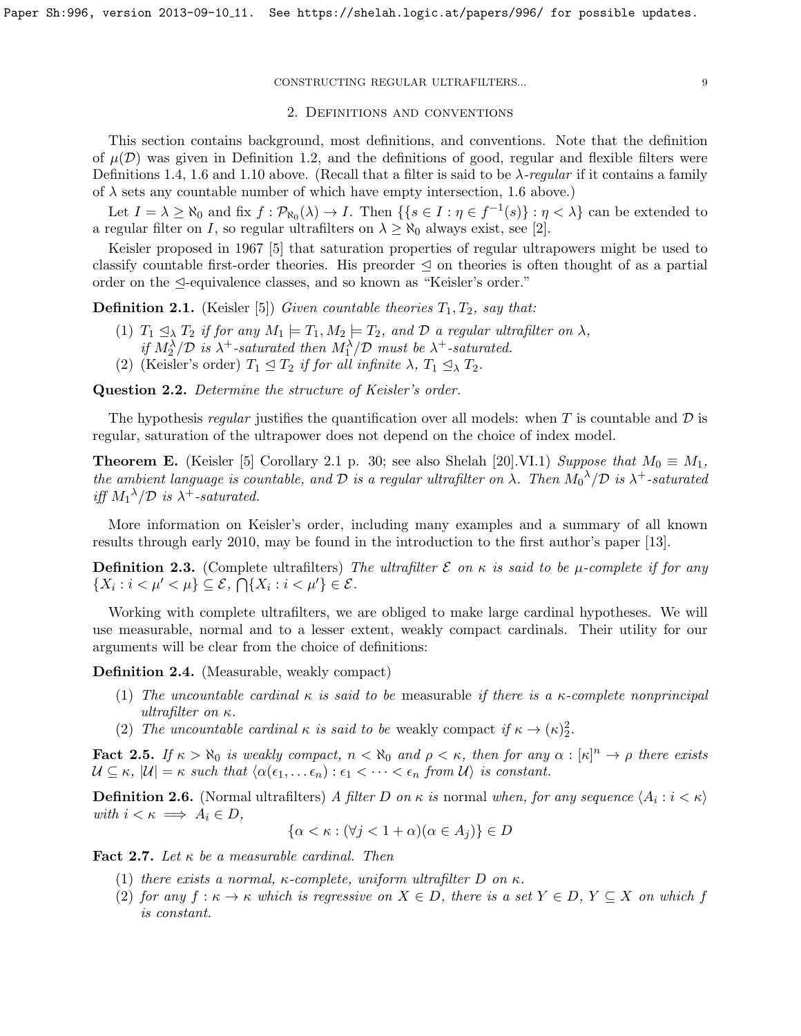## 2. Definitions and conventions

This section contains background, most definitions, and conventions. Note that the definition of $\mu(\mathcal{D})$ was given in Definition 1.2, and the definitions of good, regular and flexible filters were Definitions 1.4, 1.6 and 1.10 above. (Recall that a filter is said to be *$\lambda$-regular* if it contains a family of $\lambda$ sets any countable number of which have empty intersection, 1.6 above.)

Let $I = \lambda \geq \aleph_0$ and fix $f : \mathcal{P}_{\aleph_0}(\lambda) \to I$. Then $\{\{s \in I : \eta \in f^{-1}(s)\} : \eta < \lambda\}$ can be extended to a regular filter on $I$, so regular ultrafilters on $\lambda \geq \aleph_0$ always exist, see [2].

Keisler proposed in 1967 [5] that saturation properties of regular ultrapowers might be used to classify countable first-order theories. His preorder $\trianglelefteq$ on theories is often thought of as a partial order on the $\trianglelefteq$-equivalence classes, and so known as "Keisler's order."

**Definition 2.1.** (Keisler [5]) *Given countable theories $T_1, T_2$, say that:*

1. *$T_1 \trianglelefteq_\lambda T_2$ if for any $M_1 \models T_1, M_2 \models T_2$, and $\mathcal{D}$ a regular ultrafilter on $\lambda$, if $M_2^\lambda/\mathcal{D}$ is $\lambda^+$-saturated then $M_1^\lambda/\mathcal{D}$ must be $\lambda^+$-saturated.*
2. (Keisler's order) *$T_1 \trianglelefteq T_2$ if for all infinite $\lambda$, $T_1 \trianglelefteq_\lambda T_2$.*

**Question 2.2.** *Determine the structure of Keisler's order.*

The hypothesis *regular* justifies the quantification over all models: when $T$ is countable and $\mathcal{D}$ is regular, saturation of the ultrapower does not depend on the choice of index model.

**Theorem E.** (Keisler [5] Corollary 2.1 p. 30; see also Shelah [20].VI.1) *Suppose that $M_0 \equiv M_1$, the ambient language is countable, and $\mathcal{D}$ is a regular ultrafilter on $\lambda$. Then ${M_0}^\lambda/\mathcal{D}$ is $\lambda^+$-saturated iff ${M_1}^\lambda/\mathcal{D}$ is $\lambda^+$-saturated.*

More information on Keisler's order, including many examples and a summary of all known results through early 2010, may be found in the introduction to the first author's paper [13].

**Definition 2.3.** (Complete ultrafilters) *The ultrafilter $\mathcal{E}$ on $\kappa$ is said to be $\mu$-complete if for any $\{X_i : i < \mu' < \mu\} \subseteq \mathcal{E}$, $\bigcap\{X_i : i < \mu'\} \in \mathcal{E}$.*

Working with complete ultrafilters, we are obliged to make large cardinal hypotheses. We will use measurable, normal and to a lesser extent, weakly compact cardinals. Their utility for our arguments will be clear from the choice of definitions:

**Definition 2.4.** (Measurable, weakly compact)

1. *The uncountable cardinal $\kappa$ is said to be* measurable *if there is a $\kappa$-complete nonprincipal ultrafilter on $\kappa$.*
2. *The uncountable cardinal $\kappa$ is said to be* weakly compact *if $\kappa \to (\kappa)^2_2$.*

**Fact 2.5.** *If $\kappa > \aleph_0$ is weakly compact, $n < \aleph_0$ and $\rho < \kappa$, then for any $\alpha : [\kappa]^n \to \rho$ there exists $\mathcal{U} \subseteq \kappa$, $|\mathcal{U}| = \kappa$ such that $\langle \alpha(\epsilon_1, \ldots \epsilon_n) : \epsilon_1 < \cdots < \epsilon_n$ from $\mathcal{U}\rangle$ is constant.*

**Definition 2.6.** (Normal ultrafilters) *A filter $D$ on $\kappa$ is* normal *when, for any sequence $\langle A_i : i < \kappa\rangle$ with $i < \kappa \implies A_i \in D$,*

$$\{\alpha < \kappa : (\forall j < 1 + \alpha)(\alpha \in A_j)\} \in D$$

**Fact 2.7.** *Let $\kappa$ be a measurable cardinal. Then*

1. *there exists a normal, $\kappa$-complete, uniform ultrafilter $D$ on $\kappa$.*
2. *for any $f : \kappa \to \kappa$ which is regressive on $X \in D$, there is a set $Y \in D$, $Y \subseteq X$ on which $f$ is constant.*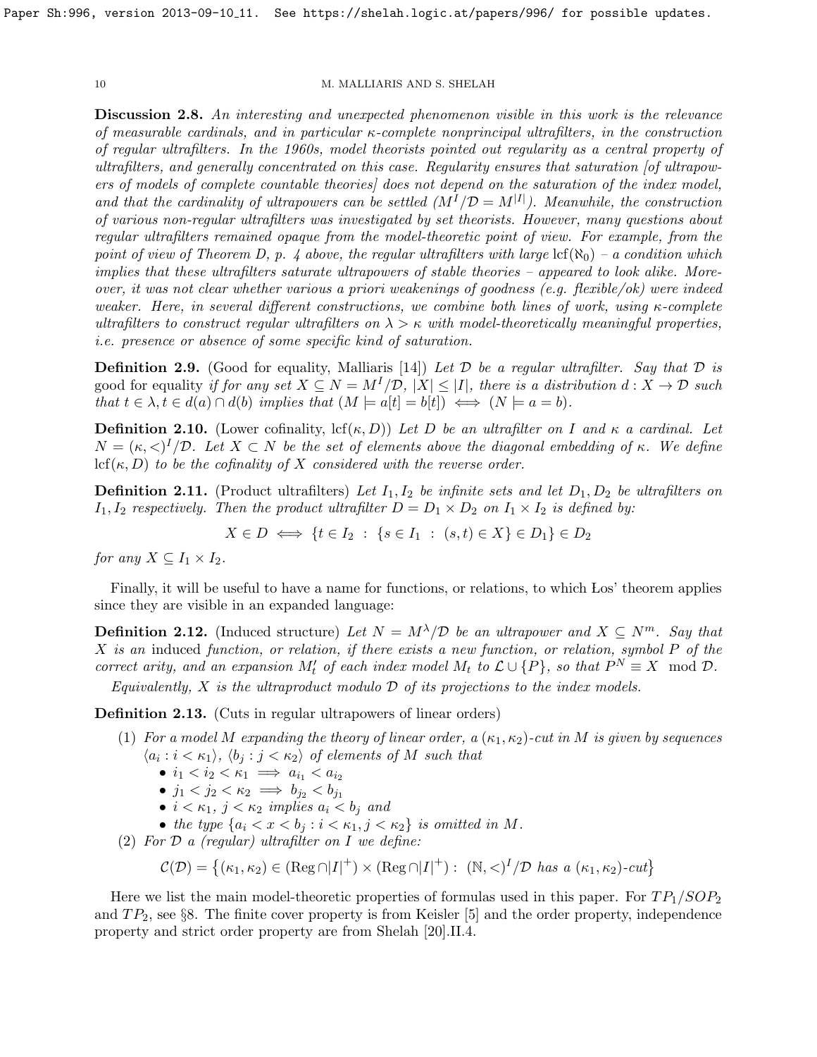**Discussion 2.8.** *An interesting and unexpected phenomenon visible in this work is the relevance of measurable cardinals, and in particular $\kappa$-complete nonprincipal ultrafilters, in the construction of regular ultrafilters. In the 1960s, model theorists pointed out regularity as a central property of ultrafilters, and generally concentrated on this case. Regularity ensures that saturation [of ultrapowers of models of complete countable theories] does not depend on the saturation of the index model, and that the cardinality of ultrapowers can be settled ($M^I/\mathcal{D} = M^{|I|}$). Meanwhile, the construction of various non-regular ultrafilters was investigated by set theorists. However, many questions about regular ultrafilters remained opaque from the model-theoretic point of view. For example, from the point of view of Theorem D, p. 4 above, the regular ultrafilters with large $\operatorname{lcf}(\aleph_0)$ – a condition which implies that these ultrafilters saturate ultrapowers of stable theories – appeared to look alike. Moreover, it was not clear whether various a priori weakenings of goodness (e.g. flexible/ok) were indeed weaker. Here, in several different constructions, we combine both lines of work, using $\kappa$-complete ultrafilters to construct regular ultrafilters on $\lambda > \kappa$ with model-theoretically meaningful properties, i.e. presence or absence of some specific kind of saturation.*

**Definition 2.9.** (Good for equality, Malliaris [14]) *Let $\mathcal{D}$ be a regular ultrafilter. Say that $\mathcal{D}$ is* good for equality *if for any set $X \subseteq N = M^I/\mathcal{D}$, $|X| \leq |I|$, there is a distribution $d : X \to \mathcal{D}$ such that $t \in \lambda, t \in d(a) \cap d(b)$ implies that $(M \models a[t] = b[t]) \iff (N \models a = b)$.*

**Definition 2.10.** (Lower cofinality, $\operatorname{lcf}(\kappa, D)$) *Let $D$ be an ultrafilter on $I$ and $\kappa$ a cardinal. Let $N = (\kappa, <)^I/\mathcal{D}$. Let $X \subset N$ be the set of elements above the diagonal embedding of $\kappa$. We define $\operatorname{lcf}(\kappa, D)$ to be the cofinality of $X$ considered with the reverse order.*

**Definition 2.11.** (Product ultrafilters) *Let $I_1, I_2$ be infinite sets and let $D_1, D_2$ be ultrafilters on $I_1, I_2$ respectively. Then the product ultrafilter $D = D_1 \times D_2$ on $I_1 \times I_2$ is defined by:*

$$X \in D \iff \{t \in I_2 \ : \ \{s \in I_1 \ : \ (s,t) \in X\} \in D_1\} \in D_2$$

*for any $X \subseteq I_1 \times I_2$.*

Finally, it will be useful to have a name for functions, or relations, to which Łos' theorem applies since they are visible in an expanded language:

**Definition 2.12.** (Induced structure) *Let $N = M^\lambda/\mathcal{D}$ be an ultrapower and $X \subseteq N^m$. Say that $X$ is an* induced *function, or relation, if there exists a new function, or relation, symbol $P$ of the correct arity, and an expansion $M'_t$ of each index model $M_t$ to $\mathcal{L} \cup \{P\}$, so that $P^N \equiv X \mod \mathcal{D}$.*

*Equivalently, $X$ is the ultraproduct modulo $\mathcal{D}$ of its projections to the index models.*

**Definition 2.13.** (Cuts in regular ultrapowers of linear orders)

1. *For a model $M$ expanding the theory of linear order, a $(\kappa_1, \kappa_2)$-cut in $M$ is given by sequences $\langle a_i : i < \kappa_1 \rangle$, $\langle b_j : j < \kappa_2 \rangle$ of elements of $M$ such that*
   - $i_1 < i_2 < \kappa_1 \implies a_{i_1} < a_{i_2}$
   - $j_1 < j_2 < \kappa_2 \implies b_{j_2} < b_{j_1}$
   - *$i < \kappa_1$, $j < \kappa_2$ implies $a_i < b_j$ and*
   - *the type $\{a_i < x < b_j : i < \kappa_1, j < \kappa_2\}$ is omitted in $M$.*
2. *For $\mathcal{D}$ a (regular) ultrafilter on $I$ we define:*

$$\mathcal{C}(\mathcal{D}) = \left\{(\kappa_1, \kappa_2) \in (\operatorname{Reg} \cap |I|^+) \times (\operatorname{Reg} \cap |I|^+) : \ (\mathbb{N}, <)^I/\mathcal{D} \text{ has a } (\kappa_1, \kappa_2)\text{-cut}\right\}$$

Here we list the main model-theoretic properties of formulas used in this paper. For $TP_1/SOP_2$ and $TP_2$, see §8. The finite cover property is from Keisler [5] and the order property, independence property and strict order property are from Shelah [20].II.4.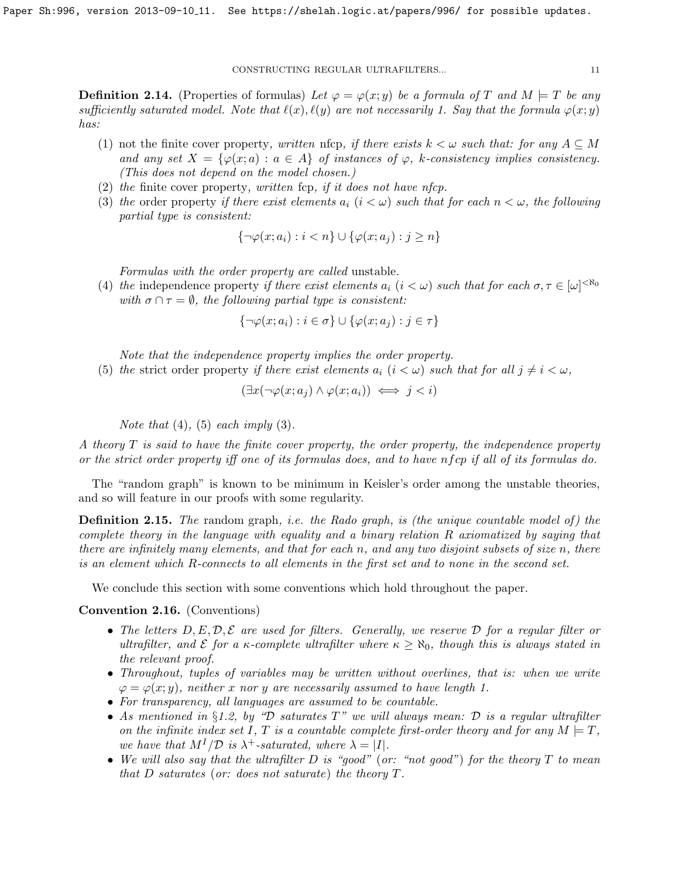**Definition 2.14.** (Properties of formulas) *Let $\varphi = \varphi(x;y)$ be a formula of $T$ and $M \models T$ be any sufficiently saturated model. Note that $\ell(x), \ell(y)$ are not necessarily 1. Say that the formula $\varphi(x;y)$ has:*

1. not the finite cover property, *written* nfcp, *if there exists $k < \omega$ such that: for any $A \subseteq M$ and any set $X = \{\varphi(x;a) : a \in A\}$ of instances of $\varphi$, $k$-consistency implies consistency. (This does not depend on the model chosen.)*
2. *the* finite cover property, *written* fcp, *if it does not have nfcp.*
3. *the* order property *if there exist elements $a_i$ ($i < \omega$) such that for each $n < \omega$, the following partial type is consistent:*
$$\{\neg\varphi(x;a_i) : i < n\} \cup \{\varphi(x;a_j) : j \geq n\}$$
*Formulas with the order property are called* unstable.
4. *the* independence property *if there exist elements $a_i$ ($i < \omega$) such that for each $\sigma, \tau \in [\omega]^{<\aleph_0}$ with $\sigma \cap \tau = \emptyset$, the following partial type is consistent:*
$$\{\neg\varphi(x;a_i) : i \in \sigma\} \cup \{\varphi(x;a_j) : j \in \tau\}$$
*Note that the independence property implies the order property.*
5. *the* strict order property *if there exist elements $a_i$ ($i < \omega$) such that for all $j \neq i < \omega$,*
$$(\exists x(\neg\varphi(x;a_j) \wedge \varphi(x;a_i)) \iff j < i)$$
*Note that (4), (5) each imply (3).*

*A theory $T$ is said to have the finite cover property, the order property, the independence property or the strict order property iff one of its formulas does, and to have nfcp if all of its formulas do.*

The "random graph" is known to be minimum in Keisler's order among the unstable theories, and so will feature in our proofs with some regularity.

**Definition 2.15.** *The* random graph, *i.e. the Rado graph, is (the unique countable model of) the complete theory in the language with equality and a binary relation $R$ axiomatized by saying that there are infinitely many elements, and that for each $n$, and any two disjoint subsets of size $n$, there is an element which $R$-connects to all elements in the first set and to none in the second set.*

We conclude this section with some conventions which hold throughout the paper.

**Convention 2.16.** (Conventions)

- *The letters $D, E, \mathcal{D}, \mathcal{E}$ are used for filters. Generally, we reserve $\mathcal{D}$ for a regular filter or ultrafilter, and $\mathcal{E}$ for a $\kappa$-complete ultrafilter where $\kappa \geq \aleph_0$, though this is always stated in the relevant proof.*
- *Throughout, tuples of variables may be written without overlines, that is: when we write $\varphi = \varphi(x;y)$, neither $x$ nor $y$ are necessarily assumed to have length 1.*
- *For transparency, all languages are assumed to be countable.*
- *As mentioned in §1.2, by "$\mathcal{D}$ saturates $T$" we will always mean: $\mathcal{D}$ is a regular ultrafilter on the infinite index set $I$, $T$ is a countable complete first-order theory and for any $M \models T$, we have that $M^I/\mathcal{D}$ is $\lambda^+$-saturated, where $\lambda = |I|$.*
- *We will also say that the ultrafilter $D$ is "good" (or: "not good") for the theory $T$ to mean that $D$ saturates (or: does not saturate) the theory $T$.*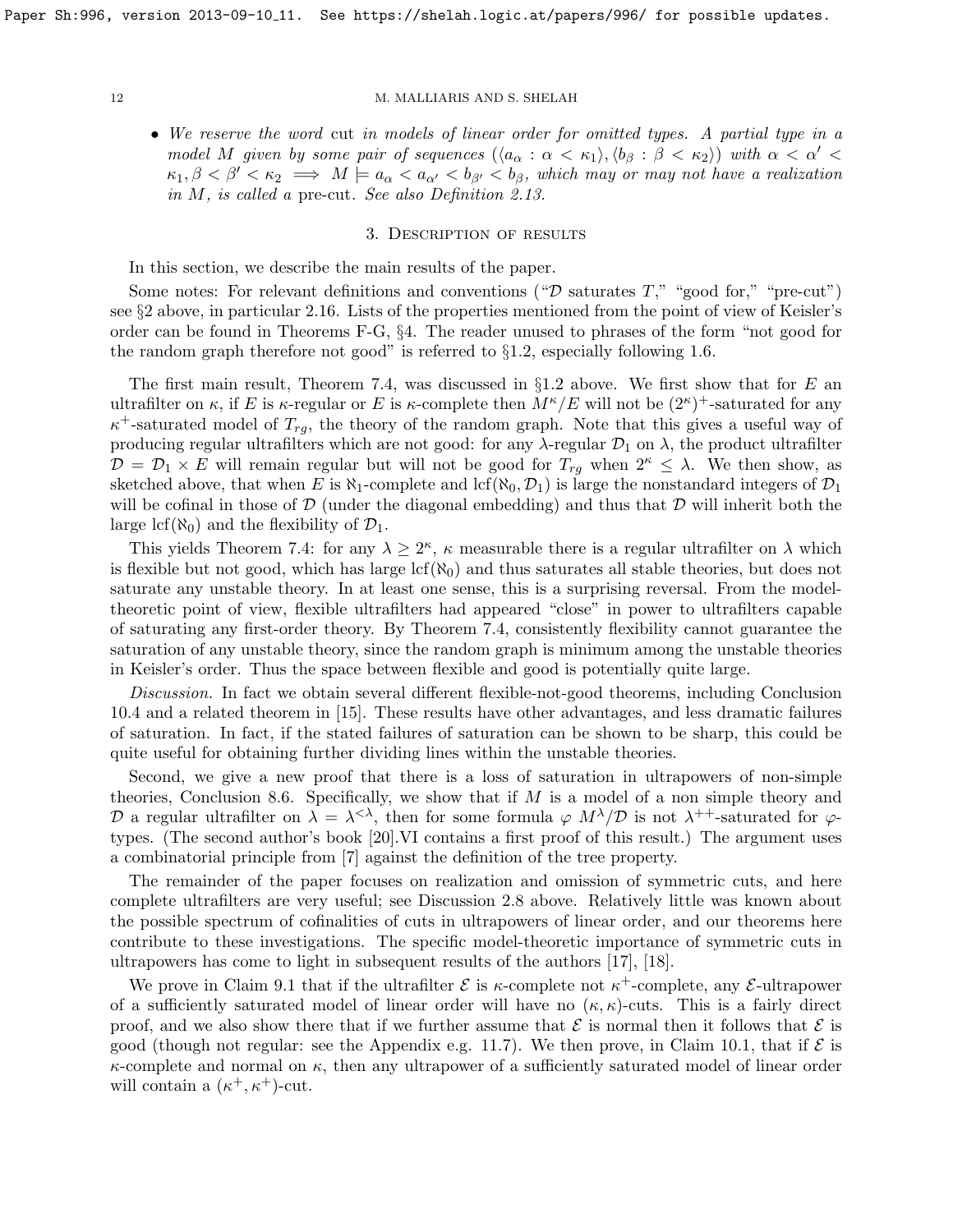- *We reserve the word* cut *in models of linear order for omitted types. A partial type in a model $M$ given by some pair of sequences $(\langle a_\alpha : \alpha < \kappa_1\rangle, \langle b_\beta : \beta < \kappa_2\rangle)$ with $\alpha < \alpha' < \kappa_1, \beta < \beta' < \kappa_2 \implies M \models a_\alpha < a_{\alpha'} < b_{\beta'} < b_\beta$, which may or may not have a realization in $M$, is called a* pre-cut*. See also Definition 2.13.*

## 3. Description of results

In this section, we describe the main results of the paper.

Some notes: For relevant definitions and conventions ("$\mathcal{D}$ saturates $T$," "good for," "pre-cut") see §2 above, in particular 2.16. Lists of the properties mentioned from the point of view of Keisler's order can be found in Theorems F-G, §4. The reader unused to phrases of the form "not good for the random graph therefore not good" is referred to §1.2, especially following 1.6.

The first main result, Theorem 7.4, was discussed in §1.2 above. We first show that for $E$ an ultrafilter on $\kappa$, if $E$ is $\kappa$-regular or $E$ is $\kappa$-complete then $M^\kappa/E$ will not be $(2^\kappa)^+$-saturated for any $\kappa^+$-saturated model of $T_{rg}$, the theory of the random graph. Note that this gives a useful way of producing regular ultrafilters which are not good: for any $\lambda$-regular $\mathcal{D}_1$ on $\lambda$, the product ultrafilter $\mathcal{D} = \mathcal{D}_1 \times E$ will remain regular but will not be good for $T_{rg}$ when $2^\kappa \leq \lambda$. We then show, as sketched above, that when $E$ is $\aleph_1$-complete and $\operatorname{lcf}(\aleph_0, \mathcal{D}_1)$ is large the nonstandard integers of $\mathcal{D}_1$ will be cofinal in those of $\mathcal{D}$ (under the diagonal embedding) and thus that $\mathcal{D}$ will inherit both the large $\operatorname{lcf}(\aleph_0)$ and the flexibility of $\mathcal{D}_1$.

This yields Theorem 7.4: for any $\lambda \geq 2^\kappa$, $\kappa$ measurable there is a regular ultrafilter on $\lambda$ which is flexible but not good, which has large $\operatorname{lcf}(\aleph_0)$ and thus saturates all stable theories, but does not saturate any unstable theory. In at least one sense, this is a surprising reversal. From the model-theoretic point of view, flexible ultrafilters had appeared "close" in power to ultrafilters capable of saturating any first-order theory. By Theorem 7.4, consistently flexibility cannot guarantee the saturation of any unstable theory, since the random graph is minimum among the unstable theories in Keisler's order. Thus the space between flexible and good is potentially quite large.

*Discussion.* In fact we obtain several different flexible-not-good theorems, including Conclusion 10.4 and a related theorem in [15]. These results have other advantages, and less dramatic failures of saturation. In fact, if the stated failures of saturation can be shown to be sharp, this could be quite useful for obtaining further dividing lines within the unstable theories.

Second, we give a new proof that there is a loss of saturation in ultrapowers of non-simple theories, Conclusion 8.6. Specifically, we show that if $M$ is a model of a non simple theory and $\mathcal{D}$ a regular ultrafilter on $\lambda = \lambda^{<\lambda}$, then for some formula $\varphi$ $M^\lambda/\mathcal{D}$ is not $\lambda^{++}$-saturated for $\varphi$-types. (The second author's book [20].VI contains a first proof of this result.) The argument uses a combinatorial principle from [7] against the definition of the tree property.

The remainder of the paper focuses on realization and omission of symmetric cuts, and here complete ultrafilters are very useful; see Discussion 2.8 above. Relatively little was known about the possible spectrum of cofinalities of cuts in ultrapowers of linear order, and our theorems here contribute to these investigations. The specific model-theoretic importance of symmetric cuts in ultrapowers has come to light in subsequent results of the authors [17], [18].

We prove in Claim 9.1 that if the ultrafilter $\mathcal{E}$ is $\kappa$-complete not $\kappa^+$-complete, any $\mathcal{E}$-ultrapower of a sufficiently saturated model of linear order will have no $(\kappa, \kappa)$-cuts. This is a fairly direct proof, and we also show there that if we further assume that $\mathcal{E}$ is normal then it follows that $\mathcal{E}$ is good (though not regular: see the Appendix e.g. 11.7). We then prove, in Claim 10.1, that if $\mathcal{E}$ is $\kappa$-complete and normal on $\kappa$, then any ultrapower of a sufficiently saturated model of linear order will contain a $(\kappa^+, \kappa^+)$-cut.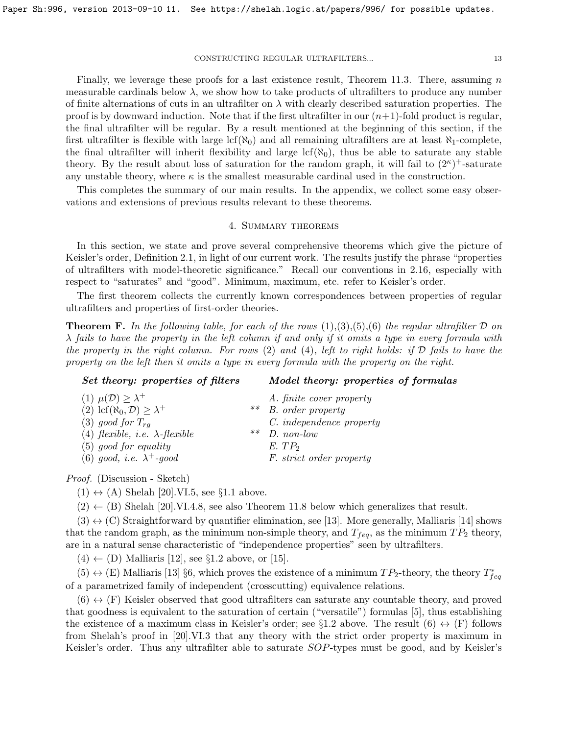Finally, we leverage these proofs for a last existence result, Theorem 11.3. There, assuming $n$ measurable cardinals below $\lambda$, we show how to take products of ultrafilters to produce any number of finite alternations of cuts in an ultrafilter on $\lambda$ with clearly described saturation properties. The proof is by downward induction. Note that if the first ultrafilter in our $(n+1)$-fold product is regular, the final ultrafilter will be regular. By a result mentioned at the beginning of this section, if the first ultrafilter is flexible with large $\mathrm{lcf}(\aleph_0)$ and all remaining ultrafilters are at least $\aleph_1$-complete, the final ultrafilter will inherit flexibility and large $\mathrm{lcf}(\aleph_0)$, thus be able to saturate any stable theory. By the result about loss of saturation for the random graph, it will fail to $(2^\kappa)^+$-saturate any unstable theory, where $\kappa$ is the smallest measurable cardinal used in the construction.

This completes the summary of our main results. In the appendix, we collect some easy observations and extensions of previous results relevant to these theorems.

## 4. Summary theorems

In this section, we state and prove several comprehensive theorems which give the picture of Keisler's order, Definition 2.1, in light of our current work. The results justify the phrase "properties of ultrafilters with model-theoretic significance." Recall our conventions in 2.16, especially with respect to "saturates" and "good". Minimum, maximum, etc. refer to Keisler's order.

The first theorem collects the currently known correspondences between properties of regular ultrafilters and properties of first-order theories.

**Theorem F.** *In the following table, for each of the rows (1),(3),(5),(6) the regular ultrafilter $\mathcal{D}$ on $\lambda$ fails to have the property in the left column if and only if it omits a type in every formula with the property in the right column. For rows (2) and (4), left to right holds: if $\mathcal{D}$ fails to have the property on the left then it omits a type in every formula with the property on the right.*

| ***Set theory: properties of filters*** | | ***Model theory: properties of formulas*** |
|---|---|---|
| (1) $\mu(\mathcal{D}) \geq \lambda^+$ | | *A. finite cover property* |
| (2) $\mathrm{lcf}(\aleph_0, \mathcal{D}) \geq \lambda^+$ | ** | *B. order property* |
| (3) *good for* $T_{rg}$ | | *C. independence property* |
| (4) *flexible, i.e.* $\lambda$*-flexible* | ** | *D. non-low* |
| (5) *good for equality* | | *E.* $TP_2$ |
| (6) *good, i.e.* $\lambda^+$*-good* | | *F. strict order property* |

*Proof.* (Discussion - Sketch)

(1) $\leftrightarrow$ (A) Shelah [20].VI.5, see §1.1 above.

(2) $\leftarrow$ (B) Shelah [20].VI.4.8, see also Theorem 11.8 below which generalizes that result.

(3) $\leftrightarrow$ (C) Straightforward by quantifier elimination, see [13]. More generally, Malliaris [14] shows that the random graph, as the minimum non-simple theory, and $T_{feq}$, as the minimum $TP_2$ theory, are in a natural sense characteristic of "independence properties" seen by ultrafilters.

(4) $\leftarrow$ (D) Malliaris [12], see §1.2 above, or [15].

(5) $\leftrightarrow$ (E) Malliaris [13] §6, which proves the existence of a minimum $TP_2$-theory, the theory $T^*_{feq}$ of a parametrized family of independent (crosscutting) equivalence relations.

(6) $\leftrightarrow$ (F) Keisler observed that good ultrafilters can saturate any countable theory, and proved that goodness is equivalent to the saturation of certain ("versatile") formulas [5], thus establishing the existence of a maximum class in Keisler's order; see §1.2 above. The result (6) $\leftrightarrow$ (F) follows from Shelah's proof in [20].VI.3 that any theory with the strict order property is maximum in Keisler's order. Thus any ultrafilter able to saturate $SOP$-types must be good, and by Keisler's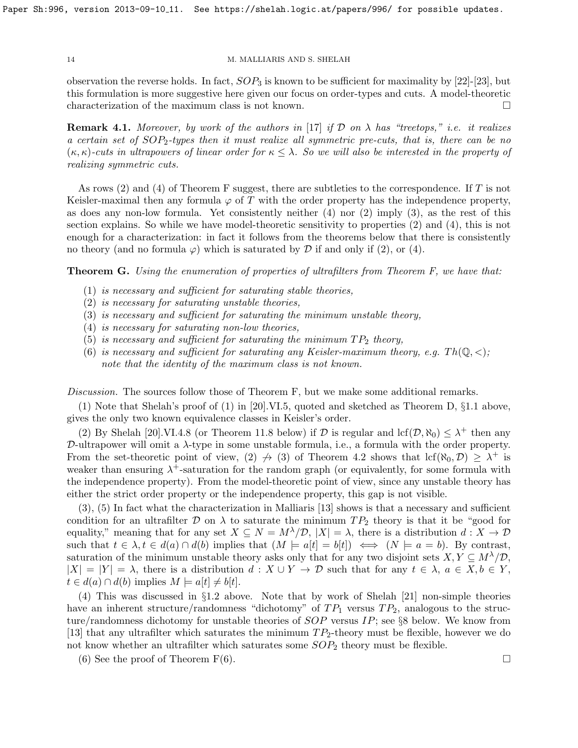observation the reverse holds. In fact, $SOP_3$ is known to be sufficient for maximality by [22]-[23], but this formulation is more suggestive here given our focus on order-types and cuts. A model-theoretic characterization of the maximum class is not known. □

**Remark 4.1.** *Moreover, by work of the authors in [17] if $\mathcal{D}$ on $\lambda$ has "treetops," i.e. it realizes a certain set of $SOP_2$-types then it must realize all symmetric pre-cuts, that is, there can be no $(\kappa,\kappa)$-cuts in ultrapowers of linear order for $\kappa \leq \lambda$. So we will also be interested in the property of realizing symmetric cuts.*

As rows (2) and (4) of Theorem F suggest, there are subtleties to the correspondence. If $T$ is not Keisler-maximal then any formula $\varphi$ of $T$ with the order property has the independence property, as does any non-low formula. Yet consistently neither (4) nor (2) imply (3), as the rest of this section explains. So while we have model-theoretic sensitivity to properties (2) and (4), this is not enough for a characterization: in fact it follows from the theorems below that there is consistently no theory (and no formula $\varphi$) which is saturated by $\mathcal{D}$ if and only if (2), or (4).

**Theorem G.** *Using the enumeration of properties of ultrafilters from Theorem F, we have that:*

1. *is necessary and sufficient for saturating stable theories,*
2. *is necessary for saturating unstable theories,*
3. *is necessary and sufficient for saturating the minimum unstable theory,*
4. *is necessary for saturating non-low theories,*
5. *is necessary and sufficient for saturating the minimum $TP_2$ theory,*
6. *is necessary and sufficient for saturating any Keisler-maximum theory, e.g. $Th(\mathbb{Q},<)$; note that the identity of the maximum class is not known.*

*Discussion.* The sources follow those of Theorem F, but we make some additional remarks.

(1) Note that Shelah's proof of (1) in [20].VI.5, quoted and sketched as Theorem D, §1.1 above, gives the only two known equivalence classes in Keisler's order.

(2) By Shelah [20].VI.4.8 (or Theorem 11.8 below) if $\mathcal{D}$ is regular and $\operatorname{lcf}(\mathcal{D},\aleph_0) \leq \lambda^+$ then any $\mathcal{D}$-ultrapower will omit a $\lambda$-type in some unstable formula, i.e., a formula with the order property. From the set-theoretic point of view, (2) $\not\to$ (3) of Theorem 4.2 shows that $\operatorname{lcf}(\aleph_0,\mathcal{D}) \geq \lambda^+$ is weaker than ensuring $\lambda^+$-saturation for the random graph (or equivalently, for some formula with the independence property). From the model-theoretic point of view, since any unstable theory has either the strict order property or the independence property, this gap is not visible.

(3), (5) In fact what the characterization in Malliaris [13] shows is that a necessary and sufficient condition for an ultrafilter $\mathcal{D}$ on $\lambda$ to saturate the minimum $TP_2$ theory is that it be "good for equality," meaning that for any set $X \subseteq N = M^\lambda/\mathcal{D}$, $|X| = \lambda$, there is a distribution $d : X \to \mathcal{D}$ such that $t \in \lambda, t \in d(a) \cap d(b)$ implies that $(M \models a[t] = b[t]) \iff (N \models a = b)$. By contrast, saturation of the minimum unstable theory asks only that for any two disjoint sets $X, Y \subseteq M^\lambda/\mathcal{D}$, $|X| = |Y| = \lambda$, there is a distribution $d : X \cup Y \to \mathcal{D}$ such that for any $t \in \lambda$, $a \in X, b \in Y$, $t \in d(a) \cap d(b)$ implies $M \models a[t] \neq b[t]$.

(4) This was discussed in §1.2 above. Note that by work of Shelah [21] non-simple theories have an inherent structure/randomness "dichotomy" of $TP_1$ versus $TP_2$, analogous to the structure/randomness dichotomy for unstable theories of $SOP$ versus $IP$; see §8 below. We know from [13] that any ultrafilter which saturates the minimum $TP_2$-theory must be flexible, however we do not know whether an ultrafilter which saturates some $SOP_2$ theory must be flexible.

(6) See the proof of Theorem F(6). □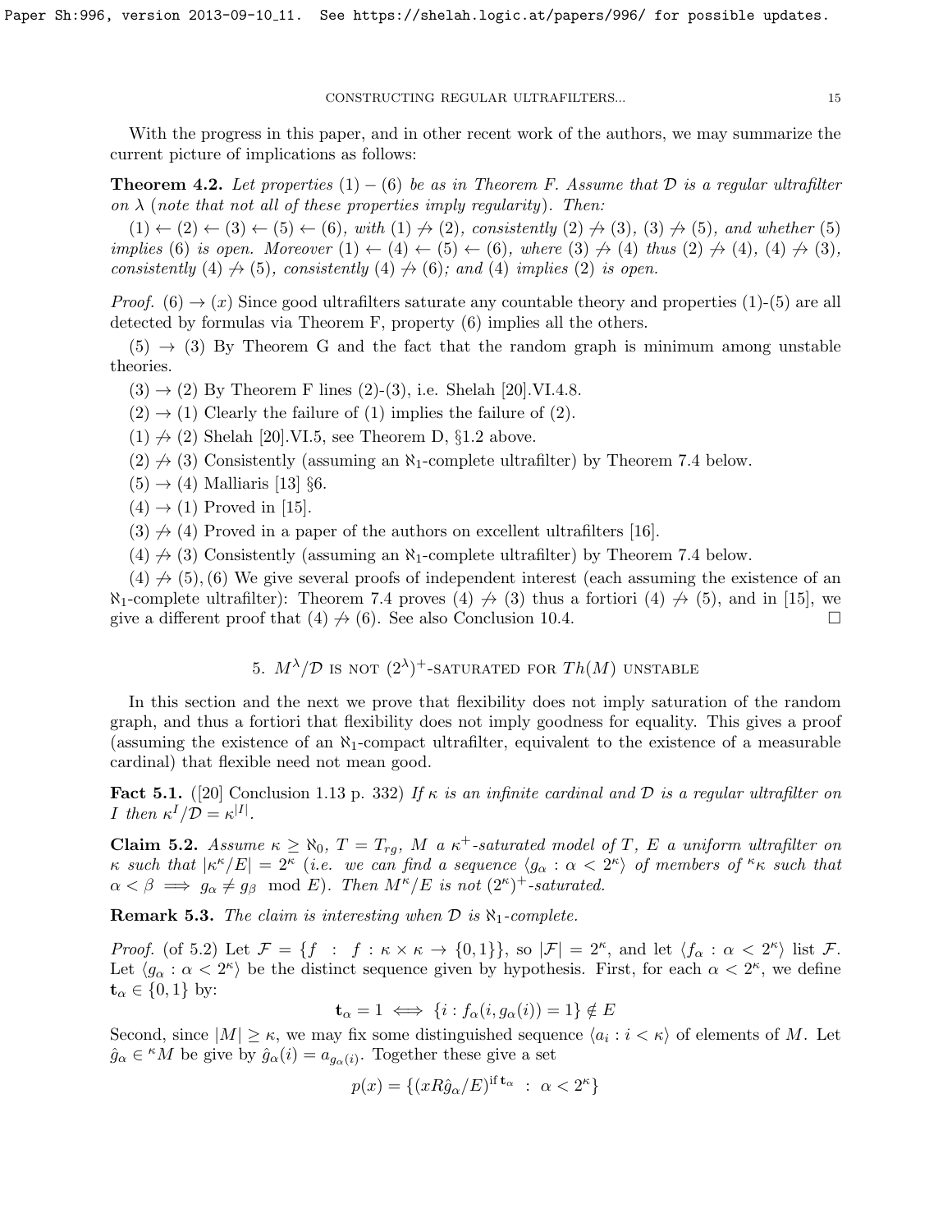With the progress in this paper, and in other recent work of the authors, we may summarize the current picture of implications as follows:

**Theorem 4.2.** *Let properties* (1) – (6) *be as in Theorem F. Assume that $\mathcal{D}$ is a regular ultrafilter on $\lambda$ (note that not all of these properties imply regularity). Then:*

*(1) $\leftarrow$ (2) $\leftarrow$ (3) $\leftarrow$ (5) $\leftarrow$ (6), with (1) $\not\to$ (2), consistently (2) $\not\to$ (3), (3) $\not\to$ (5), and whether (5) implies (6) is open. Moreover (1) $\leftarrow$ (4) $\leftarrow$ (5) $\leftarrow$ (6), where (3) $\not\to$ (4) thus (2) $\not\to$ (4), (4) $\not\to$ (3), consistently (4) $\not\to$ (5), consistently (4) $\not\to$ (6); and (4) implies (2) is open.*

*Proof.* (6) $\to$ ($x$) Since good ultrafilters saturate any countable theory and properties (1)-(5) are all detected by formulas via Theorem F, property (6) implies all the others.

(5) $\to$ (3) By Theorem G and the fact that the random graph is minimum among unstable theories.

(3) $\to$ (2) By Theorem F lines (2)-(3), i.e. Shelah [20].VI.4.8.

(2) $\to$ (1) Clearly the failure of (1) implies the failure of (2).

(1) $\not\to$ (2) Shelah [20].VI.5, see Theorem D, §1.2 above.

(2) $\not\to$ (3) Consistently (assuming an $\aleph_1$-complete ultrafilter) by Theorem 7.4 below.

(5) $\to$ (4) Malliaris [13] §6.

(4) $\to$ (1) Proved in [15].

(3) $\not\to$ (4) Proved in a paper of the authors on excellent ultrafilters [16].

(4) $\not\to$ (3) Consistently (assuming an $\aleph_1$-complete ultrafilter) by Theorem 7.4 below.

(4) $\not\to$ (5), (6) We give several proofs of independent interest (each assuming the existence of an $\aleph_1$-complete ultrafilter): Theorem 7.4 proves (4) $\not\to$ (3) thus a fortiori (4) $\not\to$ (5), and in [15], we give a different proof that (4) $\not\to$ (6). See also Conclusion 10.4. $\square$

## 5. $M^\lambda/\mathcal{D}$ is not $(2^\lambda)^+$-saturated for $Th(M)$ unstable

In this section and the next we prove that flexibility does not imply saturation of the random graph, and thus a fortiori that flexibility does not imply goodness for equality. This gives a proof (assuming the existence of an $\aleph_1$-compact ultrafilter, equivalent to the existence of a measurable cardinal) that flexible need not mean good.

**Fact 5.1.** ([20] Conclusion 1.13 p. 332) *If $\kappa$ is an infinite cardinal and $\mathcal{D}$ is a regular ultrafilter on $I$ then $\kappa^I/\mathcal{D} = \kappa^{|I|}$.*

**Claim 5.2.** *Assume $\kappa \geq \aleph_0$, $T = T_{rg}$, $M$ a $\kappa^+$-saturated model of $T$, $E$ a uniform ultrafilter on $\kappa$ such that $|\kappa^\kappa/E| = 2^\kappa$ (i.e. we can find a sequence $\langle g_\alpha : \alpha < 2^\kappa\rangle$ of members of ${}^\kappa\kappa$ such that $\alpha < \beta \implies g_\alpha \neq g_\beta \mod E$). Then $M^\kappa/E$ is not $(2^\kappa)^+$-saturated.*

**Remark 5.3.** *The claim is interesting when $\mathcal{D}$ is $\aleph_1$-complete.*

*Proof.* (of 5.2) Let $\mathcal{F} = \{f : f : \kappa \times \kappa \to \{0,1\}\}$, so $|\mathcal{F}| = 2^\kappa$, and let $\langle f_\alpha : \alpha < 2^\kappa\rangle$ list $\mathcal{F}$. Let $\langle g_\alpha : \alpha < 2^\kappa\rangle$ be the distinct sequence given by hypothesis. First, for each $\alpha < 2^\kappa$, we define $\mathbf{t}_\alpha \in \{0,1\}$ by:

$$\mathbf{t}_\alpha = 1 \iff \{i : f_\alpha(i, g_\alpha(i)) = 1\} \notin E$$

Second, since $|M| \geq \kappa$, we may fix some distinguished sequence $\langle a_i : i < \kappa\rangle$ of elements of $M$. Let $\hat{g}_\alpha \in {}^\kappa M$ be give by $\hat{g}_\alpha(i) = a_{g_\alpha(i)}$. Together these give a set

$$p(x) = \{(xR\hat{g}_\alpha/E)^{\text{if } \mathbf{t}_\alpha} : \alpha < 2^\kappa\}$$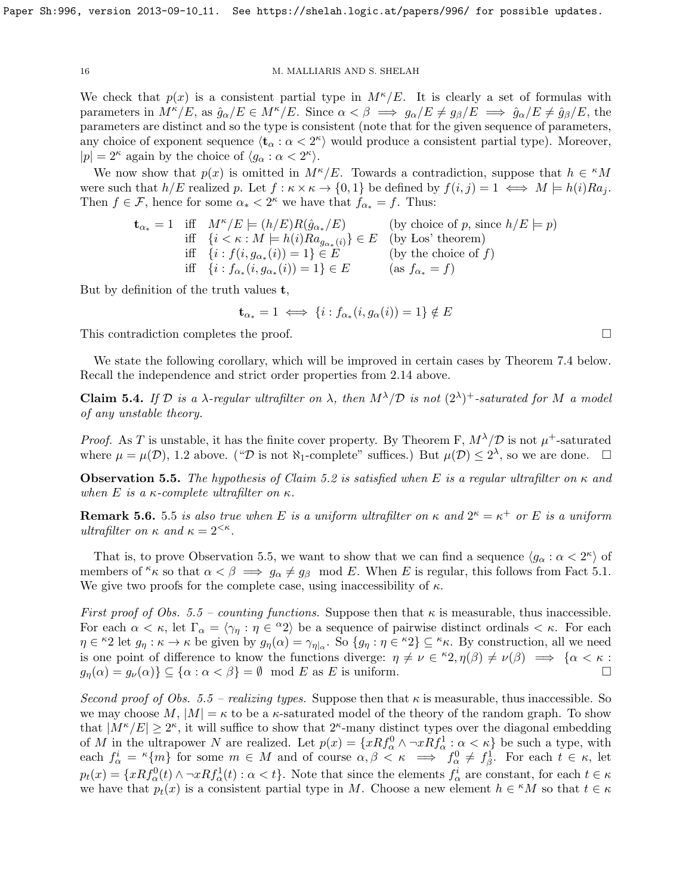We check that $p(x)$ is a consistent partial type in $M^\kappa/E$. It is clearly a set of formulas with parameters in $M^\kappa/E$, as $\hat{g}_\alpha/E \in M^\kappa/E$. Since $\alpha < \beta \implies g_\alpha/E \neq g_\beta/E \implies \hat{g}_\alpha/E \neq \hat{g}_\beta/E$, the parameters are distinct and so the type is consistent (note that for the given sequence of parameters, any choice of exponent sequence $\langle \mathbf{t}_\alpha : \alpha < 2^\kappa \rangle$ would produce a consistent partial type). Moreover, $|p| = 2^\kappa$ again by the choice of $\langle g_\alpha : \alpha < 2^\kappa \rangle$.

We now show that $p(x)$ is omitted in $M^\kappa/E$. Towards a contradiction, suppose that $h \in {}^\kappa M$ were such that $h/E$ realized $p$. Let $f : \kappa \times \kappa \to \{0, 1\}$ be defined by $f(i, j) = 1 \iff M \models h(i) R a_j$. Then $f \in \mathcal{F}$, hence for some $\alpha_* < 2^\kappa$ we have that $f_{\alpha_*} = f$. Thus:

$$
\begin{array}{llll}
\mathbf{t}_{\alpha_*} = 1 & \text{iff} & M^\kappa/E \models (h/E)R(\hat{g}_{\alpha_*}/E) & \text{(by choice of } p\text{, since } h/E \models p) \\
& \text{iff} & \{i < \kappa : M \models h(i) R a_{g_{\alpha_*}(i)}\} \in E & \text{(by Łos' theorem)} \\
& \text{iff} & \{i : f(i, g_{\alpha_*}(i)) = 1\} \in E & \text{(by the choice of } f) \\
& \text{iff} & \{i : f_{\alpha_*}(i, g_{\alpha_*}(i)) = 1\} \in E & \text{(as } f_{\alpha_*} = f)
\end{array}
$$

But by definition of the truth values $\mathbf{t}$,

$$\mathbf{t}_{\alpha_*} = 1 \iff \{i : f_{\alpha_*}(i, g_\alpha(i)) = 1\} \notin E$$

This contradiction completes the proof. $\square$

We state the following corollary, which will be improved in certain cases by Theorem 7.4 below. Recall the independence and strict order properties from 2.14 above.

**Claim 5.4.** *If $\mathcal{D}$ is a $\lambda$-regular ultrafilter on $\lambda$, then $M^\lambda/\mathcal{D}$ is not $(2^\lambda)^+$-saturated for $M$ a model of any unstable theory.*

*Proof.* As $T$ is unstable, it has the finite cover property. By Theorem F, $M^\lambda/\mathcal{D}$ is not $\mu^+$-saturated where $\mu = \mu(\mathcal{D})$, 1.2 above. ("$\mathcal{D}$ is not $\aleph_1$-complete" suffices.) But $\mu(\mathcal{D}) \leq 2^\lambda$, so we are done. $\square$

**Observation 5.5.** *The hypothesis of Claim 5.2 is satisfied when $E$ is a regular ultrafilter on $\kappa$ and when $E$ is a $\kappa$-complete ultrafilter on $\kappa$.*

**Remark 5.6.** 5.5 *is also true when $E$ is a uniform ultrafilter on $\kappa$ and $2^\kappa = \kappa^+$ or $E$ is a uniform ultrafilter on $\kappa$ and $\kappa = 2^{<\kappa}$.*

That is, to prove Observation 5.5, we want to show that we can find a sequence $\langle g_\alpha : \alpha < 2^\kappa \rangle$ of members of ${}^\kappa\kappa$ so that $\alpha < \beta \implies g_\alpha \neq g_\beta \mod E$. When $E$ is regular, this follows from Fact 5.1. We give two proofs for the complete case, using inaccessibility of $\kappa$.

*First proof of Obs. 5.5 – counting functions.* Suppose then that $\kappa$ is measurable, thus inaccessible. For each $\alpha < \kappa$, let $\Gamma_\alpha = \langle \gamma_\eta : \eta \in {}^\alpha 2 \rangle$ be a sequence of pairwise distinct ordinals $< \kappa$. For each $\eta \in {}^\kappa 2$ let $g_\eta : \kappa \to \kappa$ be given by $g_\eta(\alpha) = \gamma_{\eta|_\alpha}$. So $\{g_\eta : \eta \in {}^\kappa 2\} \subseteq {}^\kappa\kappa$. By construction, all we need is one point of difference to know the functions diverge: $\eta \neq \nu \in {}^\kappa 2, \eta(\beta) \neq \nu(\beta) \implies \{\alpha < \kappa : g_\eta(\alpha) = g_\nu(\alpha)\} \subseteq \{\alpha : \alpha < \beta\} = \emptyset \mod E$ as $E$ is uniform. $\square$

*Second proof of Obs. 5.5 – realizing types.* Suppose then that $\kappa$ is measurable, thus inaccessible. So we may choose $M$, $|M| = \kappa$ to be a $\kappa$-saturated model of the theory of the random graph. To show that $|M^\kappa/E| \geq 2^\kappa$, it will suffice to show that $2^\kappa$-many distinct types over the diagonal embedding of $M$ in the ultrapower $N$ are realized. Let $p(x) = \{xRf^0_\alpha \wedge \neg xRf^1_\alpha : \alpha < \kappa\}$ be such a type, with each $f^i_\alpha = {}^\kappa\{m\}$ for some $m \in M$ and of course $\alpha, \beta < \kappa \implies f^0_\alpha \neq f^1_\beta$. For each $t \in \kappa$, let $p_t(x) = \{xRf^0_\alpha(t) \wedge \neg xRf^1_\alpha(t) : \alpha < t\}$. Note that since the elements $f^i_\alpha$ are constant, for each $t \in \kappa$ we have that $p_t(x)$ is a consistent partial type in $M$. Choose a new element $h \in {}^\kappa M$ so that $t \in \kappa$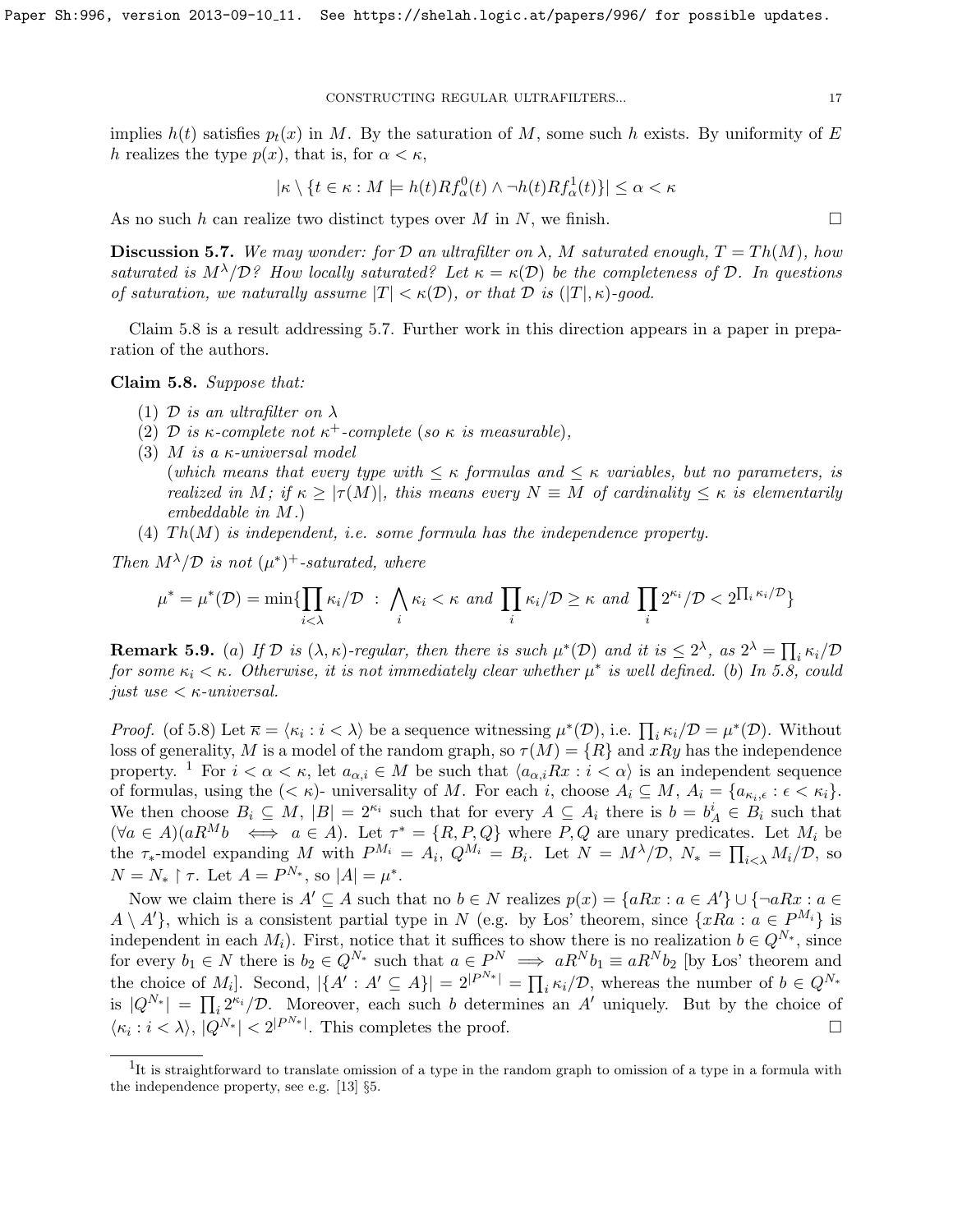implies $h(t)$ satisfies $p_t(x)$ in $M$. By the saturation of $M$, some such $h$ exists. By uniformity of $E$ $h$ realizes the type $p(x)$, that is, for $\alpha < \kappa$,

$$|\kappa \setminus \{t \in \kappa : M \models h(t) R f^0_\alpha(t) \wedge \neg h(t) R f^1_\alpha(t)\}| \leq \alpha < \kappa$$

As no such $h$ can realize two distinct types over $M$ in $N$, we finish. □

**Discussion 5.7.** *We may wonder: for $\mathcal{D}$ an ultrafilter on $\lambda$, $M$ saturated enough, $T = Th(M)$, how saturated is $M^\lambda/\mathcal{D}$? How locally saturated? Let $\kappa = \kappa(\mathcal{D})$ be the completeness of $\mathcal{D}$. In questions of saturation, we naturally assume $|T| < \kappa(\mathcal{D})$, or that $\mathcal{D}$ is $(|T|, \kappa)$-good.*

Claim 5.8 is a result addressing 5.7. Further work in this direction appears in a paper in preparation of the authors.

**Claim 5.8.** *Suppose that:*

1. *$\mathcal{D}$ is an ultrafilter on $\lambda$*
2. *$\mathcal{D}$ is $\kappa$-complete not $\kappa^+$-complete (so $\kappa$ is measurable),*
3. *$M$ is a $\kappa$-universal model*
   *(which means that every type with $\leq \kappa$ formulas and $\leq \kappa$ variables, but no parameters, is realized in $M$; if $\kappa \geq |\tau(M)|$, this means every $N \equiv M$ of cardinality $\leq \kappa$ is elementarily embeddable in $M$.)*
4. *$Th(M)$ is independent, i.e. some formula has the independence property.*

*Then $M^\lambda/\mathcal{D}$ is not $(\mu^*)^+$-saturated, where*

$$\mu^* = \mu^*(\mathcal{D}) = \min\{\prod_{i<\lambda} \kappa_i/\mathcal{D} \;:\; \bigwedge_i \kappa_i < \kappa \text{ and } \prod_i \kappa_i/\mathcal{D} \geq \kappa \text{ and } \prod_i 2^{\kappa_i}/\mathcal{D} < 2^{\prod_i \kappa_i/\mathcal{D}}\}$$

**Remark 5.9.** *(a) If $\mathcal{D}$ is $(\lambda, \kappa)$-regular, then there is such $\mu^*(\mathcal{D})$ and it is $\leq 2^\lambda$, as $2^\lambda = \prod_i \kappa_i/\mathcal{D}$ for some $\kappa_i < \kappa$. Otherwise, it is not immediately clear whether $\mu^*$ is well defined. (b) In 5.8, could just use $< \kappa$-universal.*

*Proof.* (of 5.8) Let $\overline{\kappa} = \langle \kappa_i : i < \lambda \rangle$ be a sequence witnessing $\mu^*(\mathcal{D})$, i.e. $\prod_i \kappa_i/\mathcal{D} = \mu^*(\mathcal{D})$. Without loss of generality, $M$ is a model of the random graph, so $\tau(M) = \{R\}$ and $xRy$ has the independence property. [1] For $i < \alpha < \kappa$, let $a_{\alpha,i} \in M$ be such that $\langle a_{\alpha,i} R x : i < \alpha \rangle$ is an independent sequence of formulas, using the $(< \kappa)$- universality of $M$. For each $i$, choose $A_i \subseteq M$, $A_i = \{a_{\kappa_i,\epsilon} : \epsilon < \kappa_i\}$. We then choose $B_i \subseteq M$, $|B| = 2^{\kappa_i}$ such that for every $A \subseteq A_i$ there is $b = b^i_A \in B_i$ such that $(\forall a \in A)(aR^M b \iff a \in A)$. Let $\tau^* = \{R, P, Q\}$ where $P, Q$ are unary predicates. Let $M_i$ be the $\tau_*$-model expanding $M$ with $P^{M_i} = A_i$, $Q^{M_i} = B_i$. Let $N = M^\lambda/\mathcal{D}$, $N_* = \prod_{i<\lambda} M_i/\mathcal{D}$, so $N = N_* \restriction \tau$. Let $A = P^{N_*}$, so $|A| = \mu^*$.

Now we claim there is $A' \subseteq A$ such that no $b \in N$ realizes $p(x) = \{aRx : a \in A'\} \cup \{\neg aRx : a \in A \setminus A'\}$, which is a consistent partial type in $N$ (e.g. by Łos' theorem, since $\{xRa : a \in P^{M_i}\}$ is independent in each $M_i$). First, notice that it suffices to show there is no realization $b \in Q^{N_*}$, since for every $b_1 \in N$ there is $b_2 \in Q^{N_*}$ such that $a \in P^N \implies aR^N b_1 \equiv aR^N b_2$ [by Łos' theorem and the choice of $M_i$]. Second, $|\{A' : A' \subseteq A\}| = 2^{|P^{N_*}|} = \prod_i \kappa_i/\mathcal{D}$, whereas the number of $b \in Q^{N_*}$ is $|Q^{N_*}| = \prod_i 2^{\kappa_i}/\mathcal{D}$. Moreover, each such $b$ determines an $A'$ uniquely. But by the choice of $\langle \kappa_i : i < \lambda \rangle$, $|Q^{N_*}| < 2^{|P^{N_*}|}$. This completes the proof. □

---

[1] It is straightforward to translate omission of a type in the random graph to omission of a type in a formula with the independence property, see e.g. [13] §5.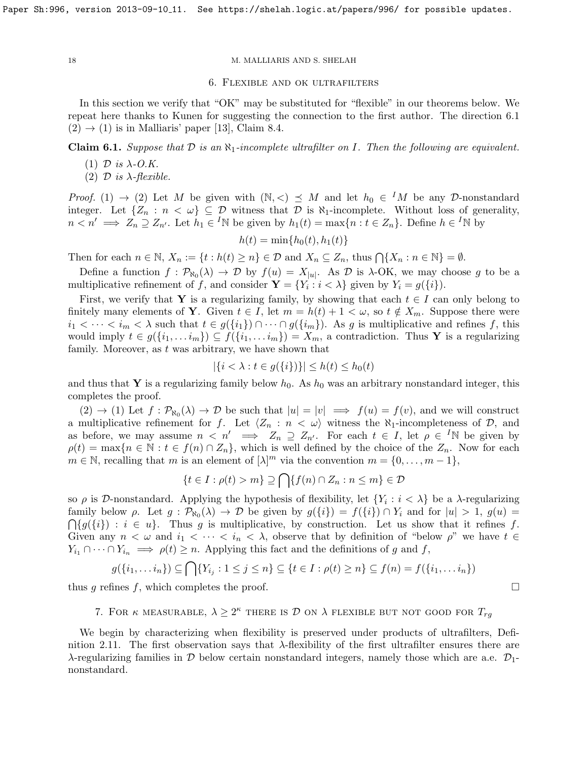## 6. Flexible and ok ultrafilters

In this section we verify that "OK" may be substituted for "flexible" in our theorems below. We repeat here thanks to Kunen for suggesting the connection to the first author. The direction 6.1 (2) $\rightarrow$ (1) is in Malliaris' paper [13], Claim 8.4.

**Claim 6.1.** *Suppose that $\mathcal{D}$ is an $\aleph_1$-incomplete ultrafilter on $I$. Then the following are equivalent.*

1. *$\mathcal{D}$ is $\lambda$-O.K.*
2. *$\mathcal{D}$ is $\lambda$-flexible.*

*Proof.* (1) $\rightarrow$ (2) Let $M$ be given with $(\mathbb{N}, <) \preceq M$ and let $h_0 \in {}^I M$ be any $\mathcal{D}$-nonstandard integer. Let $\{Z_n : n < \omega\} \subseteq \mathcal{D}$ witness that $\mathcal{D}$ is $\aleph_1$-incomplete. Without loss of generality, $n < n' \implies Z_n \supseteq Z_{n'}$. Let $h_1 \in {}^I\mathbb{N}$ be given by $h_1(t) = \max\{n : t \in Z_n\}$. Define $h \in {}^I\mathbb{N}$ by

$$h(t) = \min\{h_0(t), h_1(t)\}$$

Then for each $n \in \mathbb{N}$, $X_n := \{t : h(t) \geq n\} \in \mathcal{D}$ and $X_n \subseteq Z_n$, thus $\bigcap\{X_n : n \in \mathbb{N}\} = \emptyset$.

Define a function $f : \mathcal{P}_{\aleph_0}(\lambda) \rightarrow \mathcal{D}$ by $f(u) = X_{|u|}$. As $\mathcal{D}$ is $\lambda$-OK, we may choose $g$ to be a multiplicative refinement of $f$, and consider $\mathbf{Y} = \{Y_i : i < \lambda\}$ given by $Y_i = g(\{i\})$.

First, we verify that $\mathbf{Y}$ is a regularizing family, by showing that each $t \in I$ can only belong to finitely many elements of $\mathbf{Y}$. Given $t \in I$, let $m = h(t) + 1 < \omega$, so $t \notin X_m$. Suppose there were $i_1 < \cdots < i_m < \lambda$ such that $t \in g(\{i_1\}) \cap \cdots \cap g(\{i_m\})$. As $g$ is multiplicative and refines $f$, this would imply $t \in g(\{i_1, \ldots i_m\}) \subseteq f(\{i_1, \ldots i_m\}) = X_m$, a contradiction. Thus $\mathbf{Y}$ is a regularizing family. Moreover, as $t$ was arbitrary, we have shown that

$$|\{i < \lambda : t \in g(\{i\})\}| \leq h(t) \leq h_0(t)$$

and thus that $\mathbf{Y}$ is a regularizing family below $h_0$. As $h_0$ was an arbitrary nonstandard integer, this completes the proof.

(2) $\rightarrow$ (1) Let $f : \mathcal{P}_{\aleph_0}(\lambda) \rightarrow \mathcal{D}$ be such that $|u| = |v| \implies f(u) = f(v)$, and we will construct a multiplicative refinement for $f$. Let $\langle Z_n : n < \omega\rangle$ witness the $\aleph_1$-incompleteness of $\mathcal{D}$, and as before, we may assume $n < n' \implies Z_n \supseteq Z_{n'}$. For each $t \in I$, let $\rho \in {}^I\mathbb{N}$ be given by $\rho(t) = \max\{n \in \mathbb{N} : t \in f(n) \cap Z_n\}$, which is well defined by the choice of the $Z_n$. Now for each $m \in \mathbb{N}$, recalling that $m$ is an element of $[\lambda]^m$ via the convention $m = \{0, \ldots, m-1\}$,

$$\{t \in I : \rho(t) > m\} \supseteq \bigcap\{f(n) \cap Z_n : n \leq m\} \in \mathcal{D}$$

so $\rho$ is $\mathcal{D}$-nonstandard. Applying the hypothesis of flexibility, let $\{Y_i : i < \lambda\}$ be a $\lambda$-regularizing family below $\rho$. Let $g : \mathcal{P}_{\aleph_0}(\lambda) \rightarrow \mathcal{D}$ be given by $g(\{i\}) = f(\{i\}) \cap Y_i$ and for $|u| > 1$, $g(u) = \bigcap\{g(\{i\}) : i \in u\}$. Thus $g$ is multiplicative, by construction. Let us show that it refines $f$. Given any $n < \omega$ and $i_1 < \cdots < i_n < \lambda$, observe that by definition of "below $\rho$" we have $t \in Y_{i_1} \cap \cdots \cap Y_{i_n} \implies \rho(t) \geq n$. Applying this fact and the definitions of $g$ and $f$,

$$g(\{i_1, \ldots i_n\}) \subseteq \bigcap\{Y_{i_j} : 1 \leq j \leq n\} \subseteq \{t \in I : \rho(t) \geq n\} \subseteq f(n) = f(\{i_1, \ldots i_n\})$$

thus $g$ refines $f$, which completes the proof. $\square$

## 7. For $\kappa$ measurable, $\lambda \geq 2^\kappa$ there is $\mathcal{D}$ on $\lambda$ flexible but not good for $T_{rg}$

We begin by characterizing when flexibility is preserved under products of ultrafilters, Definition 2.11. The first observation says that $\lambda$-flexibility of the first ultrafilter ensures there are $\lambda$-regularizing families in $\mathcal{D}$ below certain nonstandard integers, namely those which are a.e. $\mathcal{D}_1$-nonstandard.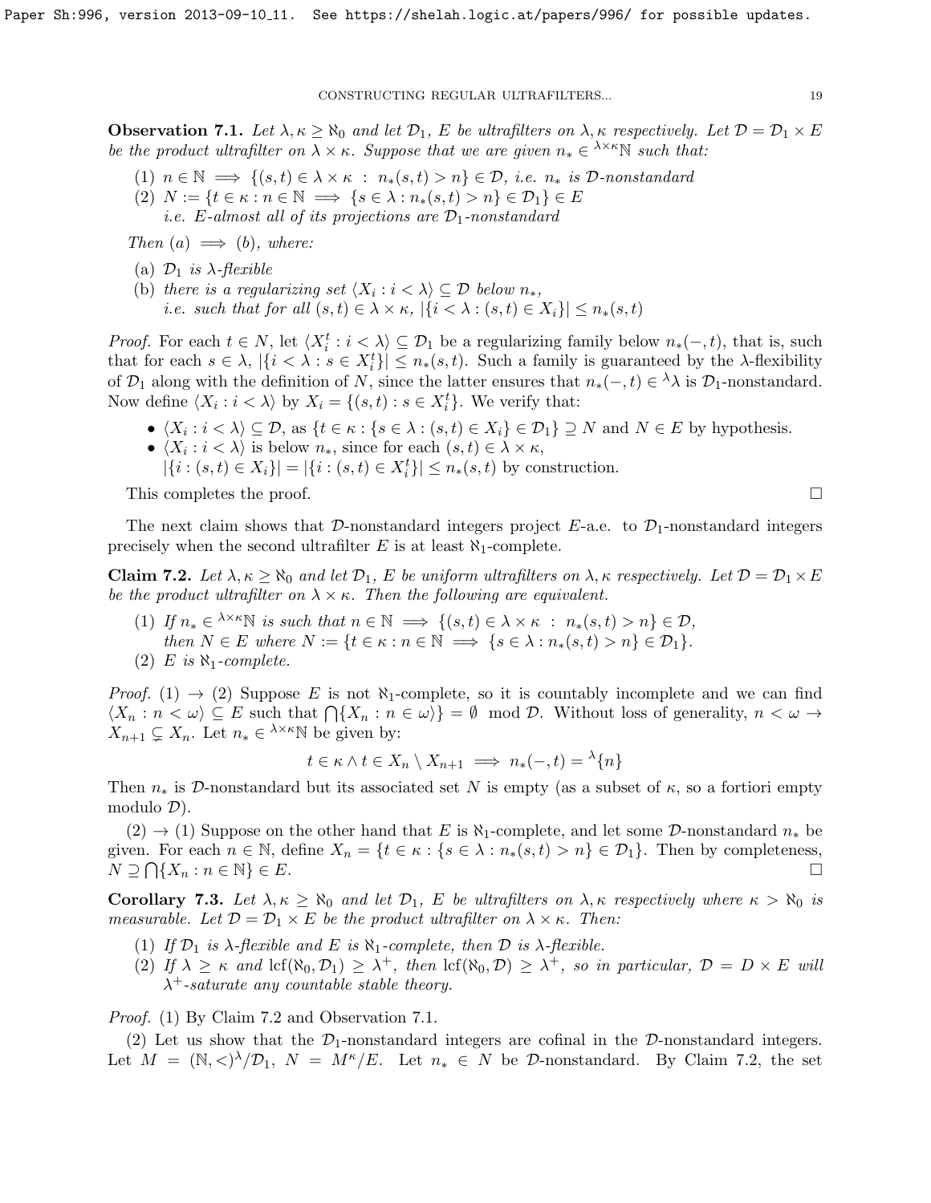**Observation 7.1.** *Let $\lambda, \kappa \geq \aleph_0$ and let $\mathcal{D}_1$, $E$ be ultrafilters on $\lambda, \kappa$ respectively. Let $\mathcal{D} = \mathcal{D}_1 \times E$ be the product ultrafilter on $\lambda \times \kappa$. Suppose that we are given $n_* \in {}^{\lambda\times\kappa}\mathbb{N}$ such that:*

1. *$n \in \mathbb{N} \implies \{(s,t) \in \lambda \times \kappa \ : \ n_*(s,t) > n\} \in \mathcal{D}$, i.e. $n_*$ is $\mathcal{D}$-nonstandard*
2. *$N := \{t \in \kappa : n \in \mathbb{N} \implies \{s \in \lambda : n_*(s,t) > n\} \in \mathcal{D}_1\} \in E$*
   *i.e. $E$-almost all of its projections are $\mathcal{D}_1$-nonstandard*

*Then (a) $\implies$ (b), where:*

(a) *$\mathcal{D}_1$ is $\lambda$-flexible*
(b) *there is a regularizing set $\langle X_i : i < \lambda\rangle \subseteq \mathcal{D}$ below $n_*$,*
   *i.e. such that for all $(s,t) \in \lambda \times \kappa$, $|\{i < \lambda : (s,t) \in X_i\}| \leq n_*(s,t)$*

*Proof.* For each $t \in N$, let $\langle X^t_i : i < \lambda\rangle \subseteq \mathcal{D}_1$ be a regularizing family below $n_*(-,t)$, that is, such that for each $s \in \lambda$, $|\{i < \lambda : s \in X^t_i\}| \leq n_*(s,t)$. Such a family is guaranteed by the $\lambda$-flexibility of $\mathcal{D}_1$ along with the definition of $N$, since the latter ensures that $n_*(-,t) \in {}^{\lambda}\lambda$ is $\mathcal{D}_1$-nonstandard. Now define $\langle X_i : i < \lambda\rangle$ by $X_i = \{(s,t) : s \in X^t_i\}$. We verify that:

- $\langle X_i : i < \lambda\rangle \subseteq \mathcal{D}$, as $\{t \in \kappa : \{s \in \lambda : (s,t) \in X_i\} \in \mathcal{D}_1\} \supseteq N$ and $N \in E$ by hypothesis.
- $\langle X_i : i < \lambda\rangle$ is below $n_*$, since for each $(s,t) \in \lambda \times \kappa$,
  $|\{i : (s,t) \in X_i\}| = |\{i : (s,t) \in X^t_i\}| \leq n_*(s,t)$ by construction.

This completes the proof. $\square$

The next claim shows that $\mathcal{D}$-nonstandard integers project $E$-a.e. to $\mathcal{D}_1$-nonstandard integers precisely when the second ultrafilter $E$ is at least $\aleph_1$-complete.

**Claim 7.2.** *Let $\lambda, \kappa \geq \aleph_0$ and let $\mathcal{D}_1$, $E$ be uniform ultrafilters on $\lambda, \kappa$ respectively. Let $\mathcal{D} = \mathcal{D}_1 \times E$ be the product ultrafilter on $\lambda \times \kappa$. Then the following are equivalent.*

1. *If $n_* \in {}^{\lambda\times\kappa}\mathbb{N}$ is such that $n \in \mathbb{N} \implies \{(s,t) \in \lambda \times \kappa \ : \ n_*(s,t) > n\} \in \mathcal{D}$, then $N \in E$ where $N := \{t \in \kappa : n \in \mathbb{N} \implies \{s \in \lambda : n_*(s,t) > n\} \in \mathcal{D}_1\}$.*
2. *$E$ is $\aleph_1$-complete.*

*Proof.* (1) $\to$ (2) Suppose $E$ is not $\aleph_1$-complete, so it is countably incomplete and we can find $\langle X_n : n < \omega\rangle \subseteq E$ such that $\bigcap\{X_n : n \in \omega\rangle\} = \emptyset \mod \mathcal{D}$. Without loss of generality, $n < \omega \to X_{n+1} \subsetneq X_n$. Let $n_* \in {}^{\lambda\times\kappa}\mathbb{N}$ be given by:

$$t \in \kappa \wedge t \in X_n \setminus X_{n+1} \implies n_*(-,t) = {}^{\lambda}\{n\}$$

Then $n_*$ is $\mathcal{D}$-nonstandard but its associated set $N$ is empty (as a subset of $\kappa$, so a fortiori empty modulo $\mathcal{D}$).

(2) $\to$ (1) Suppose on the other hand that $E$ is $\aleph_1$-complete, and let some $\mathcal{D}$-nonstandard $n_*$ be given. For each $n \in \mathbb{N}$, define $X_n = \{t \in \kappa : \{s \in \lambda : n_*(s,t) > n\} \in \mathcal{D}_1\}$. Then by completeness, $N \supseteq \bigcap\{X_n : n \in \mathbb{N}\} \in E$. $\square$

**Corollary 7.3.** *Let $\lambda, \kappa \geq \aleph_0$ and let $\mathcal{D}_1$, $E$ be ultrafilters on $\lambda, \kappa$ respectively where $\kappa > \aleph_0$ is measurable. Let $\mathcal{D} = \mathcal{D}_1 \times E$ be the product ultrafilter on $\lambda \times \kappa$. Then:*

1. *If $\mathcal{D}_1$ is $\lambda$-flexible and $E$ is $\aleph_1$-complete, then $\mathcal{D}$ is $\lambda$-flexible.*
2. *If $\lambda \geq \kappa$ and $\operatorname{lcf}(\aleph_0, \mathcal{D}_1) \geq \lambda^+$, then $\operatorname{lcf}(\aleph_0, \mathcal{D}) \geq \lambda^+$, so in particular, $\mathcal{D} = D \times E$ will $\lambda^+$-saturate any countable stable theory.*

*Proof.* (1) By Claim 7.2 and Observation 7.1.

(2) Let us show that the $\mathcal{D}_1$-nonstandard integers are cofinal in the $\mathcal{D}$-nonstandard integers. Let $M = (\mathbb{N}, <)^{\lambda}/\mathcal{D}_1$, $N = M^{\kappa}/E$. Let $n_* \in N$ be $\mathcal{D}$-nonstandard. By Claim 7.2, the set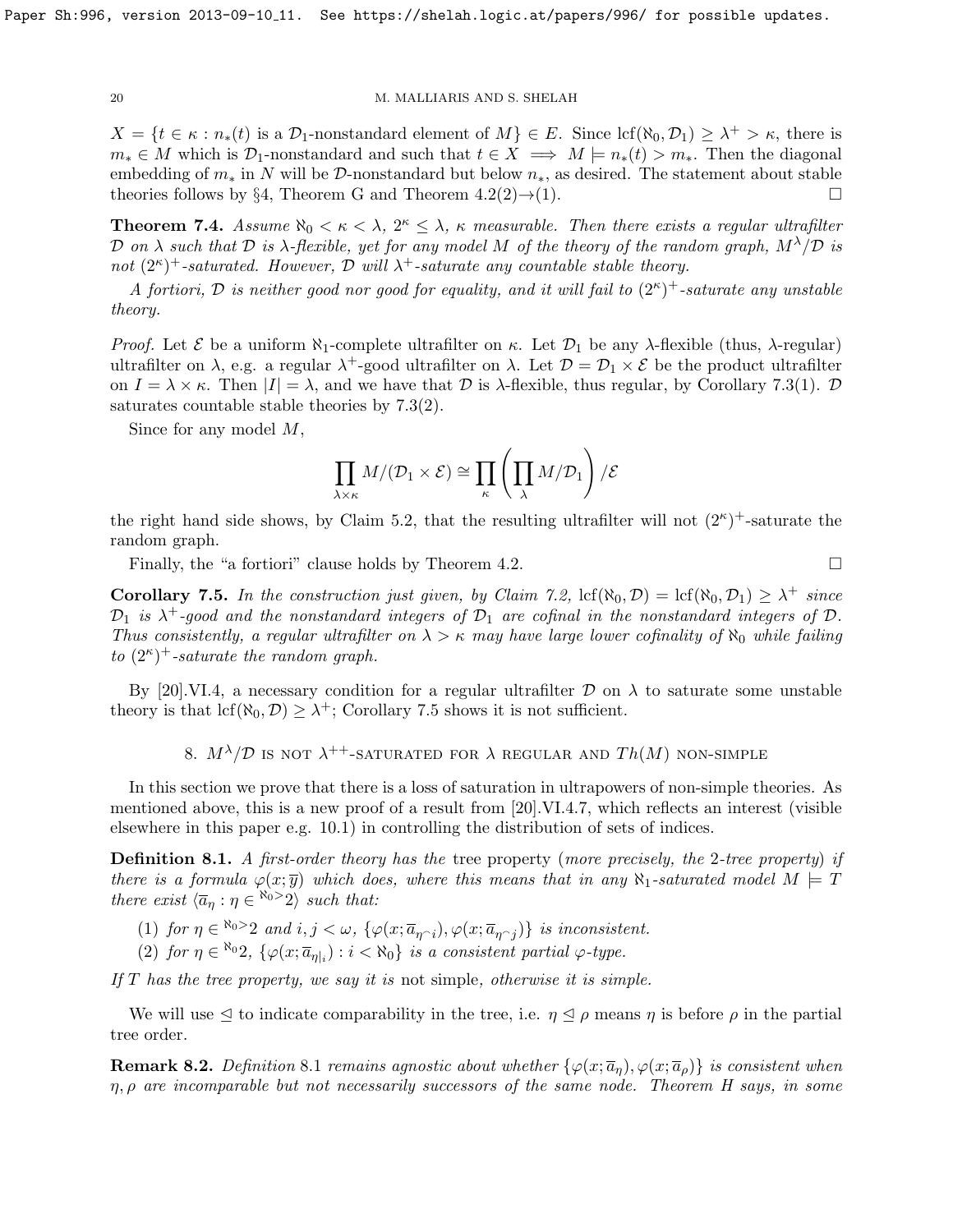$X = \{t \in \kappa : n_*(t) \text{ is a } \mathcal{D}_1\text{-nonstandard element of } M\} \in E$. Since $\mathrm{lcf}(\aleph_0, \mathcal{D}_1) \geq \lambda^+ > \kappa$, there is $m_* \in M$ which is $\mathcal{D}_1$-nonstandard and such that $t \in X \implies M \models n_*(t) > m_*$. Then the diagonal embedding of $m_*$ in $N$ will be $\mathcal{D}$-nonstandard but below $n_*$, as desired. The statement about stable theories follows by §4, Theorem G and Theorem 4.2(2)→(1). □

**Theorem 7.4.** *Assume $\aleph_0 < \kappa < \lambda$, $2^\kappa \leq \lambda$, $\kappa$ measurable. Then there exists a regular ultrafilter $\mathcal{D}$ on $\lambda$ such that $\mathcal{D}$ is $\lambda$-flexible, yet for any model $M$ of the theory of the random graph, $M^\lambda/\mathcal{D}$ is not $(2^\kappa)^+$-saturated. However, $\mathcal{D}$ will $\lambda^+$-saturate any countable stable theory.*

*A fortiori, $\mathcal{D}$ is neither good nor good for equality, and it will fail to $(2^\kappa)^+$-saturate any unstable theory.*

*Proof.* Let $\mathcal{E}$ be a uniform $\aleph_1$-complete ultrafilter on $\kappa$. Let $\mathcal{D}_1$ be any $\lambda$-flexible (thus, $\lambda$-regular) ultrafilter on $\lambda$, e.g. a regular $\lambda^+$-good ultrafilter on $\lambda$. Let $\mathcal{D} = \mathcal{D}_1 \times \mathcal{E}$ be the product ultrafilter on $I = \lambda \times \kappa$. Then $|I| = \lambda$, and we have that $\mathcal{D}$ is $\lambda$-flexible, thus regular, by Corollary 7.3(1). $\mathcal{D}$ saturates countable stable theories by 7.3(2).

Since for any model $M$,

$$\prod_{\lambda \times \kappa} M/(\mathcal{D}_1 \times \mathcal{E}) \cong \prod_{\kappa} \left( \prod_{\lambda} M/\mathcal{D}_1 \right) /\mathcal{E}$$

the right hand side shows, by Claim 5.2, that the resulting ultrafilter will not $(2^\kappa)^+$-saturate the random graph.

Finally, the "a fortiori" clause holds by Theorem 4.2. □

**Corollary 7.5.** *In the construction just given, by Claim 7.2, $\mathrm{lcf}(\aleph_0, \mathcal{D}) = \mathrm{lcf}(\aleph_0, \mathcal{D}_1) \geq \lambda^+$ since $\mathcal{D}_1$ is $\lambda^+$-good and the nonstandard integers of $\mathcal{D}_1$ are cofinal in the nonstandard integers of $\mathcal{D}$. Thus consistently, a regular ultrafilter on $\lambda > \kappa$ may have large lower cofinality of $\aleph_0$ while failing to $(2^\kappa)^+$-saturate the random graph.*

By [20].VI.4, a necessary condition for a regular ultrafilter $\mathcal{D}$ on $\lambda$ to saturate some unstable theory is that $\mathrm{lcf}(\aleph_0, \mathcal{D}) \geq \lambda^+$; Corollary 7.5 shows it is not sufficient.

## 8. $M^\lambda/\mathcal{D}$ is not $\lambda^{++}$-saturated for $\lambda$ regular and $Th(M)$ non-simple

In this section we prove that there is a loss of saturation in ultrapowers of non-simple theories. As mentioned above, this is a new proof of a result from [20].VI.4.7, which reflects an interest (visible elsewhere in this paper e.g. 10.1) in controlling the distribution of sets of indices.

**Definition 8.1.** *A first-order theory has the* tree property *(more precisely, the 2-tree property) if there is a formula $\varphi(x; \overline{y})$ which does, where this means that in any $\aleph_1$-saturated model $M \models T$ there exist $\langle \overline{a}_\eta : \eta \in {}^{\aleph_0 >}2 \rangle$ such that:*

1. *for $\eta \in {}^{\aleph_0 >}2$ and $i, j < \omega$, $\{\varphi(x; \overline{a}_{\eta^\frown i}), \varphi(x; \overline{a}_{\eta^\frown j})\}$ is inconsistent.*
2. *for $\eta \in {}^{\aleph_0}2$, $\{\varphi(x; \overline{a}_{\eta|_i}) : i < \aleph_0\}$ is a consistent partial $\varphi$-type.*

*If $T$ has the tree property, we say it is* not simple*, otherwise it is simple.*

We will use $\trianglelefteq$ to indicate comparability in the tree, i.e. $\eta \trianglelefteq \rho$ means $\eta$ is before $\rho$ in the partial tree order.

**Remark 8.2.** *Definition 8.1 remains agnostic about whether $\{\varphi(x; \overline{a}_\eta), \varphi(x; \overline{a}_\rho)\}$ is consistent when $\eta, \rho$ are incomparable but not necessarily successors of the same node. Theorem H says, in some*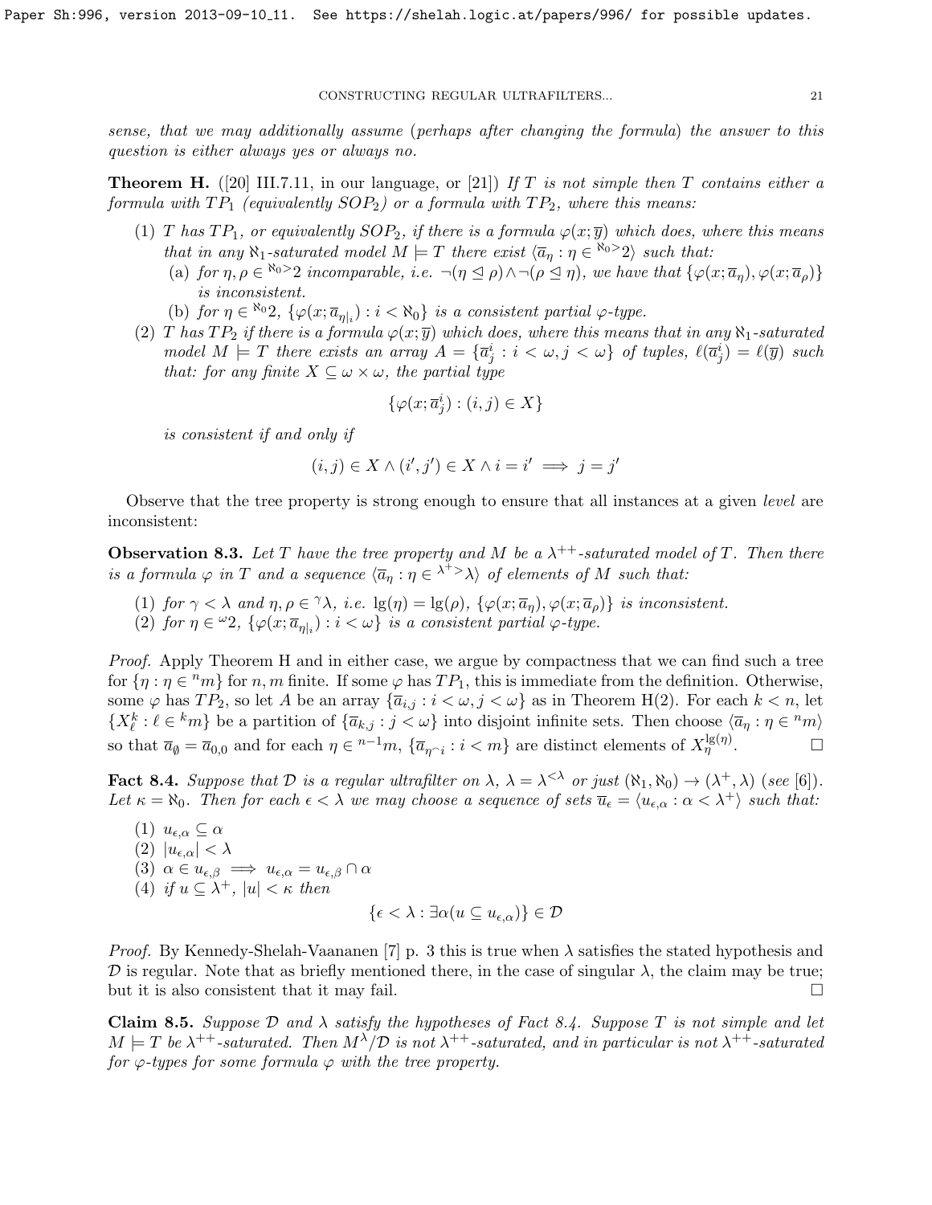*sense, that we may additionally assume (perhaps after changing the formula) the answer to this question is either always yes or always no.*

**Theorem H.** ([20] III.7.11, in our language, or [21]) *If $T$ is not simple then $T$ contains either a formula with $TP_1$ (equivalently $SOP_2$) or a formula with $TP_2$, where this means:*

1. *$T$ has $TP_1$, or equivalently $SOP_2$, if there is a formula $\varphi(x;\overline{y})$ which does, where this means that in any $\aleph_1$-saturated model $M \models T$ there exist $\langle \overline{a}_\eta : \eta \in {}^{\aleph_0>}2\rangle$ such that:*
   (a) *for $\eta, \rho \in {}^{\aleph_0>}2$ incomparable, i.e. $\neg(\eta \trianglelefteq \rho) \wedge \neg(\rho \trianglelefteq \eta)$, we have that $\{\varphi(x;\overline{a}_\eta), \varphi(x;\overline{a}_\rho)\}$ is inconsistent.*
   (b) *for $\eta \in {}^{\aleph_0}2$, $\{\varphi(x;\overline{a}_{\eta|_i}) : i < \aleph_0\}$ is a consistent partial $\varphi$-type.*
2. *$T$ has $TP_2$ if there is a formula $\varphi(x;\overline{y})$ which does, where this means that in any $\aleph_1$-saturated model $M \models T$ there exists an array $A = \{\overline{a}^i_j : i < \omega, j < \omega\}$ of tuples, $\ell(\overline{a}^i_j) = \ell(\overline{y})$ such that: for any finite $X \subseteq \omega \times \omega$, the partial type*

$$\{\varphi(x;\overline{a}^i_j) : (i,j) \in X\}$$

*is consistent if and only if*

$$(i,j) \in X \wedge (i',j') \in X \wedge i = i' \implies j = j'$$

Observe that the tree property is strong enough to ensure that all instances at a given *level* are inconsistent:

**Observation 8.3.** *Let $T$ have the tree property and $M$ be a $\lambda^{++}$-saturated model of $T$. Then there is a formula $\varphi$ in $T$ and a sequence $\langle \overline{a}_\eta : \eta \in {}^{\lambda^+>}\lambda\rangle$ of elements of $M$ such that:*

1. *for $\gamma < \lambda$ and $\eta, \rho \in {}^\gamma\lambda$, i.e. $\lg(\eta) = \lg(\rho)$, $\{\varphi(x;\overline{a}_\eta), \varphi(x;\overline{a}_\rho)\}$ is inconsistent.*
2. *for $\eta \in {}^\omega 2$, $\{\varphi(x;\overline{a}_{\eta|_i}) : i < \omega\}$ is a consistent partial $\varphi$-type.*

*Proof.* Apply Theorem H and in either case, we argue by compactness that we can find such a tree for $\{\eta : \eta \in {}^n m\}$ for $n, m$ finite. If some $\varphi$ has $TP_1$, this is immediate from the definition. Otherwise, some $\varphi$ has $TP_2$, so let $A$ be an array $\{\overline{a}_{i,j} : i < \omega, j < \omega\}$ as in Theorem H(2). For each $k < n$, let $\{X^k_\ell : \ell \in {}^k m\}$ be a partition of $\{\overline{a}_{k,j} : j < \omega\}$ into disjoint infinite sets. Then choose $\langle \overline{a}_\eta : \eta \in {}^n m\rangle$ so that $\overline{a}_\emptyset = \overline{a}_{0,0}$ and for each $\eta \in {}^{n-1}m$, $\{\overline{a}_{\eta^\frown i} : i < m\}$ are distinct elements of $X^{\lg(\eta)}_\eta$. $\square$

**Fact 8.4.** *Suppose that $\mathcal{D}$ is a regular ultrafilter on $\lambda$, $\lambda = \lambda^{<\lambda}$ or just $(\aleph_1, \aleph_0) \to (\lambda^+, \lambda)$ (see [6]). Let $\kappa = \aleph_0$. Then for each $\epsilon < \lambda$ we may choose a sequence of sets $\overline{u}_\epsilon = \langle u_{\epsilon,\alpha} : \alpha < \lambda^+\rangle$ such that:*

1. *$u_{\epsilon,\alpha} \subseteq \alpha$*
2. *$|u_{\epsilon,\alpha}| < \lambda$*
3. *$\alpha \in u_{\epsilon,\beta} \implies u_{\epsilon,\alpha} = u_{\epsilon,\beta} \cap \alpha$*
4. *if $u \subseteq \lambda^+$, $|u| < \kappa$ then*

$$\{\epsilon < \lambda : \exists \alpha (u \subseteq u_{\epsilon,\alpha})\} \in \mathcal{D}$$

*Proof.* By Kennedy-Shelah-Vaananen [7] p. 3 this is true when $\lambda$ satisfies the stated hypothesis and $\mathcal{D}$ is regular. Note that as briefly mentioned there, in the case of singular $\lambda$, the claim may be true; but it is also consistent that it may fail. $\square$

**Claim 8.5.** *Suppose $\mathcal{D}$ and $\lambda$ satisfy the hypotheses of Fact 8.4. Suppose $T$ is not simple and let $M \models T$ be $\lambda^{++}$-saturated. Then $M^\lambda/\mathcal{D}$ is not $\lambda^{++}$-saturated, and in particular is not $\lambda^{++}$-saturated for $\varphi$-types for some formula $\varphi$ with the tree property.*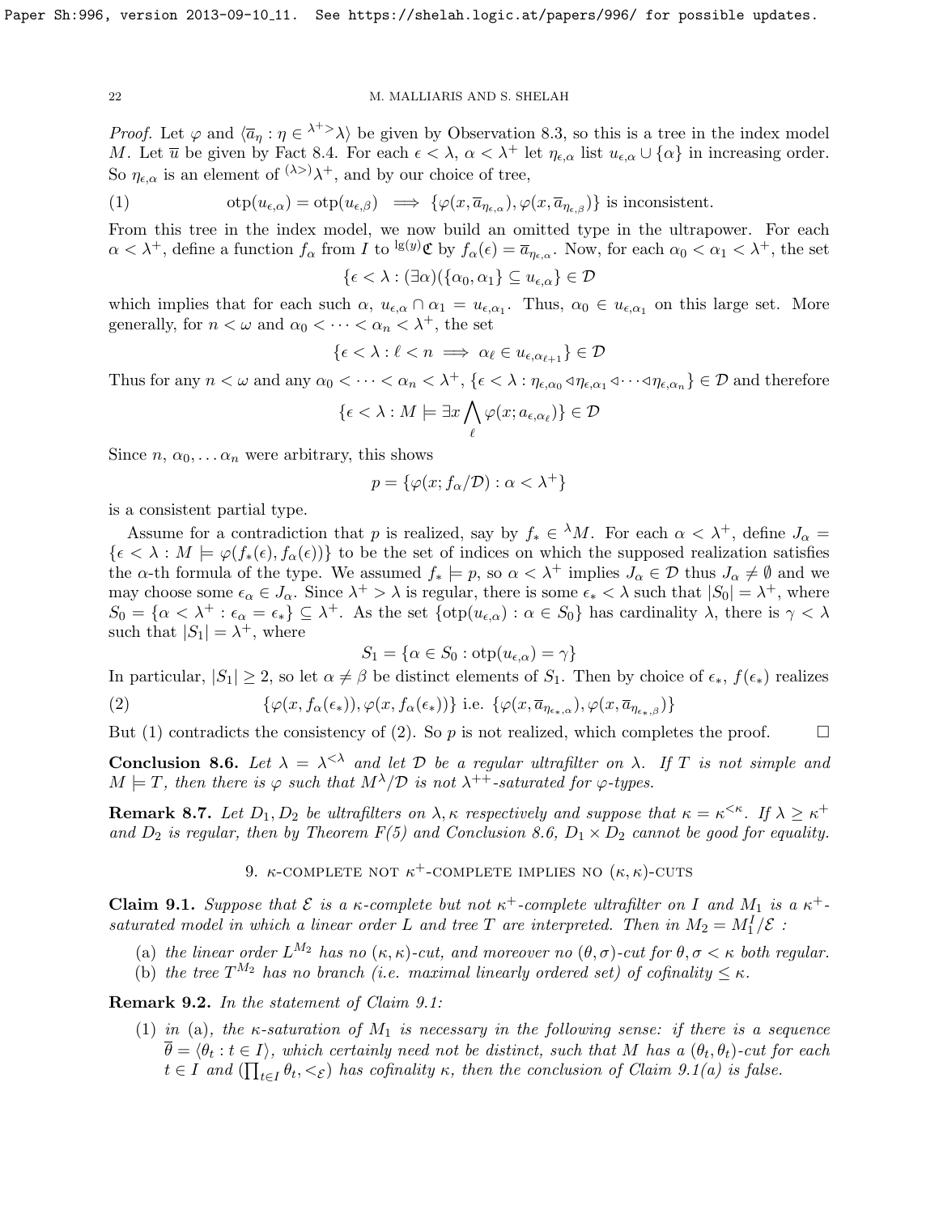*Proof.* Let $\varphi$ and $\langle \overline{a}_\eta : \eta \in {}^{\lambda^+ >}\lambda \rangle$ be given by Observation 8.3, so this is a tree in the index model $M$. Let $\overline{u}$ be given by Fact 8.4. For each $\epsilon < \lambda$, $\alpha < \lambda^+$ let $\eta_{\epsilon,\alpha}$ list $u_{\epsilon,\alpha} \cup \{\alpha\}$ in increasing order. So $\eta_{\epsilon,\alpha}$ is an element of ${}^{(\lambda >)}\lambda^+$, and by our choice of tree,

$$\text{otp}(u_{\epsilon,\alpha}) = \text{otp}(u_{\epsilon,\beta}) \implies \{\varphi(x, \overline{a}_{\eta_{\epsilon,\alpha}}), \varphi(x, \overline{a}_{\eta_{\epsilon,\beta}})\} \text{ is inconsistent.} \tag{1}$$

From this tree in the index model, we now build an omitted type in the ultrapower. For each $\alpha < \lambda^+$, define a function $f_\alpha$ from $I$ to ${}^{\text{lg}(y)}\mathfrak{C}$ by $f_\alpha(\epsilon) = \overline{a}_{\eta_{\epsilon,\alpha}}$. Now, for each $\alpha_0 < \alpha_1 < \lambda^+$, the set

$$\{\epsilon < \lambda : (\exists \alpha)(\{\alpha_0, \alpha_1\} \subseteq u_{\epsilon,\alpha}\} \in \mathcal{D}$$

which implies that for each such $\alpha$, $u_{\epsilon,\alpha} \cap \alpha_1 = u_{\epsilon,\alpha_1}$. Thus, $\alpha_0 \in u_{\epsilon,\alpha_1}$ on this large set. More generally, for $n < \omega$ and $\alpha_0 < \cdots < \alpha_n < \lambda^+$, the set

$$\{\epsilon < \lambda : \ell < n \implies \alpha_\ell \in u_{\epsilon,\alpha_{\ell+1}}\} \in \mathcal{D}$$

Thus for any $n < \omega$ and any $\alpha_0 < \cdots < \alpha_n < \lambda^+$, $\{\epsilon < \lambda : \eta_{\epsilon,\alpha_0} \triangleleft \eta_{\epsilon,\alpha_1} \triangleleft \cdots \triangleleft \eta_{\epsilon,\alpha_n}\} \in \mathcal{D}$ and therefore

$$\{\epsilon < \lambda : M \models \exists x \bigwedge_\ell \varphi(x; a_{\epsilon,\alpha_\ell})\} \in \mathcal{D}$$

Since $n$, $\alpha_0, \dots \alpha_n$ were arbitrary, this shows

$$p = \{\varphi(x; f_\alpha/\mathcal{D}) : \alpha < \lambda^+\}$$

is a consistent partial type.

Assume for a contradiction that $p$ is realized, say by $f_* \in {}^\lambda M$. For each $\alpha < \lambda^+$, define $J_\alpha = \{\epsilon < \lambda : M \models \varphi(f_*(\epsilon), f_\alpha(\epsilon))\}$ to be the set of indices on which the supposed realization satisfies the $\alpha$-th formula of the type. We assumed $f_* \models p$, so $\alpha < \lambda^+$ implies $J_\alpha \in \mathcal{D}$ thus $J_\alpha \neq \emptyset$ and we may choose some $\epsilon_\alpha \in J_\alpha$. Since $\lambda^+ > \lambda$ is regular, there is some $\epsilon_* < \lambda$ such that $|S_0| = \lambda^+$, where $S_0 = \{\alpha < \lambda^+ : \epsilon_\alpha = \epsilon_*\} \subseteq \lambda^+$. As the set $\{\text{otp}(u_{\epsilon,\alpha}) : \alpha \in S_0\}$ has cardinality $\lambda$, there is $\gamma < \lambda$ such that $|S_1| = \lambda^+$, where

$$S_1 = \{\alpha \in S_0 : \text{otp}(u_{\epsilon,\alpha}) = \gamma\}$$

In particular, $|S_1| \geq 2$, so let $\alpha \neq \beta$ be distinct elements of $S_1$. Then by choice of $\epsilon_*$, $f(\epsilon_*)$ realizes

$$\{\varphi(x, f_\alpha(\epsilon_*)), \varphi(x, f_\alpha(\epsilon_*))\} \text{ i.e. } \{\varphi(x, \overline{a}_{\eta_{\epsilon_*,\alpha}}), \varphi(x, \overline{a}_{\eta_{\epsilon_*,\beta}})\} \tag{2}$$

But (1) contradicts the consistency of (2). So $p$ is not realized, which completes the proof. $\square$

**Conclusion 8.6.** *Let $\lambda = \lambda^{<\lambda}$ and let $\mathcal{D}$ be a regular ultrafilter on $\lambda$. If $T$ is not simple and $M \models T$, then there is $\varphi$ such that $M^\lambda/\mathcal{D}$ is not $\lambda^{++}$-saturated for $\varphi$-types.*

**Remark 8.7.** *Let $D_1, D_2$ be ultrafilters on $\lambda, \kappa$ respectively and suppose that $\kappa = \kappa^{<\kappa}$. If $\lambda \geq \kappa^+$ and $D_2$ is regular, then by Theorem F(5) and Conclusion 8.6, $D_1 \times D_2$ cannot be good for equality.*

## 9. $\kappa$-complete not $\kappa^+$-complete implies no $(\kappa,\kappa)$-cuts

**Claim 9.1.** *Suppose that $\mathcal{E}$ is a $\kappa$-complete but not $\kappa^+$-complete ultrafilter on $I$ and $M_1$ is a $\kappa^+$-saturated model in which a linear order $L$ and tree $T$ are interpreted. Then in $M_2 = M_1^I/\mathcal{E}$ :*

- (a) *the linear order $L^{M_2}$ has no $(\kappa,\kappa)$-cut, and moreover no $(\theta,\sigma)$-cut for $\theta, \sigma < \kappa$ both regular.*
- (b) *the tree $T^{M_2}$ has no branch (i.e. maximal linearly ordered set) of cofinality $\leq \kappa$.*

**Remark 9.2.** *In the statement of Claim 9.1:*

1. *in* (a)*, the $\kappa$-saturation of $M_1$ is necessary in the following sense: if there is a sequence $\overline{\theta} = \langle \theta_t : t \in I \rangle$, which certainly need not be distinct, such that $M$ has a $(\theta_t, \theta_t)$-cut for each $t \in I$ and $(\prod_{t \in I} \theta_t, <_{\mathcal{E}})$ has cofinality $\kappa$, then the conclusion of Claim 9.1(a) is false.*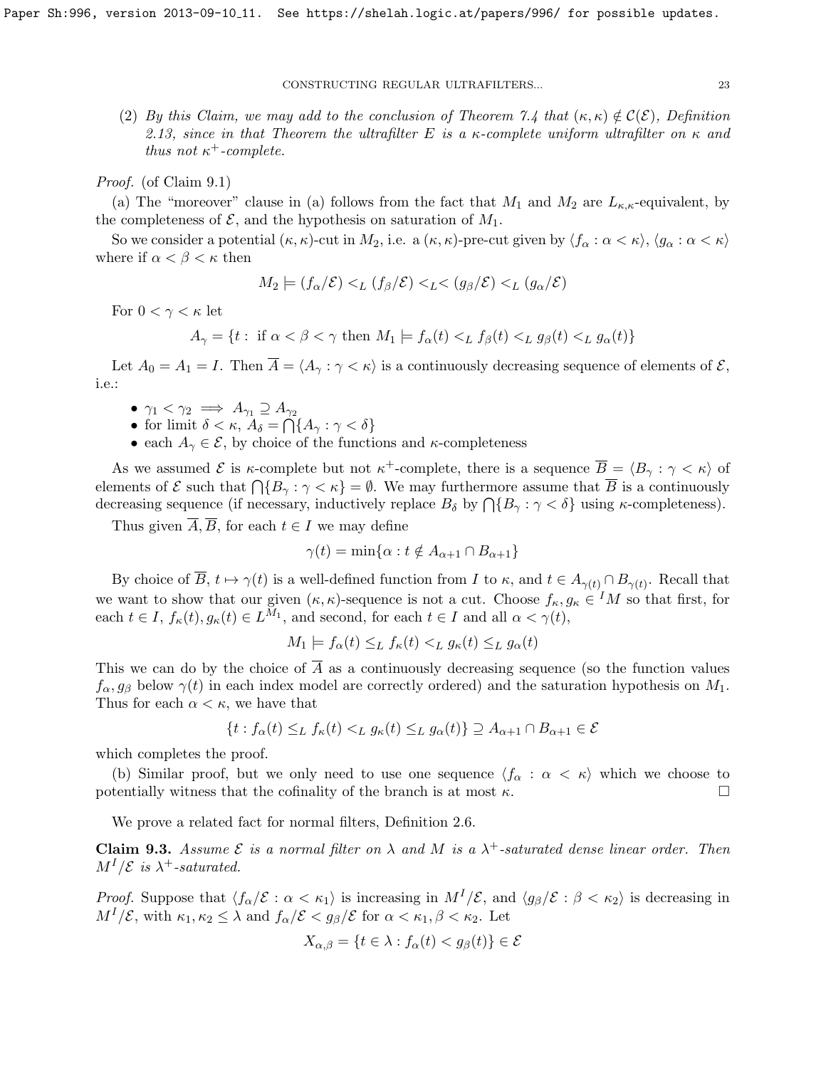(2) *By this Claim, we may add to the conclusion of Theorem 7.4 that $(\kappa,\kappa) \notin \mathcal{C}(\mathcal{E})$, Definition 2.13, since in that Theorem the ultrafilter $E$ is a $\kappa$-complete uniform ultrafilter on $\kappa$ and thus not $\kappa^+$-complete.*

*Proof.* (of Claim 9.1)

(a) The "moreover" clause in (a) follows from the fact that $M_1$ and $M_2$ are $L_{\kappa,\kappa}$-equivalent, by the completeness of $\mathcal{E}$, and the hypothesis on saturation of $M_1$.

So we consider a potential $(\kappa,\kappa)$-cut in $M_2$, i.e. a $(\kappa,\kappa)$-pre-cut given by $\langle f_\alpha : \alpha < \kappa \rangle$, $\langle g_\alpha : \alpha < \kappa \rangle$ where if $\alpha < \beta < \kappa$ then

$$M_2 \models (f_\alpha/\mathcal{E}) <_L (f_\beta/\mathcal{E}) <_L < (g_\beta/\mathcal{E}) <_L (g_\alpha/\mathcal{E})$$

For $0 < \gamma < \kappa$ let

$$A_\gamma = \{t : \text{ if } \alpha < \beta < \gamma \text{ then } M_1 \models f_\alpha(t) <_L f_\beta(t) <_L g_\beta(t) <_L g_\alpha(t)\}$$

Let $A_0 = A_1 = I$. Then $\overline{A} = \langle A_\gamma : \gamma < \kappa \rangle$ is a continuously decreasing sequence of elements of $\mathcal{E}$, i.e.:

- $\gamma_1 < \gamma_2 \implies A_{\gamma_1} \supseteq A_{\gamma_2}$
- for limit $\delta < \kappa$, $A_\delta = \bigcap \{A_\gamma : \gamma < \delta\}$
- each $A_\gamma \in \mathcal{E}$, by choice of the functions and $\kappa$-completeness

As we assumed $\mathcal{E}$ is $\kappa$-complete but not $\kappa^+$-complete, there is a sequence $\overline{B} = \langle B_\gamma : \gamma < \kappa \rangle$ of elements of $\mathcal{E}$ such that $\bigcap \{B_\gamma : \gamma < \kappa\} = \emptyset$. We may furthermore assume that $\overline{B}$ is a continuously decreasing sequence (if necessary, inductively replace $B_\delta$ by $\bigcap\{B_\gamma : \gamma < \delta\}$ using $\kappa$-completeness).

Thus given $\overline{A}, \overline{B}$, for each $t \in I$ we may define

$$\gamma(t) = \min\{\alpha : t \notin A_{\alpha+1} \cap B_{\alpha+1}\}$$

By choice of $\overline{B}$, $t \mapsto \gamma(t)$ is a well-defined function from $I$ to $\kappa$, and $t \in A_{\gamma(t)} \cap B_{\gamma(t)}$. Recall that we want to show that our given $(\kappa,\kappa)$-sequence is not a cut. Choose $f_\kappa, g_\kappa \in {}^I M$ so that first, for each $t \in I$, $f_\kappa(t), g_\kappa(t) \in L^{M_1}$, and second, for each $t \in I$ and all $\alpha < \gamma(t)$,

$$M_1 \models f_\alpha(t) \leq_L f_\kappa(t) <_L g_\kappa(t) \leq_L g_\alpha(t)$$

This we can do by the choice of $\overline{A}$ as a continuously decreasing sequence (so the function values $f_\alpha, g_\beta$ below $\gamma(t)$ in each index model are correctly ordered) and the saturation hypothesis on $M_1$. Thus for each $\alpha < \kappa$, we have that

$$\{t : f_\alpha(t) \leq_L f_\kappa(t) <_L g_\kappa(t) \leq_L g_\alpha(t)\} \supseteq A_{\alpha+1} \cap B_{\alpha+1} \in \mathcal{E}$$

which completes the proof.

(b) Similar proof, but we only need to use one sequence $\langle f_\alpha : \alpha < \kappa \rangle$ which we choose to potentially witness that the cofinality of the branch is at most $\kappa$. $\square$

We prove a related fact for normal filters, Definition 2.6.

**Claim 9.3.** *Assume $\mathcal{E}$ is a normal filter on $\lambda$ and $M$ is a $\lambda^+$-saturated dense linear order. Then $M^I/\mathcal{E}$ is $\lambda^+$-saturated.*

*Proof.* Suppose that $\langle f_\alpha/\mathcal{E} : \alpha < \kappa_1 \rangle$ is increasing in $M^I/\mathcal{E}$, and $\langle g_\beta/\mathcal{E} : \beta < \kappa_2 \rangle$ is decreasing in $M^I/\mathcal{E}$, with $\kappa_1, \kappa_2 \leq \lambda$ and $f_\alpha/\mathcal{E} < g_\beta/\mathcal{E}$ for $\alpha < \kappa_1, \beta < \kappa_2$. Let

$$X_{\alpha,\beta} = \{t \in \lambda : f_\alpha(t) < g_\beta(t)\} \in \mathcal{E}$$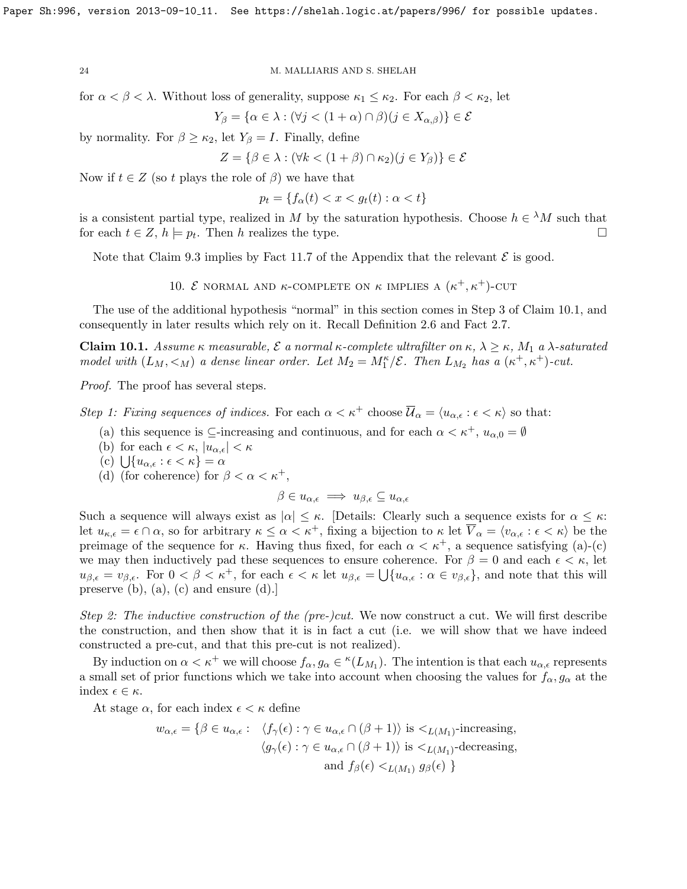for $\alpha < \beta < \lambda$. Without loss of generality, suppose $\kappa_1 \leq \kappa_2$. For each $\beta < \kappa_2$, let

$$Y_\beta = \{\alpha \in \lambda : (\forall j < (1+\alpha) \cap \beta)(j \in X_{\alpha,\beta})\} \in \mathcal{E}$$

by normality. For $\beta \geq \kappa_2$, let $Y_\beta = I$. Finally, define

$$Z = \{\beta \in \lambda : (\forall k < (1+\beta) \cap \kappa_2)(j \in Y_\beta)\} \in \mathcal{E}$$

Now if $t \in Z$ (so $t$ plays the role of $\beta$) we have that

$$p_t = \{f_\alpha(t) < x < g_t(t) : \alpha < t\}$$

is a consistent partial type, realized in $M$ by the saturation hypothesis. Choose $h \in {}^\lambda M$ such that for each $t \in Z$, $h \models p_t$. Then $h$ realizes the type. $\square$

Note that Claim 9.3 implies by Fact 11.7 of the Appendix that the relevant $\mathcal{E}$ is good.

## 10. $\mathcal{E}$ normal and $\kappa$-complete on $\kappa$ implies a $(\kappa^+, \kappa^+)$-cut

The use of the additional hypothesis "normal" in this section comes in Step 3 of Claim 10.1, and consequently in later results which rely on it. Recall Definition 2.6 and Fact 2.7.

**Claim 10.1.** *Assume $\kappa$ measurable, $\mathcal{E}$ a normal $\kappa$-complete ultrafilter on $\kappa$, $\lambda \geq \kappa$, $M_1$ a $\lambda$-saturated model with $(L_M, <_M)$ a dense linear order. Let $M_2 = M_1^\kappa / \mathcal{E}$. Then $L_{M_2}$ has a $(\kappa^+, \kappa^+)$-cut.*

*Proof.* The proof has several steps.

*Step 1: Fixing sequences of indices.* For each $\alpha < \kappa^+$ choose $\overline{\mathcal{U}}_\alpha = \langle u_{\alpha,\epsilon} : \epsilon < \kappa \rangle$ so that:

(a) this sequence is $\subseteq$-increasing and continuous, and for each $\alpha < \kappa^+$, $u_{\alpha,0} = \emptyset$
(b) for each $\epsilon < \kappa$, $|u_{\alpha,\epsilon}| < \kappa$
(c) $\bigcup\{u_{\alpha,\epsilon} : \epsilon < \kappa\} = \alpha$
(d) (for coherence) for $\beta < \alpha < \kappa^+$,

$$\beta \in u_{\alpha,\epsilon} \implies u_{\beta,\epsilon} \subseteq u_{\alpha,\epsilon}$$

Such a sequence will always exist as $|\alpha| \leq \kappa$. [Details: Clearly such a sequence exists for $\alpha \leq \kappa$: let $u_{\kappa,\epsilon} = \epsilon \cap \alpha$, so for arbitrary $\kappa \leq \alpha < \kappa^+$, fixing a bijection to $\kappa$ let $\overline{V}_\alpha = \langle v_{\alpha,\epsilon} : \epsilon < \kappa \rangle$ be the preimage of the sequence for $\kappa$. Having thus fixed, for each $\alpha < \kappa^+$, a sequence satisfying (a)-(c) we may then inductively pad these sequences to ensure coherence. For $\beta = 0$ and each $\epsilon < \kappa$, let $u_{\beta,\epsilon} = v_{\beta,\epsilon}$. For $0 < \beta < \kappa^+$, for each $\epsilon < \kappa$ let $u_{\beta,\epsilon} = \bigcup\{u_{\alpha,\epsilon} : \alpha \in v_{\beta,\epsilon}\}$, and note that this will preserve (b), (a), (c) and ensure (d).]

*Step 2: The inductive construction of the (pre-)cut.* We now construct a cut. We will first describe the construction, and then show that it is in fact a cut (i.e. we will show that we have indeed constructed a pre-cut, and that this pre-cut is not realized).

By induction on $\alpha < \kappa^+$ we will choose $f_\alpha, g_\alpha \in {}^\kappa(L_{M_1})$. The intention is that each $u_{\alpha,\epsilon}$ represents a small set of prior functions which we take into account when choosing the values for $f_\alpha, g_\alpha$ at the index $\epsilon \in \kappa$.

At stage $\alpha$, for each index $\epsilon < \kappa$ define

$$\begin{aligned} w_{\alpha,\epsilon} = \{\beta \in u_{\alpha,\epsilon} : \ & \langle f_\gamma(\epsilon) : \gamma \in u_{\alpha,\epsilon} \cap (\beta+1)\rangle \text{ is } <_{L(M_1)}\text{-increasing}, \\ & \langle g_\gamma(\epsilon) : \gamma \in u_{\alpha,\epsilon} \cap (\beta+1)\rangle \text{ is } <_{L(M_1)}\text{-decreasing}, \\ & \text{and } f_\beta(\epsilon) <_{L(M_1)} g_\beta(\epsilon) \ \} \end{aligned}$$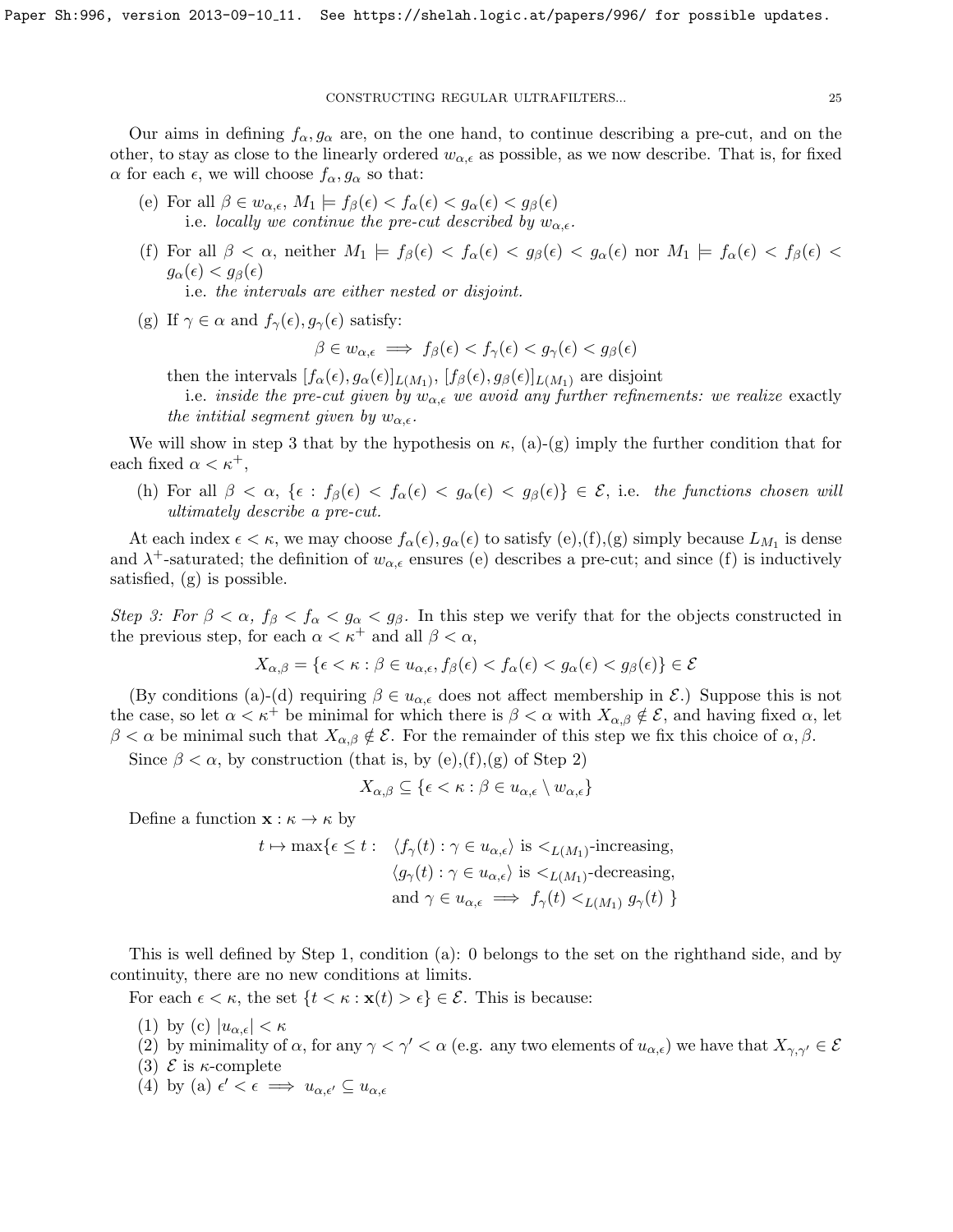Our aims in defining $f_\alpha, g_\alpha$ are, on the one hand, to continue describing a pre-cut, and on the other, to stay as close to the linearly ordered $w_{\alpha,\epsilon}$ as possible, as we now describe. That is, for fixed $\alpha$ for each $\epsilon$, we will choose $f_\alpha, g_\alpha$ so that:

(e) For all $\beta \in w_{\alpha,\epsilon}$, $M_1 \models f_\beta(\epsilon) < f_\alpha(\epsilon) < g_\alpha(\epsilon) < g_\beta(\epsilon)$
  i.e. *locally we continue the pre-cut described by* $w_{\alpha,\epsilon}$.

(f) For all $\beta < \alpha$, neither $M_1 \models f_\beta(\epsilon) < f_\alpha(\epsilon) < g_\beta(\epsilon) < g_\alpha(\epsilon)$ nor $M_1 \models f_\alpha(\epsilon) < f_\beta(\epsilon) < g_\alpha(\epsilon) < g_\beta(\epsilon)$
  i.e. *the intervals are either nested or disjoint.*

(g) If $\gamma \in \alpha$ and $f_\gamma(\epsilon), g_\gamma(\epsilon)$ satisfy:
$$\beta \in w_{\alpha,\epsilon} \implies f_\beta(\epsilon) < f_\gamma(\epsilon) < g_\gamma(\epsilon) < g_\beta(\epsilon)$$
then the intervals $[f_\alpha(\epsilon), g_\alpha(\epsilon)]_{L(M_1)}$, $[f_\beta(\epsilon), g_\beta(\epsilon)]_{L(M_1)}$ are disjoint
  i.e. *inside the pre-cut given by* $w_{\alpha,\epsilon}$ *we avoid any further refinements: we realize* exactly *the intitial segment given by* $w_{\alpha,\epsilon}$.

We will show in step 3 that by the hypothesis on $\kappa$, (a)-(g) imply the further condition that for each fixed $\alpha < \kappa^+$,

(h) For all $\beta < \alpha$, $\{\epsilon : f_\beta(\epsilon) < f_\alpha(\epsilon) < g_\alpha(\epsilon) < g_\beta(\epsilon)\} \in \mathcal{E}$, i.e. *the functions chosen will ultimately describe a pre-cut.*

At each index $\epsilon < \kappa$, we may choose $f_\alpha(\epsilon), g_\alpha(\epsilon)$ to satisfy (e),(f),(g) simply because $L_{M_1}$ is dense and $\lambda^+$-saturated; the definition of $w_{\alpha,\epsilon}$ ensures (e) describes a pre-cut; and since (f) is inductively satisfied, (g) is possible.

*Step 3: For* $\beta < \alpha$, $f_\beta < f_\alpha < g_\alpha < g_\beta$. In this step we verify that for the objects constructed in the previous step, for each $\alpha < \kappa^+$ and all $\beta < \alpha$,
$$X_{\alpha,\beta} = \{\epsilon < \kappa : \beta \in u_{\alpha,\epsilon}, f_\beta(\epsilon) < f_\alpha(\epsilon) < g_\alpha(\epsilon) < g_\beta(\epsilon)\} \in \mathcal{E}$$

(By conditions (a)-(d) requiring $\beta \in u_{\alpha,\epsilon}$ does not affect membership in $\mathcal{E}$.) Suppose this is not the case, so let $\alpha < \kappa^+$ be minimal for which there is $\beta < \alpha$ with $X_{\alpha,\beta} \notin \mathcal{E}$, and having fixed $\alpha$, let $\beta < \alpha$ be minimal such that $X_{\alpha,\beta} \notin \mathcal{E}$. For the remainder of this step we fix this choice of $\alpha, \beta$.

Since $\beta < \alpha$, by construction (that is, by (e),(f),(g) of Step 2)
$$X_{\alpha,\beta} \subseteq \{\epsilon < \kappa : \beta \in u_{\alpha,\epsilon} \setminus w_{\alpha,\epsilon}\}$$

Define a function $\mathbf{x} : \kappa \to \kappa$ by
$$t \mapsto \max\{\epsilon \leq t : \ \langle f_\gamma(t) : \gamma \in u_{\alpha,\epsilon}\rangle \text{ is } <_{L(M_1)}\text{-increasing}, \ \langle g_\gamma(t) : \gamma \in u_{\alpha,\epsilon}\rangle \text{ is } <_{L(M_1)}\text{-decreasing}, \ \text{and } \gamma \in u_{\alpha,\epsilon} \implies f_\gamma(t) <_{L(M_1)} g_\gamma(t) \ \}$$

This is well defined by Step 1, condition (a): 0 belongs to the set on the righthand side, and by continuity, there are no new conditions at limits.

For each $\epsilon < \kappa$, the set $\{t < \kappa : \mathbf{x}(t) > \epsilon\} \in \mathcal{E}$. This is because:

1. by (c) $|u_{\alpha,\epsilon}| < \kappa$
2. by minimality of $\alpha$, for any $\gamma < \gamma' < \alpha$ (e.g. any two elements of $u_{\alpha,\epsilon}$) we have that $X_{\gamma,\gamma'} \in \mathcal{E}$
3. $\mathcal{E}$ is $\kappa$-complete
4. by (a) $\epsilon' < \epsilon \implies u_{\alpha,\epsilon'} \subseteq u_{\alpha,\epsilon}$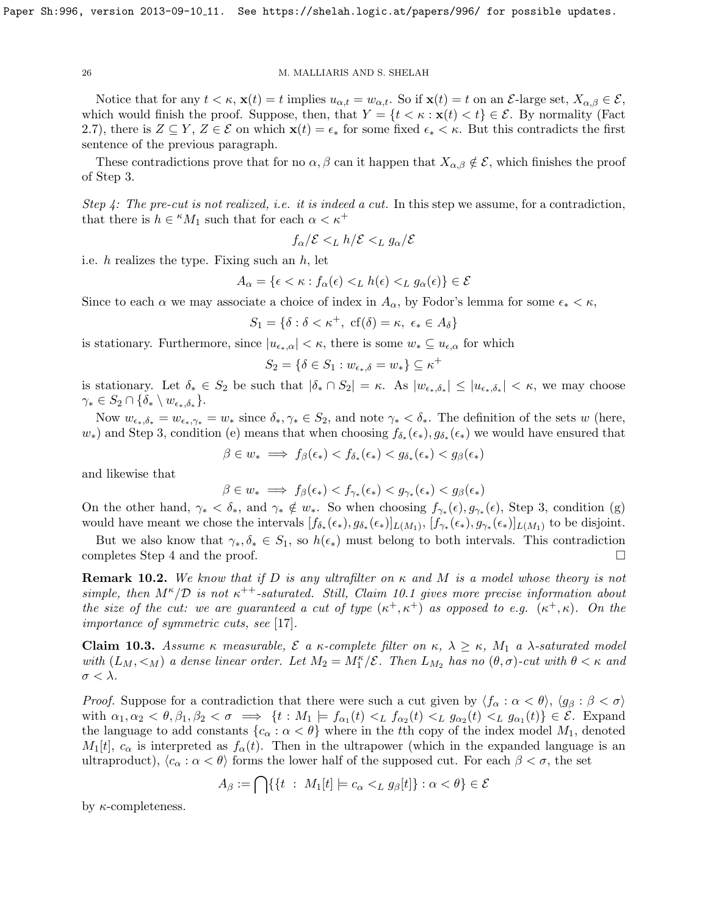Notice that for any $t < \kappa$, $\mathbf{x}(t) = t$ implies $u_{\alpha,t} = w_{\alpha,t}$. So if $\mathbf{x}(t) = t$ on an $\mathcal{E}$-large set, $X_{\alpha,\beta} \in \mathcal{E}$, which would finish the proof. Suppose, then, that $Y = \{t < \kappa : \mathbf{x}(t) < t\} \in \mathcal{E}$. By normality (Fact 2.7), there is $Z \subseteq Y$, $Z \in \mathcal{E}$ on which $\mathbf{x}(t) = \epsilon_*$ for some fixed $\epsilon_* < \kappa$. But this contradicts the first sentence of the previous paragraph.

These contradictions prove that for no $\alpha, \beta$ can it happen that $X_{\alpha,\beta} \notin \mathcal{E}$, which finishes the proof of Step 3.

*Step 4: The pre-cut is not realized, i.e. it is indeed a cut.* In this step we assume, for a contradiction, that there is $h \in {}^{\kappa}M_1$ such that for each $\alpha < \kappa^+$

$$f_\alpha/\mathcal{E} <_L h/\mathcal{E} <_L g_\alpha/\mathcal{E}$$

i.e. $h$ realizes the type. Fixing such an $h$, let

$$A_\alpha = \{\epsilon < \kappa : f_\alpha(\epsilon) <_L h(\epsilon) <_L g_\alpha(\epsilon)\} \in \mathcal{E}$$

Since to each $\alpha$ we may associate a choice of index in $A_\alpha$, by Fodor's lemma for some $\epsilon_* < \kappa$,

$$S_1 = \{\delta : \delta < \kappa^+,\ \mathrm{cf}(\delta) = \kappa,\ \epsilon_* \in A_\delta\}$$

is stationary. Furthermore, since $|u_{\epsilon_*,\alpha}| < \kappa$, there is some $w_* \subseteq u_{\epsilon,\alpha}$ for which

$$S_2 = \{\delta \in S_1 : w_{\epsilon_*,\delta} = w_*\} \subseteq \kappa^+$$

is stationary. Let $\delta_* \in S_2$ be such that $|\delta_* \cap S_2| = \kappa$. As $|w_{\epsilon_*,\delta_*}| \leq |u_{\epsilon_*,\delta_*}| < \kappa$, we may choose $\gamma_* \in S_2 \cap \{\delta_* \setminus w_{\epsilon_*,\delta_*}\}$.

Now $w_{\epsilon_*,\delta_*} = w_{\epsilon_*,\gamma_*} = w_*$ since $\delta_*, \gamma_* \in S_2$, and note $\gamma_* < \delta_*$. The definition of the sets $w$ (here, $w_*$) and Step 3, condition (e) means that when choosing $f_{\delta_*}(\epsilon_*), g_{\delta_*}(\epsilon_*)$ we would have ensured that

$$\beta \in w_* \implies f_\beta(\epsilon_*) < f_{\delta_*}(\epsilon_*) < g_{\delta_*}(\epsilon_*) < g_\beta(\epsilon_*)$$

and likewise that

$$\beta \in w_* \implies f_\beta(\epsilon_*) < f_{\gamma_*}(\epsilon_*) < g_{\gamma_*}(\epsilon_*) < g_\beta(\epsilon_*)$$

On the other hand, $\gamma_* < \delta_*$, and $\gamma_* \notin w_*$. So when choosing $f_{\gamma_*}(\epsilon), g_{\gamma_*}(\epsilon)$, Step 3, condition (g) would have meant we chose the intervals $[f_{\delta_*}(\epsilon_*), g_{\delta_*}(\epsilon_*)]_{L(M_1)}$, $[f_{\gamma_*}(\epsilon_*), g_{\gamma_*}(\epsilon_*)]_{L(M_1)}$ to be disjoint.

But we also know that $\gamma_*, \delta_* \in S_1$, so $h(\epsilon_*)$ must belong to both intervals. This contradiction completes Step 4 and the proof. $\square$

**Remark 10.2.** *We know that if $D$ is any ultrafilter on $\kappa$ and $M$ is a model whose theory is not simple, then $M^\kappa/\mathcal{D}$ is not $\kappa^{++}$-saturated. Still, Claim 10.1 gives more precise information about the size of the cut: we are guaranteed a cut of type $(\kappa^+, \kappa^+)$ as opposed to e.g. $(\kappa^+, \kappa)$. On the importance of symmetric cuts, see* [17].

**Claim 10.3.** *Assume $\kappa$ measurable, $\mathcal{E}$ a $\kappa$-complete filter on $\kappa$, $\lambda \geq \kappa$, $M_1$ a $\lambda$-saturated model with $(L_M, <_M)$ a dense linear order. Let $M_2 = M_1^\kappa/\mathcal{E}$. Then $L_{M_2}$ has no $(\theta, \sigma)$-cut with $\theta < \kappa$ and $\sigma < \lambda$.*

*Proof.* Suppose for a contradiction that there were such a cut given by $\langle f_\alpha : \alpha < \theta\rangle$, $\langle g_\beta : \beta < \sigma\rangle$ with $\alpha_1, \alpha_2 < \theta, \beta_1, \beta_2 < \sigma \implies \{t : M_1 \models f_{\alpha_1}(t) <_L f_{\alpha_2}(t) <_L g_{\alpha_2}(t) <_L g_{\alpha_1}(t)\} \in \mathcal{E}$. Expand the language to add constants $\{c_\alpha : \alpha < \theta\}$ where in the $t$th copy of the index model $M_1$, denoted $M_1[t]$, $c_\alpha$ is interpreted as $f_\alpha(t)$. Then in the ultrapower (which in the expanded language is an ultraproduct), $\langle c_\alpha : \alpha < \theta\rangle$ forms the lower half of the supposed cut. For each $\beta < \sigma$, the set

$$A_\beta := \bigcap \{\{t \ : \ M_1[t] \models c_\alpha <_L g_\beta[t]\} : \alpha < \theta\} \in \mathcal{E}$$

by $\kappa$-completeness.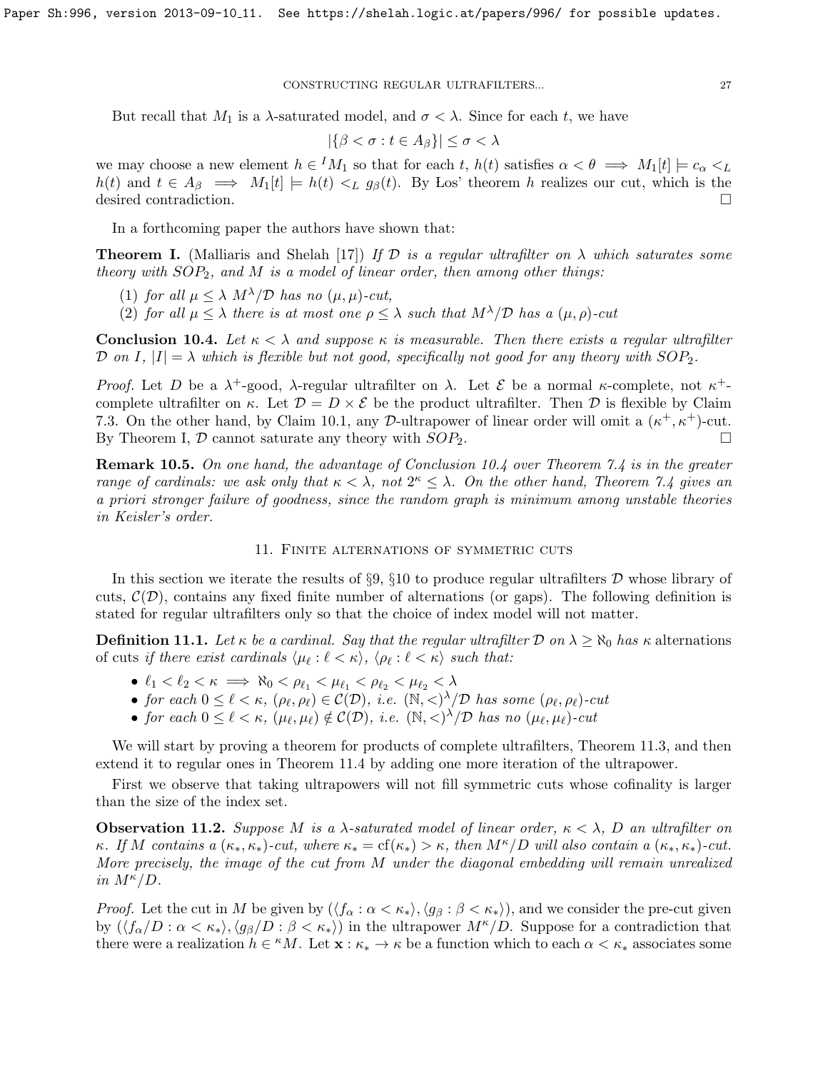But recall that $M_1$ is a $\lambda$-saturated model, and $\sigma < \lambda$. Since for each $t$, we have

$$|\{\beta < \sigma : t \in A_\beta\}| \leq \sigma < \lambda$$

we may choose a new element $h \in {}^I M_1$ so that for each $t$, $h(t)$ satisfies $\alpha < \theta \implies M_1[t] \models c_\alpha <_L h(t)$ and $t \in A_\beta \implies M_1[t] \models h(t) <_L g_\beta(t)$. By Łos' theorem $h$ realizes our cut, which is the desired contradiction. $\square$

In a forthcoming paper the authors have shown that:

**Theorem I.** (Malliaris and Shelah [17]) *If $\mathcal{D}$ is a regular ultrafilter on $\lambda$ which saturates some theory with $SOP_2$, and $M$ is a model of linear order, then among other things:*

1. *for all $\mu \leq \lambda$ $M^\lambda/\mathcal{D}$ has no $(\mu, \mu)$-cut,*
2. *for all $\mu \leq \lambda$ there is at most one $\rho \leq \lambda$ such that $M^\lambda/\mathcal{D}$ has a $(\mu, \rho)$-cut*

**Conclusion 10.4.** *Let $\kappa < \lambda$ and suppose $\kappa$ is measurable. Then there exists a regular ultrafilter $\mathcal{D}$ on $I$, $|I| = \lambda$ which is flexible but not good, specifically not good for any theory with $SOP_2$.*

*Proof.* Let $D$ be a $\lambda^+$-good, $\lambda$-regular ultrafilter on $\lambda$. Let $\mathcal{E}$ be a normal $\kappa$-complete, not $\kappa^+$-complete ultrafilter on $\kappa$. Let $\mathcal{D} = D \times \mathcal{E}$ be the product ultrafilter. Then $\mathcal{D}$ is flexible by Claim 7.3. On the other hand, by Claim 10.1, any $\mathcal{D}$-ultrapower of linear order will omit a $(\kappa^+, \kappa^+)$-cut. By Theorem I, $\mathcal{D}$ cannot saturate any theory with $SOP_2$. $\square$

**Remark 10.5.** *On one hand, the advantage of Conclusion 10.4 over Theorem 7.4 is in the greater range of cardinals: we ask only that $\kappa < \lambda$, not $2^\kappa \leq \lambda$. On the other hand, Theorem 7.4 gives an a priori stronger failure of goodness, since the random graph is minimum among unstable theories in Keisler's order.*

## 11. Finite alternations of symmetric cuts

In this section we iterate the results of §9, §10 to produce regular ultrafilters $\mathcal{D}$ whose library of cuts, $\mathcal{C}(\mathcal{D})$, contains any fixed finite number of alternations (or gaps). The following definition is stated for regular ultrafilters only so that the choice of index model will not matter.

**Definition 11.1.** *Let $\kappa$ be a cardinal. Say that the regular ultrafilter $\mathcal{D}$ on $\lambda \geq \aleph_0$ has $\kappa$* alternations of cuts *if there exist cardinals $\langle \mu_\ell : \ell < \kappa \rangle$, $\langle \rho_\ell : \ell < \kappa \rangle$ such that:*

- *$\ell_1 < \ell_2 < \kappa \implies \aleph_0 < \rho_{\ell_1} < \mu_{\ell_1} < \rho_{\ell_2} < \mu_{\ell_2} < \lambda$*
- *for each $0 \leq \ell < \kappa$, $(\rho_\ell, \rho_\ell) \in \mathcal{C}(\mathcal{D})$, i.e. $(\mathbb{N}, <)^\lambda/\mathcal{D}$ has some $(\rho_\ell, \rho_\ell)$-cut*
- *for each $0 \leq \ell < \kappa$, $(\mu_\ell, \mu_\ell) \notin \mathcal{C}(\mathcal{D})$, i.e. $(\mathbb{N}, <)^\lambda/\mathcal{D}$ has no $(\mu_\ell, \mu_\ell)$-cut*

We will start by proving a theorem for products of complete ultrafilters, Theorem 11.3, and then extend it to regular ones in Theorem 11.4 by adding one more iteration of the ultrapower.

First we observe that taking ultrapowers will not fill symmetric cuts whose cofinality is larger than the size of the index set.

**Observation 11.2.** *Suppose $M$ is a $\lambda$-saturated model of linear order, $\kappa < \lambda$, $D$ an ultrafilter on $\kappa$. If $M$ contains a $(\kappa_*, \kappa_*)$-cut, where $\kappa_* = \mathrm{cf}(\kappa_*) > \kappa$, then $M^\kappa/D$ will also contain a $(\kappa_*, \kappa_*)$-cut. More precisely, the image of the cut from $M$ under the diagonal embedding will remain unrealized in $M^\kappa/D$.*

*Proof.* Let the cut in $M$ be given by $(\langle f_\alpha : \alpha < \kappa_* \rangle, \langle g_\beta : \beta < \kappa_* \rangle)$, and we consider the pre-cut given by $(\langle f_\alpha/D : \alpha < \kappa_* \rangle, \langle g_\beta/D : \beta < \kappa_* \rangle)$ in the ultrapower $M^\kappa/D$. Suppose for a contradiction that there were a realization $h \in {}^\kappa M$. Let $\mathbf{x} : \kappa_* \to \kappa$ be a function which to each $\alpha < \kappa_*$ associates some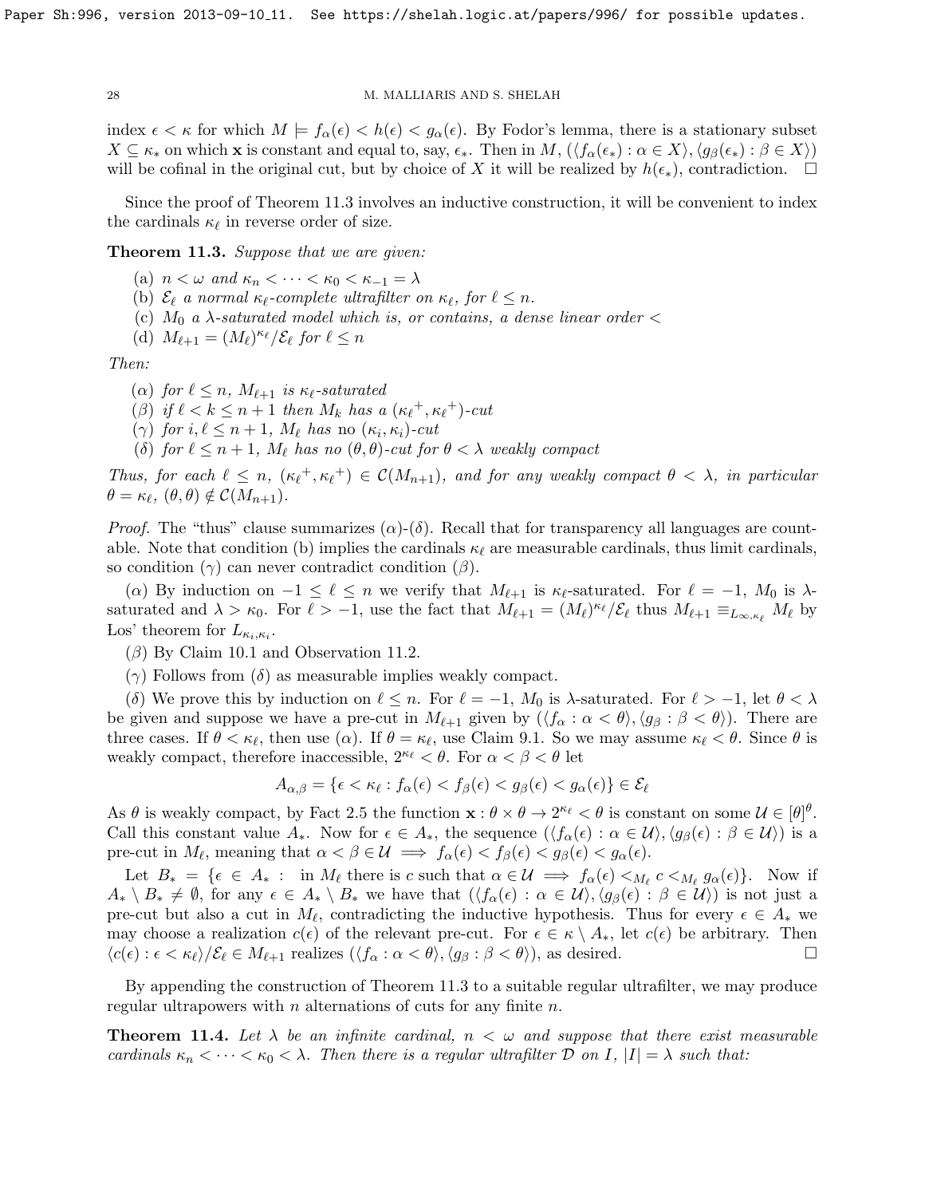index $\epsilon < \kappa$ for which $M \models f_\alpha(\epsilon) < h(\epsilon) < g_\alpha(\epsilon)$. By Fodor's lemma, there is a stationary subset $X \subseteq \kappa_*$ on which $\mathbf{x}$ is constant and equal to, say, $\epsilon_*$. Then in $M$, $(\langle f_\alpha(\epsilon_*) : \alpha \in X\rangle, \langle g_\beta(\epsilon_*) : \beta \in X\rangle)$ will be cofinal in the original cut, but by choice of $X$ it will be realized by $h(\epsilon_*)$, contradiction. $\square$

Since the proof of Theorem 11.3 involves an inductive construction, it will be convenient to index the cardinals $\kappa_\ell$ in reverse order of size.

**Theorem 11.3.** *Suppose that we are given:*

(a) $n < \omega$ *and* $\kappa_n < \cdots < \kappa_0 < \kappa_{-1} = \lambda$
(b) $\mathcal{E}_\ell$ *a normal* $\kappa_\ell$*-complete ultrafilter on* $\kappa_\ell$*, for* $\ell \leq n$.
(c) $M_0$ *a* $\lambda$*-saturated model which is, or contains, a dense linear order* $<$
(d) $M_{\ell+1} = (M_\ell)^{\kappa_\ell}/\mathcal{E}_\ell$ *for* $\ell \leq n$

*Then:*

($\alpha$) *for* $\ell \leq n$, $M_{\ell+1}$ *is* $\kappa_\ell$*-saturated*
($\beta$) *if* $\ell < k \leq n+1$ *then* $M_k$ *has a* $({\kappa_\ell}^+, {\kappa_\ell}^+)$*-cut*
($\gamma$) *for* $i, \ell \leq n+1$, $M_\ell$ *has* no $(\kappa_i, \kappa_i)$*-cut*
($\delta$) *for* $\ell \leq n+1$, $M_\ell$ *has no* $(\theta, \theta)$*-cut for* $\theta < \lambda$ *weakly compact*

*Thus, for each* $\ell \leq n$, $({\kappa_\ell}^+, {\kappa_\ell}^+) \in \mathcal{C}(M_{n+1})$*, and for any weakly compact* $\theta < \lambda$*, in particular* $\theta = \kappa_\ell$, $(\theta, \theta) \notin \mathcal{C}(M_{n+1})$.

*Proof.* The "thus" clause summarizes ($\alpha$)-($\delta$). Recall that for transparency all languages are countable. Note that condition (b) implies the cardinals $\kappa_\ell$ are measurable cardinals, thus limit cardinals, so condition ($\gamma$) can never contradict condition ($\beta$).

($\alpha$) By induction on $-1 \leq \ell \leq n$ we verify that $M_{\ell+1}$ is $\kappa_\ell$-saturated. For $\ell = -1$, $M_0$ is $\lambda$-saturated and $\lambda > \kappa_0$. For $\ell > -1$, use the fact that $M_{\ell+1} = (M_\ell)^{\kappa_\ell}/\mathcal{E}_\ell$ thus $M_{\ell+1} \equiv_{L_{\infty,\kappa_\ell}} M_\ell$ by Łos' theorem for $L_{\kappa_i,\kappa_i}$.

($\beta$) By Claim 10.1 and Observation 11.2.

($\gamma$) Follows from ($\delta$) as measurable implies weakly compact.

($\delta$) We prove this by induction on $\ell \leq n$. For $\ell = -1$, $M_0$ is $\lambda$-saturated. For $\ell > -1$, let $\theta < \lambda$ be given and suppose we have a pre-cut in $M_{\ell+1}$ given by $(\langle f_\alpha : \alpha < \theta\rangle, \langle g_\beta : \beta < \theta\rangle)$. There are three cases. If $\theta < \kappa_\ell$, then use ($\alpha$). If $\theta = \kappa_\ell$, use Claim 9.1. So we may assume $\kappa_\ell < \theta$. Since $\theta$ is weakly compact, therefore inaccessible, $2^{\kappa_\ell} < \theta$. For $\alpha < \beta < \theta$ let

$$A_{\alpha,\beta} = \{\epsilon < \kappa_\ell : f_\alpha(\epsilon) < f_\beta(\epsilon) < g_\beta(\epsilon) < g_\alpha(\epsilon)\} \in \mathcal{E}_\ell$$

As $\theta$ is weakly compact, by Fact 2.5 the function $\mathbf{x} : \theta \times \theta \to 2^{\kappa_\ell} < \theta$ is constant on some $\mathcal{U} \in [\theta]^\theta$. Call this constant value $A_*$. Now for $\epsilon \in A_*$, the sequence $(\langle f_\alpha(\epsilon) : \alpha \in \mathcal{U}\rangle, \langle g_\beta(\epsilon) : \beta \in \mathcal{U}\rangle)$ is a pre-cut in $M_\ell$, meaning that $\alpha < \beta \in \mathcal{U} \implies f_\alpha(\epsilon) < f_\beta(\epsilon) < g_\beta(\epsilon) < g_\alpha(\epsilon)$.

Let $B_* = \{\epsilon \in A_* :$ in $M_\ell$ there is $c$ such that $\alpha \in \mathcal{U} \implies f_\alpha(\epsilon) <_{M_\ell} c <_{M_\ell} g_\alpha(\epsilon)\}$. Now if $A_* \setminus B_* \neq \emptyset$, for any $\epsilon \in A_* \setminus B_*$ we have that $(\langle f_\alpha(\epsilon) : \alpha \in \mathcal{U}\rangle, \langle g_\beta(\epsilon) : \beta \in \mathcal{U}\rangle)$ is not just a pre-cut but also a cut in $M_\ell$, contradicting the inductive hypothesis. Thus for every $\epsilon \in A_*$ we may choose a realization $c(\epsilon)$ of the relevant pre-cut. For $\epsilon \in \kappa \setminus A_*$, let $c(\epsilon)$ be arbitrary. Then $\langle c(\epsilon) : \epsilon < \kappa_\ell\rangle/\mathcal{E}_\ell \in M_{\ell+1}$ realizes $(\langle f_\alpha : \alpha < \theta\rangle, \langle g_\beta : \beta < \theta\rangle)$, as desired. $\square$

By appending the construction of Theorem 11.3 to a suitable regular ultrafilter, we may produce regular ultrapowers with $n$ alternations of cuts for any finite $n$.

**Theorem 11.4.** *Let* $\lambda$ *be an infinite cardinal,* $n < \omega$ *and suppose that there exist measurable cardinals* $\kappa_n < \cdots < \kappa_0 < \lambda$*. Then there is a regular ultrafilter* $\mathcal{D}$ *on* $I$*,* $|I| = \lambda$ *such that:*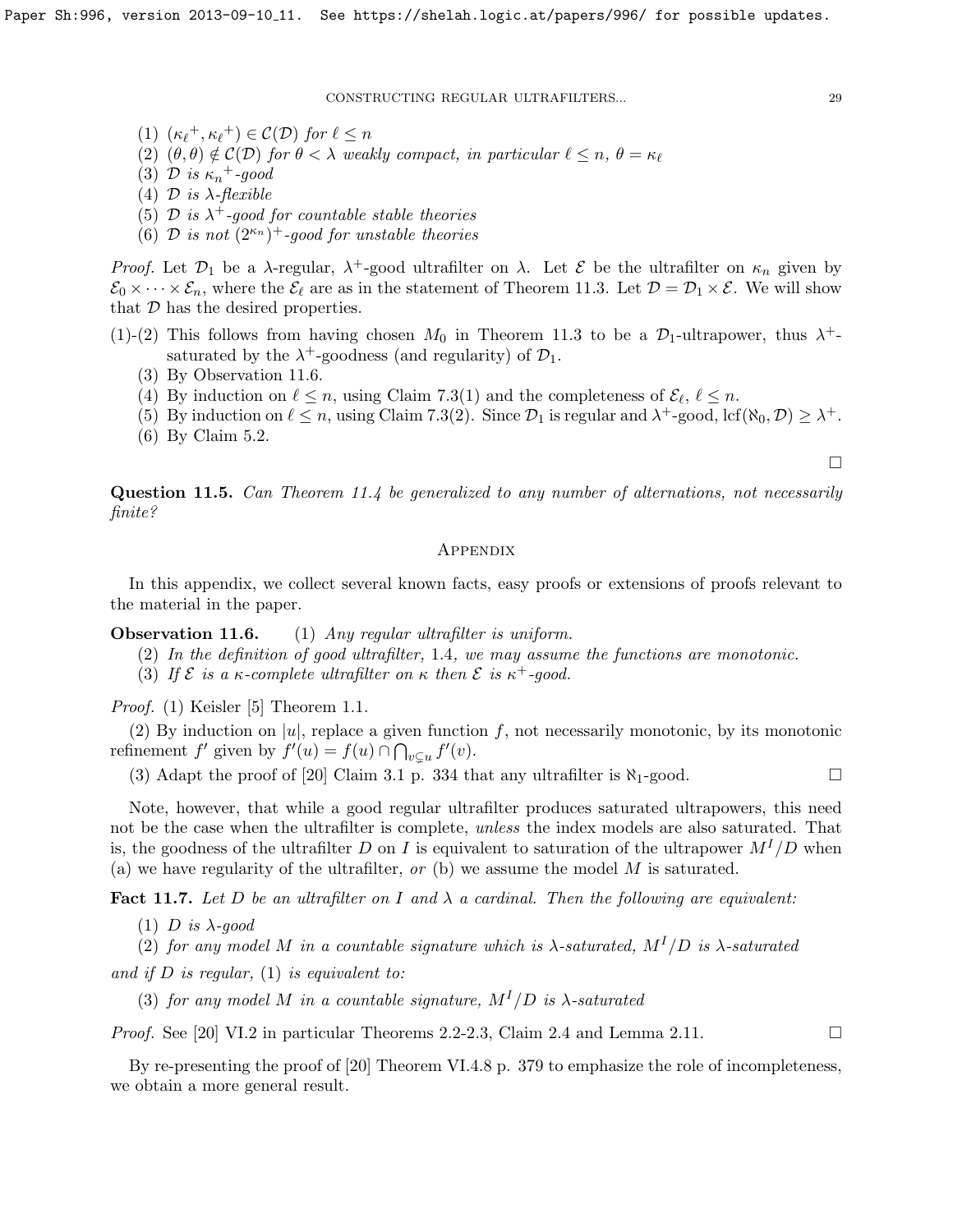(1) $({\kappa_\ell}^+, {\kappa_\ell}^+) \in \mathcal{C}(\mathcal{D})$ *for* $\ell \leq n$

(2) $(\theta, \theta) \notin \mathcal{C}(\mathcal{D})$ *for* $\theta < \lambda$ *weakly compact, in particular* $\ell \leq n$, $\theta = \kappa_\ell$

(3) $\mathcal{D}$ *is* ${\kappa_n}^+$*-good*

(4) $\mathcal{D}$ *is* $\lambda$*-flexible*

(5) $\mathcal{D}$ *is* $\lambda^+$*-good for countable stable theories*

(6) $\mathcal{D}$ *is not* $(2^{\kappa_n})^+$*-good for unstable theories*

*Proof.* Let $\mathcal{D}_1$ be a $\lambda$-regular, $\lambda^+$-good ultrafilter on $\lambda$. Let $\mathcal{E}$ be the ultrafilter on $\kappa_n$ given by $\mathcal{E}_0 \times \cdots \times \mathcal{E}_n$, where the $\mathcal{E}_\ell$ are as in the statement of Theorem 11.3. Let $\mathcal{D} = \mathcal{D}_1 \times \mathcal{E}$. We will show that $\mathcal{D}$ has the desired properties.

(1)-(2) This follows from having chosen $M_0$ in Theorem 11.3 to be a $\mathcal{D}_1$-ultrapower, thus $\lambda^+$-saturated by the $\lambda^+$-goodness (and regularity) of $\mathcal{D}_1$.

(3) By Observation 11.6.

(4) By induction on $\ell \leq n$, using Claim 7.3(1) and the completeness of $\mathcal{E}_\ell$, $\ell \leq n$.

(5) By induction on $\ell \leq n$, using Claim 7.3(2). Since $\mathcal{D}_1$ is regular and $\lambda^+$-good, $\operatorname{lcf}(\aleph_0, \mathcal{D}) \geq \lambda^+$.

(6) By Claim 5.2.

$\square$

**Question 11.5.** *Can Theorem 11.4 be generalized to any number of alternations, not necessarily finite?*

## Appendix

In this appendix, we collect several known facts, easy proofs or extensions of proofs relevant to the material in the paper.

**Observation 11.6.** (1) *Any regular ultrafilter is uniform.*

(2) *In the definition of good ultrafilter, 1.4, we may assume the functions are monotonic.*

(3) *If* $\mathcal{E}$ *is a* $\kappa$*-complete ultrafilter on* $\kappa$ *then* $\mathcal{E}$ *is* $\kappa^+$*-good.*

*Proof.* (1) Keisler [5] Theorem 1.1.

(2) By induction on $|u|$, replace a given function $f$, not necessarily monotonic, by its monotonic refinement $f'$ given by $f'(u) = f(u) \cap \bigcap_{v \subsetneq u} f'(v)$.

(3) Adapt the proof of [20] Claim 3.1 p. 334 that any ultrafilter is $\aleph_1$-good. $\square$

Note, however, that while a good regular ultrafilter produces saturated ultrapowers, this need not be the case when the ultrafilter is complete, *unless* the index models are also saturated. That is, the goodness of the ultrafilter $D$ on $I$ is equivalent to saturation of the ultrapower $M^I/D$ when (a) we have regularity of the ultrafilter, *or* (b) we assume the model $M$ is saturated.

**Fact 11.7.** *Let* $D$ *be an ultrafilter on* $I$ *and* $\lambda$ *a cardinal. Then the following are equivalent:*

(1) $D$ *is* $\lambda$*-good*

(2) *for any model* $M$ *in a countable signature which is* $\lambda$*-saturated,* $M^I/D$ *is* $\lambda$*-saturated*

*and if* $D$ *is regular,* (1) *is equivalent to:*

(3) *for any model* $M$ *in a countable signature,* $M^I/D$ *is* $\lambda$*-saturated*

*Proof.* See [20] VI.2 in particular Theorems 2.2-2.3, Claim 2.4 and Lemma 2.11. $\square$

By re-presenting the proof of [20] Theorem VI.4.8 p. 379 to emphasize the role of incompleteness, we obtain a more general result.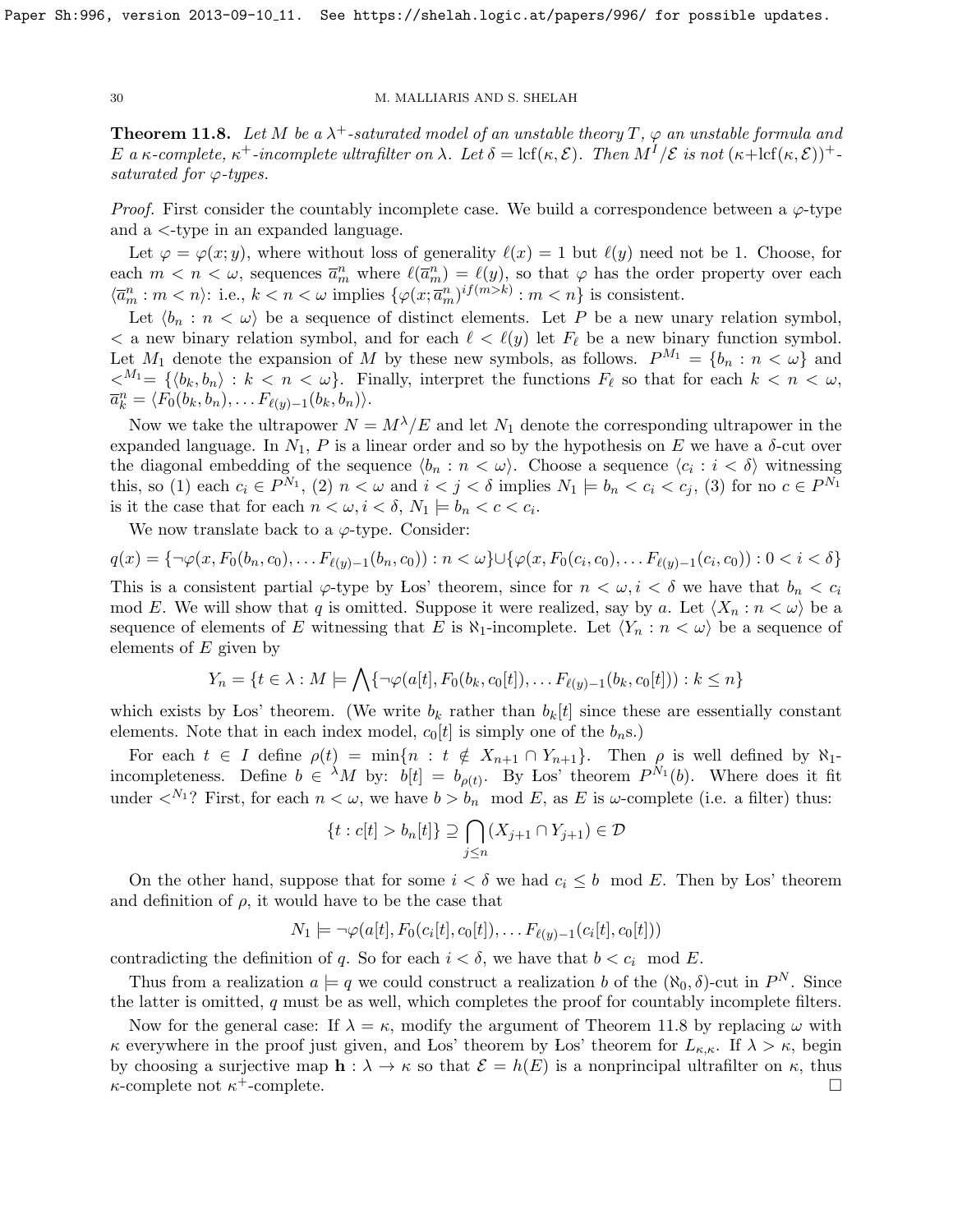**Theorem 11.8.** *Let $M$ be a $\lambda^+$-saturated model of an unstable theory $T$, $\varphi$ an unstable formula and $E$ a $\kappa$-complete, $\kappa^+$-incomplete ultrafilter on $\lambda$. Let $\delta = \text{lcf}(\kappa, \mathcal{E})$. Then $M^I/\mathcal{E}$ is not $(\kappa + \text{lcf}(\kappa, \mathcal{E}))^+$-saturated for $\varphi$-types.*

*Proof.* First consider the countably incomplete case. We build a correspondence between a $\varphi$-type and a $<$-type in an expanded language.

Let $\varphi = \varphi(x; y)$, where without loss of generality $\ell(x) = 1$ but $\ell(y)$ need not be 1. Choose, for each $m < n < \omega$, sequences $\overline{a}^n_m$ where $\ell(\overline{a}^n_m) = \ell(y)$, so that $\varphi$ has the order property over each $\langle \overline{a}^n_m : m < n \rangle$: i.e., $k < n < \omega$ implies $\{\varphi(x; \overline{a}^n_m)^{if(m>k)} : m < n\}$ is consistent.

Let $\langle b_n : n < \omega \rangle$ be a sequence of distinct elements. Let $P$ be a new unary relation symbol, $<$ a new binary relation symbol, and for each $\ell < \ell(y)$ let $F_\ell$ be a new binary function symbol. Let $M_1$ denote the expansion of $M$ by these new symbols, as follows. $P^{M_1} = \{b_n : n < \omega\}$ and $<^{M_1} = \{\langle b_k, b_n \rangle : k < n < \omega\}$. Finally, interpret the functions $F_\ell$ so that for each $k < n < \omega$, $\overline{a}^n_k = \langle F_0(b_k, b_n), \dots F_{\ell(y)-1}(b_k, b_n) \rangle$.

Now we take the ultrapower $N = M^\lambda/E$ and let $N_1$ denote the corresponding ultrapower in the expanded language. In $N_1$, $P$ is a linear order and so by the hypothesis on $E$ we have a $\delta$-cut over the diagonal embedding of the sequence $\langle b_n : n < \omega \rangle$. Choose a sequence $\langle c_i : i < \delta \rangle$ witnessing this, so (1) each $c_i \in P^{N_1}$, (2) $n < \omega$ and $i < j < \delta$ implies $N_1 \models b_n < c_i < c_j$, (3) for no $c \in P^{N_1}$ is it the case that for each $n < \omega, i < \delta$, $N_1 \models b_n < c < c_i$.

We now translate back to a $\varphi$-type. Consider:

$$q(x) = \{\neg\varphi(x, F_0(b_n, c_0), \dots F_{\ell(y)-1}(b_n, c_0)) : n < \omega\} \cup \{\varphi(x, F_0(c_i, c_0), \dots F_{\ell(y)-1}(c_i, c_0)) : 0 < i < \delta\}$$

This is a consistent partial $\varphi$-type by Łos' theorem, since for $n < \omega, i < \delta$ we have that $b_n < c_i$ mod $E$. We will show that $q$ is omitted. Suppose it were realized, say by $a$. Let $\langle X_n : n < \omega \rangle$ be a sequence of elements of $E$ witnessing that $E$ is $\aleph_1$-incomplete. Let $\langle Y_n : n < \omega \rangle$ be a sequence of elements of $E$ given by

$$Y_n = \{t \in \lambda : M \models \bigwedge \{\neg\varphi(a[t], F_0(b_k, c_0[t]), \dots F_{\ell(y)-1}(b_k, c_0[t])) : k \leq n\}$$

which exists by Łos' theorem. (We write $b_k$ rather than $b_k[t]$ since these are essentially constant elements. Note that in each index model, $c_0[t]$ is simply one of the $b_n$s.)

For each $t \in I$ define $\rho(t) = \min\{n : t \notin X_{n+1} \cap Y_{n+1}\}$. Then $\rho$ is well defined by $\aleph_1$-incompleteness. Define $b \in {}^\lambda M$ by: $b[t] = b_{\rho(t)}$. By Łos' theorem $P^{N_1}(b)$. Where does it fit under $<^{N_1}$? First, for each $n < \omega$, we have $b > b_n$ mod $E$, as $E$ is $\omega$-complete (i.e. a filter) thus:

$$\{t : c[t] > b_n[t]\} \supseteq \bigcap_{j \leq n} (X_{j+1} \cap Y_{j+1}) \in \mathcal{D}$$

On the other hand, suppose that for some $i < \delta$ we had $c_i \leq b$ mod $E$. Then by Łos' theorem and definition of $\rho$, it would have to be the case that

$$N_1 \models \neg\varphi(a[t], F_0(c_i[t], c_0[t]), \dots F_{\ell(y)-1}(c_i[t], c_0[t]))$$

contradicting the definition of $q$. So for each $i < \delta$, we have that $b < c_i$ mod $E$.

Thus from a realization $a \models q$ we could construct a realization $b$ of the $(\aleph_0, \delta)$-cut in $P^N$. Since the latter is omitted, $q$ must be as well, which completes the proof for countably incomplete filters.

Now for the general case: If $\lambda = \kappa$, modify the argument of Theorem 11.8 by replacing $\omega$ with $\kappa$ everywhere in the proof just given, and Łos' theorem by Łos' theorem for $L_{\kappa,\kappa}$. If $\lambda > \kappa$, begin by choosing a surjective map $\mathbf{h} : \lambda \to \kappa$ so that $\mathcal{E} = h(E)$ is a nonprincipal ultrafilter on $\kappa$, thus $\kappa$-complete not $\kappa^+$-complete. $\square$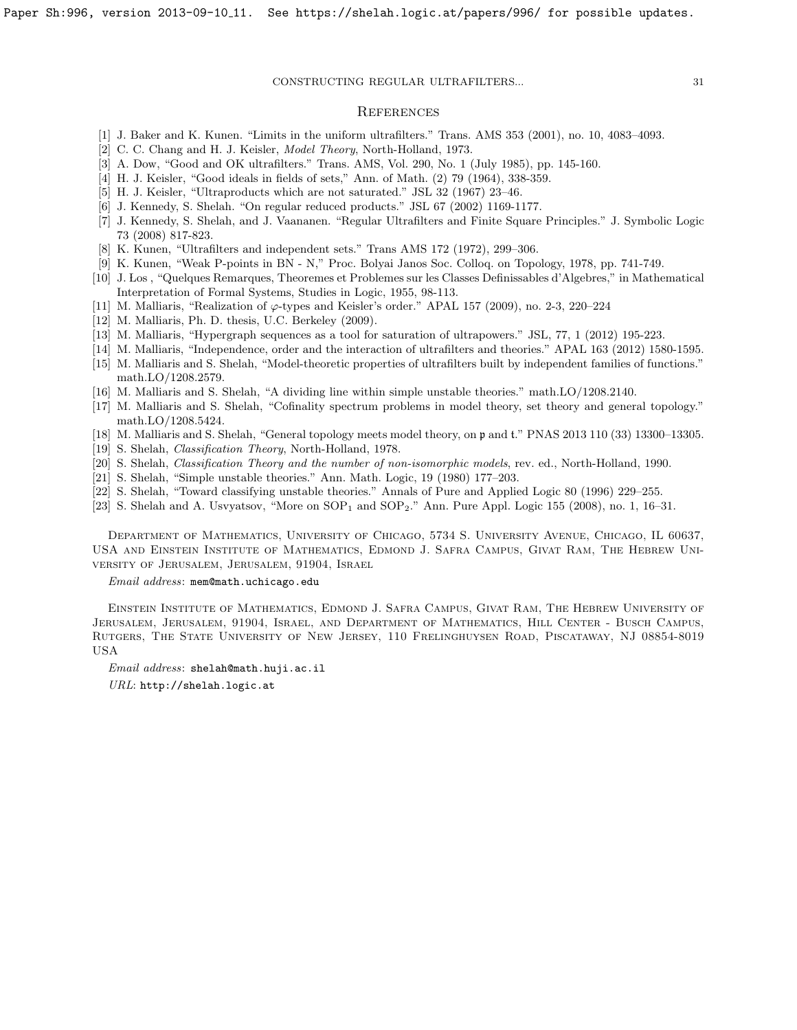## References

[1] J. Baker and K. Kunen. "Limits in the uniform ultrafilters." Trans. AMS 353 (2001), no. 10, 4083–4093.

[2] C. C. Chang and H. J. Keisler, *Model Theory*, North-Holland, 1973.

[3] A. Dow, "Good and OK ultrafilters." Trans. AMS, Vol. 290, No. 1 (July 1985), pp. 145-160.

[4] H. J. Keisler, "Good ideals in fields of sets," Ann. of Math. (2) 79 (1964), 338-359.

[5] H. J. Keisler, "Ultraproducts which are not saturated." JSL 32 (1967) 23–46.

[6] J. Kennedy, S. Shelah. "On regular reduced products." JSL 67 (2002) 1169-1177.

[7] J. Kennedy, S. Shelah, and J. Vaananen. "Regular Ultrafilters and Finite Square Principles." J. Symbolic Logic 73 (2008) 817-823.

[8] K. Kunen, "Ultrafilters and independent sets." Trans AMS 172 (1972), 299–306.

[9] K. Kunen, "Weak P-points in BN - N," Proc. Bolyai Janos Soc. Colloq. on Topology, 1978, pp. 741-749.

[10] J. Łos , "Quelques Remarques, Theoremes et Problemes sur les Classes Definissables d'Algebres," in Mathematical Interpretation of Formal Systems, Studies in Logic, 1955, 98-113.

[11] M. Malliaris, "Realization of $\varphi$-types and Keisler's order." APAL 157 (2009), no. 2-3, 220–224

[12] M. Malliaris, Ph. D. thesis, U.C. Berkeley (2009).

[13] M. Malliaris, "Hypergraph sequences as a tool for saturation of ultrapowers." JSL, 77, 1 (2012) 195-223.

[14] M. Malliaris, "Independence, order and the interaction of ultrafilters and theories." APAL 163 (2012) 1580-1595.

[15] M. Malliaris and S. Shelah, "Model-theoretic properties of ultrafilters built by independent families of functions." math.LO/1208.2579.

[16] M. Malliaris and S. Shelah, "A dividing line within simple unstable theories." math.LO/1208.2140.

[17] M. Malliaris and S. Shelah, "Cofinality spectrum problems in model theory, set theory and general topology." math.LO/1208.5424.

[18] M. Malliaris and S. Shelah, "General topology meets model theory, on $\mathfrak{p}$ and $\mathfrak{t}$." PNAS 2013 110 (33) 13300–13305.

[19] S. Shelah, *Classification Theory*, North-Holland, 1978.

[20] S. Shelah, *Classification Theory and the number of non-isomorphic models*, rev. ed., North-Holland, 1990.

[21] S. Shelah, "Simple unstable theories." Ann. Math. Logic, 19 (1980) 177–203.

[22] S. Shelah, "Toward classifying unstable theories." Annals of Pure and Applied Logic 80 (1996) 229–255.

[23] S. Shelah and A. Usvyatsov, "More on $\mathrm{SOP}_1$ and $\mathrm{SOP}_2$." Ann. Pure Appl. Logic 155 (2008), no. 1, 16–31.

Department of Mathematics, University of Chicago, 5734 S. University Avenue, Chicago, IL 60637, USA and Einstein Institute of Mathematics, Edmond J. Safra Campus, Givat Ram, The Hebrew University of Jerusalem, Jerusalem, 91904, Israel

*Email address*: mem@math.uchicago.edu

Einstein Institute of Mathematics, Edmond J. Safra Campus, Givat Ram, The Hebrew University of Jerusalem, Jerusalem, 91904, Israel, and Department of Mathematics, Hill Center - Busch Campus, Rutgers, The State University of New Jersey, 110 Frelinghuysen Road, Piscataway, NJ 08854-8019 USA

*Email address*: shelah@math.huji.ac.il

*URL*: http://shelah.logic.at